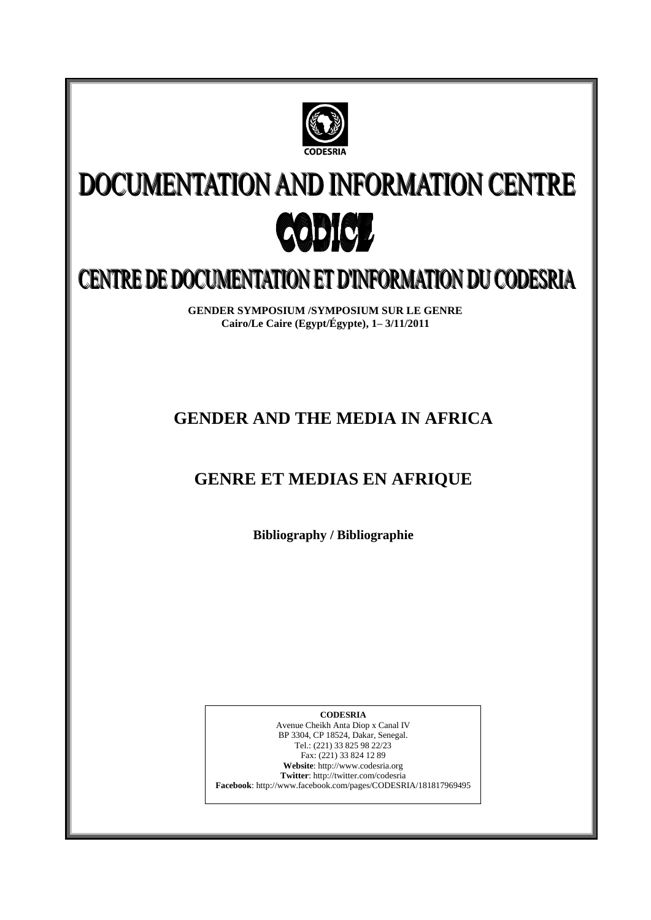CODESRIA

# DOCUMENTATION AND INFORMATION CENTRE

# CODICE

# CENTRE DE DOCUMENTATION ET D'INFORMATION DU CODESRIA

**GENDER SYMPOSIUM /SYMPOSIUM SUR LE GENRE**
**Cairo/Le Caire (Egypt/Égypte), 1– 3/11/2011**

## GENDER AND THE MEDIA IN AFRICA

## GENRE ET MEDIAS EN AFRIQUE

**Bibliography / Bibliographie**

**CODESRIA**
Avenue Cheikh Anta Diop x Canal IV
BP 3304, CP 18524, Dakar, Senegal.
Tel.: (221) 33 825 98 22/23
Fax: (221) 33 824 12 89
**Website**: http://www.codesria.org
**Twitter**: http://twitter.com/codesria
**Facebook**: http://www.facebook.com/pages/CODESRIA/181817969495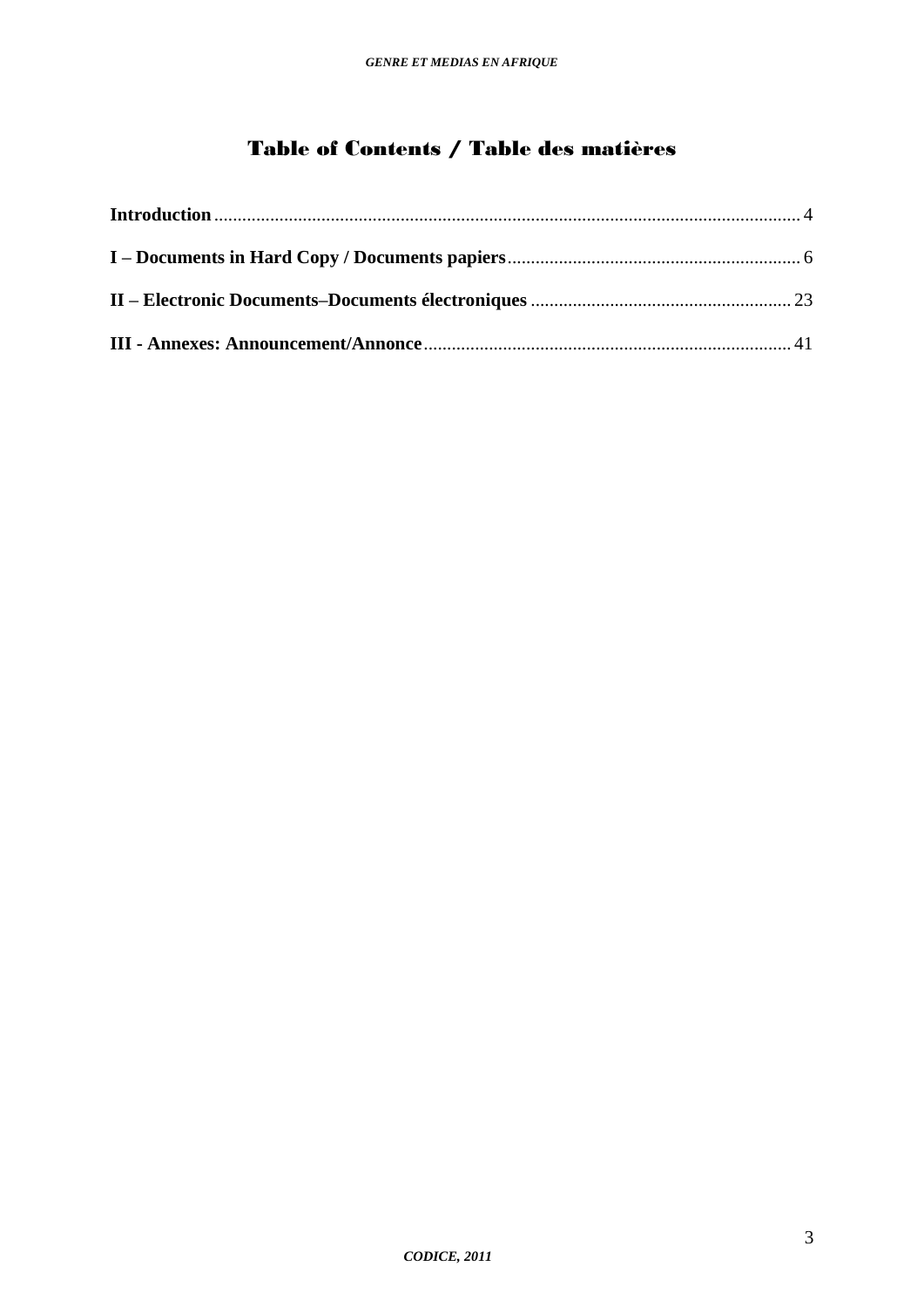# Table of Contents / Table des matières

**Introduction** ........................................................................................................................ 4

**I – Documents in Hard Copy / Documents papiers** ............................................................... 6

**II – Electronic Documents–Documents électroniques** ........................................................ 23

**III - Annexes: Announcement/Annonce** ............................................................................... 41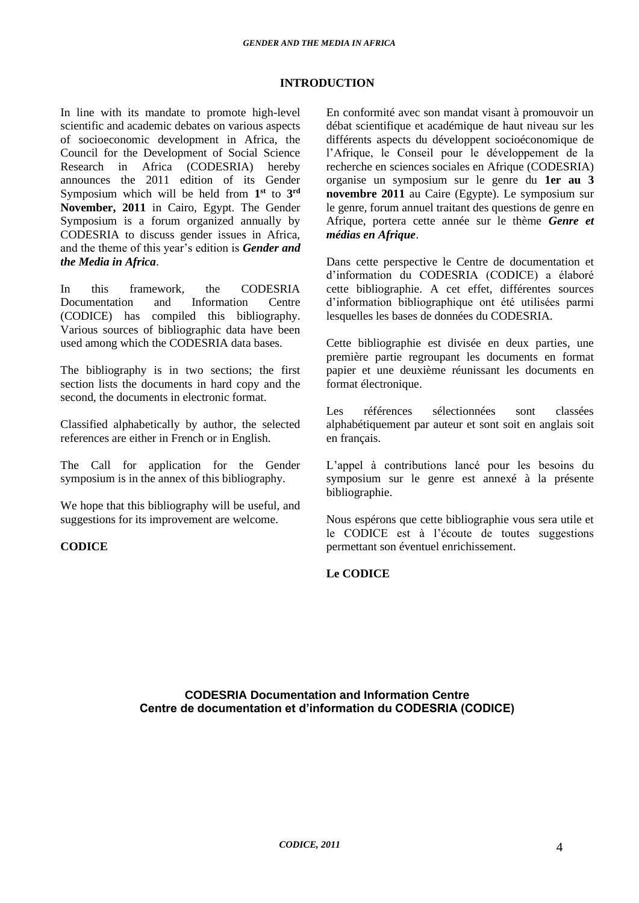## INTRODUCTION

In line with its mandate to promote high-level scientific and academic debates on various aspects of socioeconomic development in Africa, the Council for the Development of Social Science Research in Africa (CODESRIA) hereby announces the 2011 edition of its Gender Symposium which will be held from **1st** to **3rd November, 2011** in Cairo, Egypt. The Gender Symposium is a forum organized annually by CODESRIA to discuss gender issues in Africa, and the theme of this year's edition is ***Gender and the Media in Africa***.

In this framework, the CODESRIA Documentation and Information Centre (CODICE) has compiled this bibliography. Various sources of bibliographic data have been used among which the CODESRIA data bases.

The bibliography is in two sections; the first section lists the documents in hard copy and the second, the documents in electronic format.

Classified alphabetically by author, the selected references are either in French or in English.

The Call for application for the Gender symposium is in the annex of this bibliography.

We hope that this bibliography will be useful, and suggestions for its improvement are welcome.

**CODICE**

En conformité avec son mandat visant à promouvoir un débat scientifique et académique de haut niveau sur les différents aspects du développent socioéconomique de l'Afrique, le Conseil pour le développement de la recherche en sciences sociales en Afrique (CODESRIA) organise un symposium sur le genre du **1er au 3 novembre 2011** au Caire (Egypte). Le symposium sur le genre, forum annuel traitant des questions de genre en Afrique, portera cette année sur le thème ***Genre et médias en Afrique***.

Dans cette perspective le Centre de documentation et d'information du CODESRIA (CODICE) a élaboré cette bibliographie. A cet effet, différentes sources d'information bibliographique ont été utilisées parmi lesquelles les bases de données du CODESRIA.

Cette bibliographie est divisée en deux parties, une première partie regroupant les documents en format papier et une deuxième réunissant les documents en format électronique.

Les références sélectionnées sont classées alphabétiquement par auteur et sont soit en anglais soit en français.

L'appel à contributions lancé pour les besoins du symposium sur le genre est annexé à la présente bibliographie.

Nous espérons que cette bibliographie vous sera utile et le CODICE est à l'écoute de toutes suggestions permettant son éventuel enrichissement.

**Le CODICE**

**CODESRIA Documentation and Information Centre**
**Centre de documentation et d'information du CODESRIA (CODICE)**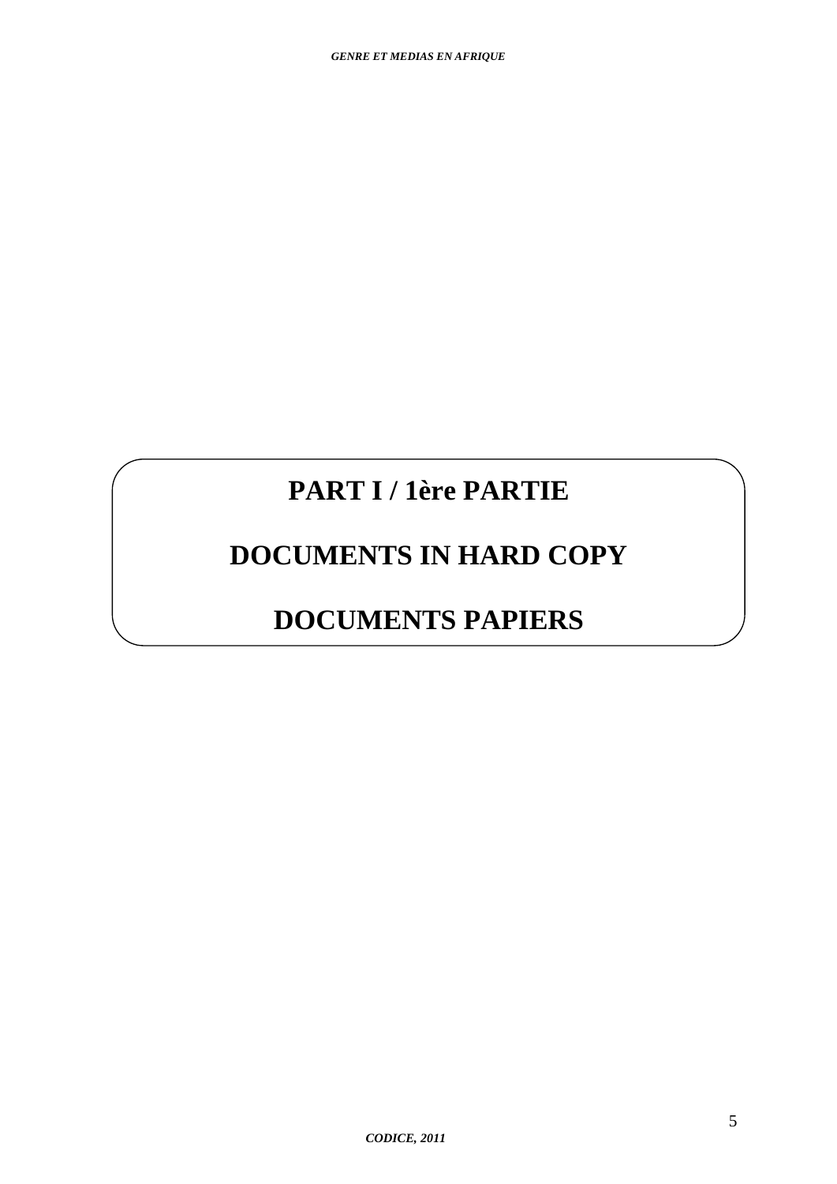# PART I / 1ère PARTIE

# DOCUMENTS IN HARD COPY

# DOCUMENTS PAPIERS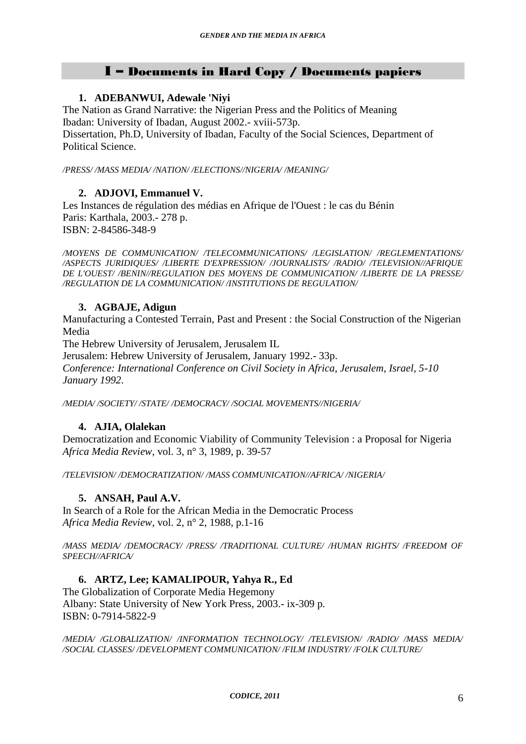## I – Documents in Hard Copy / Documents papiers

1. **ADEBANWUI, Adewale 'Niyi**

The Nation as Grand Narrative: the Nigerian Press and the Politics of Meaning
Ibadan: University of Ibadan, August 2002.- xviii-573p.
Dissertation, Ph.D, University of Ibadan, Faculty of the Social Sciences, Department of Political Science.

*/PRESS/ /MASS MEDIA/ /NATION/ /ELECTIONS//NIGERIA/ /MEANING/*

2. **ADJOVI, Emmanuel V.**

Les Instances de régulation des médias en Afrique de l'Ouest : le cas du Bénin
Paris: Karthala, 2003.- 278 p.
ISBN: 2-84586-348-9

*/MOYENS DE COMMUNICATION/ /TELECOMMUNICATIONS/ /LEGISLATION/ /REGLEMENTATIONS/ /ASPECTS JURIDIQUES/ /LIBERTE D'EXPRESSION/ /JOURNALISTS/ /RADIO/ /TELEVISION//AFRIQUE DE L'OUEST/ /BENIN//REGULATION DES MOYENS DE COMMUNICATION/ /LIBERTE DE LA PRESSE/ /REGULATION DE LA COMMUNICATION/ /INSTITUTIONS DE REGULATION/*

3. **AGBAJE, Adigun**

Manufacturing a Contested Terrain, Past and Present : the Social Construction of the Nigerian Media
The Hebrew University of Jerusalem, Jerusalem IL
Jerusalem: Hebrew University of Jerusalem, January 1992.- 33p.
*Conference: International Conference on Civil Society in Africa, Jerusalem, Israel, 5-10 January 1992*.

*/MEDIA/ /SOCIETY/ /STATE/ /DEMOCRACY/ /SOCIAL MOVEMENTS//NIGERIA/*

4. **AJIA, Olalekan**

Democratization and Economic Viability of Community Television : a Proposal for Nigeria
*Africa Media Review*, vol. 3, n° 3, 1989, p. 39-57

*/TELEVISION/ /DEMOCRATIZATION/ /MASS COMMUNICATION//AFRICA/ /NIGERIA/*

5. **ANSAH, Paul A.V.**

In Search of a Role for the African Media in the Democratic Process
*Africa Media Review*, vol. 2, n° 2, 1988, p.1-16

*/MASS MEDIA/ /DEMOCRACY/ /PRESS/ /TRADITIONAL CULTURE/ /HUMAN RIGHTS/ /FREEDOM OF SPEECH//AFRICA/*

6. **ARTZ, Lee; KAMALIPOUR, Yahya R., Ed**

The Globalization of Corporate Media Hegemony
Albany: State University of New York Press, 2003.- ix-309 p.
ISBN: 0-7914-5822-9

*/MEDIA/ /GLOBALIZATION/ /INFORMATION TECHNOLOGY/ /TELEVISION/ /RADIO/ /MASS MEDIA/ /SOCIAL CLASSES/ /DEVELOPMENT COMMUNICATION/ /FILM INDUSTRY/ /FOLK CULTURE/*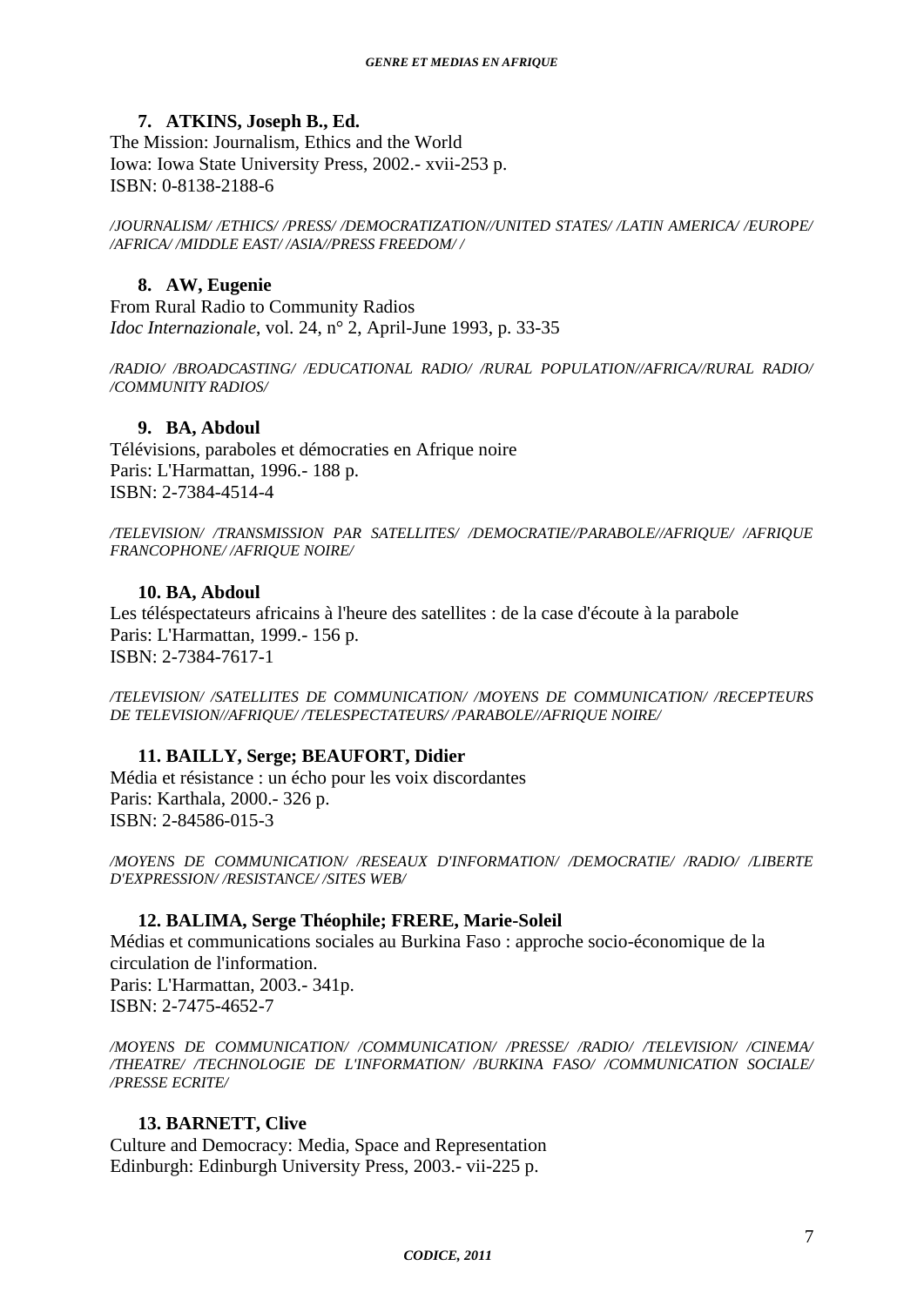**7. ATKINS, Joseph B., Ed.**
The Mission: Journalism, Ethics and the World
Iowa: Iowa State University Press, 2002.- xvii-253 p.
ISBN: 0-8138-2188-6

*/JOURNALISM/ /ETHICS/ /PRESS/ /DEMOCRATIZATION//UNITED STATES/ /LATIN AMERICA/ /EUROPE/ /AFRICA/ /MIDDLE EAST/ /ASIA//PRESS FREEDOM/ /*

**8. AW, Eugenie**
From Rural Radio to Community Radios
*Idoc Internazionale*, vol. 24, n° 2, April-June 1993, p. 33-35

*/RADIO/ /BROADCASTING/ /EDUCATIONAL RADIO/ /RURAL POPULATION//AFRICA//RURAL RADIO/ /COMMUNITY RADIOS/*

**9. BA, Abdoul**
Télévisions, paraboles et démocraties en Afrique noire
Paris: L'Harmattan, 1996.- 188 p.
ISBN: 2-7384-4514-4

*/TELEVISION/ /TRANSMISSION PAR SATELLITES/ /DEMOCRATIE//PARABOLE//AFRIQUE/ /AFRIQUE FRANCOPHONE/ /AFRIQUE NOIRE/*

**10. BA, Abdoul**
Les téléspectateurs africains à l'heure des satellites : de la case d'écoute à la parabole
Paris: L'Harmattan, 1999.- 156 p.
ISBN: 2-7384-7617-1

*/TELEVISION/ /SATELLITES DE COMMUNICATION/ /MOYENS DE COMMUNICATION/ /RECEPTEURS DE TELEVISION//AFRIQUE/ /TELESPECTATEURS/ /PARABOLE//AFRIQUE NOIRE/*

**11. BAILLY, Serge; BEAUFORT, Didier**
Média et résistance : un écho pour les voix discordantes
Paris: Karthala, 2000.- 326 p.
ISBN: 2-84586-015-3

*/MOYENS DE COMMUNICATION/ /RESEAUX D'INFORMATION/ /DEMOCRATIE/ /RADIO/ /LIBERTE D'EXPRESSION/ /RESISTANCE/ /SITES WEB/*

**12. BALIMA, Serge Théophile; FRERE, Marie-Soleil**
Médias et communications sociales au Burkina Faso : approche socio-économique de la circulation de l'information.
Paris: L'Harmattan, 2003.- 341p.
ISBN: 2-7475-4652-7

*/MOYENS DE COMMUNICATION/ /COMMUNICATION/ /PRESSE/ /RADIO/ /TELEVISION/ /CINEMA/ /THEATRE/ /TECHNOLOGIE DE L'INFORMATION/ /BURKINA FASO/ /COMMUNICATION SOCIALE/ /PRESSE ECRITE/*

**13. BARNETT, Clive**
Culture and Democracy: Media, Space and Representation
Edinburgh: Edinburgh University Press, 2003.- vii-225 p.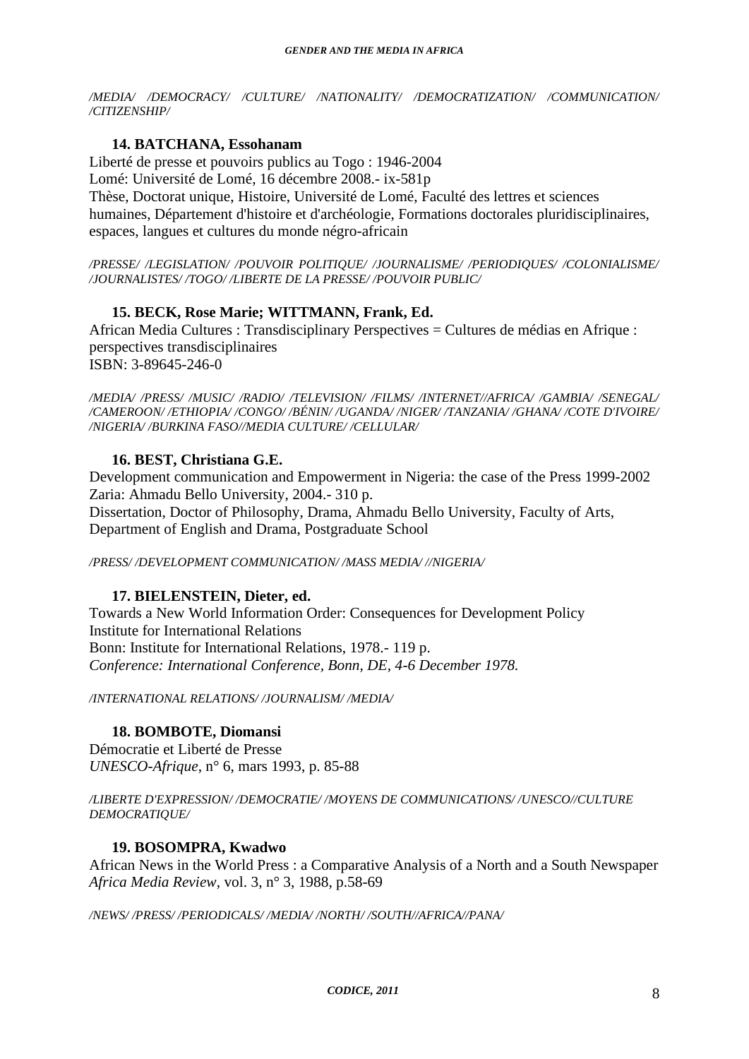*/MEDIA/ /DEMOCRACY/ /CULTURE/ /NATIONALITY/ /DEMOCRATIZATION/ /COMMUNICATION/ /CITIZENSHIP/*

**14. BATCHANA, Essohanam**

Liberté de presse et pouvoirs publics au Togo : 1946-2004
Lomé: Université de Lomé, 16 décembre 2008.- ix-581p
Thèse, Doctorat unique, Histoire, Université de Lomé, Faculté des lettres et sciences humaines, Département d'histoire et d'archéologie, Formations doctorales pluridisciplinaires, espaces, langues et cultures du monde négro-africain

*/PRESSE/ /LEGISLATION/ /POUVOIR POLITIQUE/ /JOURNALISME/ /PERIODIQUES/ /COLONIALISME/ /JOURNALISTES/ /TOGO/ /LIBERTE DE LA PRESSE/ /POUVOIR PUBLIC/*

**15. BECK, Rose Marie; WITTMANN, Frank, Ed.**

African Media Cultures : Transdisciplinary Perspectives = Cultures de médias en Afrique : perspectives transdisciplinaires
ISBN: 3-89645-246-0

*/MEDIA/ /PRESS/ /MUSIC/ /RADIO/ /TELEVISION/ /FILMS/ /INTERNET//AFRICA/ /GAMBIA/ /SENEGAL/ /CAMEROON/ /ETHIOPIA/ /CONGO/ /BÉNIN/ /UGANDA/ /NIGER/ /TANZANIA/ /GHANA/ /COTE D'IVOIRE/ /NIGERIA/ /BURKINA FASO//MEDIA CULTURE/ /CELLULAR/*

**16. BEST, Christiana G.E.**

Development communication and Empowerment in Nigeria: the case of the Press 1999-2002
Zaria: Ahmadu Bello University, 2004.- 310 p.
Dissertation, Doctor of Philosophy, Drama, Ahmadu Bello University, Faculty of Arts, Department of English and Drama, Postgraduate School

*/PRESS/ /DEVELOPMENT COMMUNICATION/ /MASS MEDIA/ //NIGERIA/*

**17. BIELENSTEIN, Dieter, ed.**

Towards a New World Information Order: Consequences for Development Policy
Institute for International Relations
Bonn: Institute for International Relations, 1978.- 119 p.
*Conference: International Conference, Bonn, DE, 4-6 December 1978.*

*/INTERNATIONAL RELATIONS/ /JOURNALISM/ /MEDIA/*

**18. BOMBOTE, Diomansi**

Démocratie et Liberté de Presse
*UNESCO-Afrique*, n° 6, mars 1993, p. 85-88

*/LIBERTE D'EXPRESSION/ /DEMOCRATIE/ /MOYENS DE COMMUNICATIONS/ /UNESCO//CULTURE DEMOCRATIQUE/*

**19. BOSOMPRA, Kwadwo**

African News in the World Press : a Comparative Analysis of a North and a South Newspaper
*Africa Media Review*, vol. 3, n° 3, 1988, p.58-69

*/NEWS/ /PRESS/ /PERIODICALS/ /MEDIA/ /NORTH/ /SOUTH//AFRICA//PANA/*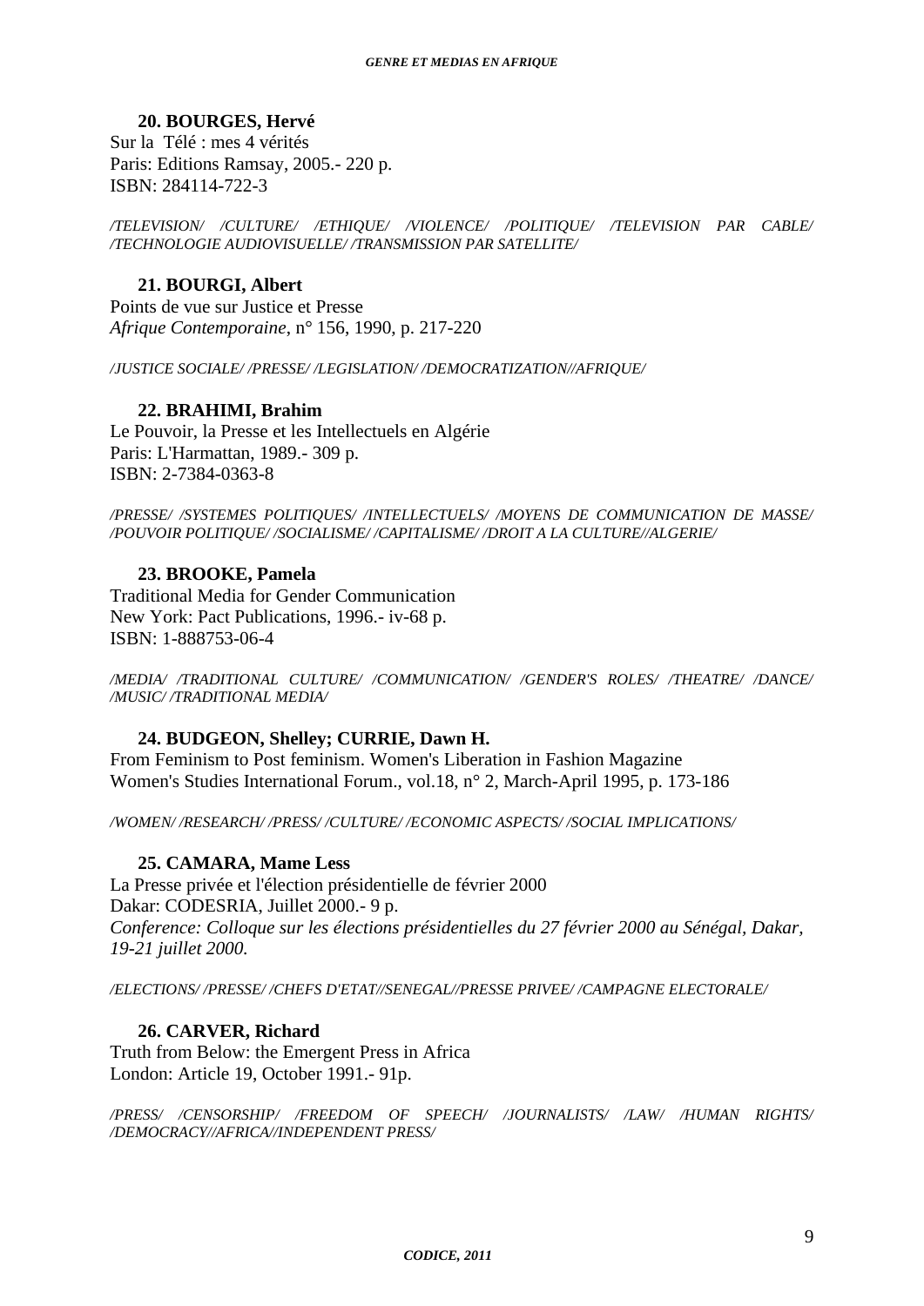**20. BOURGES, Hervé**

Sur la Télé : mes 4 vérités
Paris: Editions Ramsay, 2005.- 220 p.
ISBN: 284114-722-3

*/TELEVISION/ /CULTURE/ /ETHIQUE/ /VIOLENCE/ /POLITIQUE/ /TELEVISION PAR CABLE/ /TECHNOLOGIE AUDIOVISUELLE/ /TRANSMISSION PAR SATELLITE/*

**21. BOURGI, Albert**

Points de vue sur Justice et Presse
*Afrique Contemporaine*, n° 156, 1990, p. 217-220

*/JUSTICE SOCIALE/ /PRESSE/ /LEGISLATION/ /DEMOCRATIZATION//AFRIQUE/*

**22. BRAHIMI, Brahim**

Le Pouvoir, la Presse et les Intellectuels en Algérie
Paris: L'Harmattan, 1989.- 309 p.
ISBN: 2-7384-0363-8

*/PRESSE/ /SYSTEMES POLITIQUES/ /INTELLECTUELS/ /MOYENS DE COMMUNICATION DE MASSE/ /POUVOIR POLITIQUE/ /SOCIALISME/ /CAPITALISME/ /DROIT A LA CULTURE//ALGERIE/*

**23. BROOKE, Pamela**

Traditional Media for Gender Communication
New York: Pact Publications, 1996.- iv-68 p.
ISBN: 1-888753-06-4

*/MEDIA/ /TRADITIONAL CULTURE/ /COMMUNICATION/ /GENDER'S ROLES/ /THEATRE/ /DANCE/ /MUSIC/ /TRADITIONAL MEDIA/*

**24. BUDGEON, Shelley; CURRIE, Dawn H.**

From Feminism to Post feminism. Women's Liberation in Fashion Magazine
Women's Studies International Forum., vol.18, n° 2, March-April 1995, p. 173-186

*/WOMEN/ /RESEARCH/ /PRESS/ /CULTURE/ /ECONOMIC ASPECTS/ /SOCIAL IMPLICATIONS/*

**25. CAMARA, Mame Less**

La Presse privée et l'élection présidentielle de février 2000
Dakar: CODESRIA, Juillet 2000.- 9 p.
*Conference: Colloque sur les élections présidentielles du 27 février 2000 au Sénégal, Dakar, 19-21 juillet 2000.*

*/ELECTIONS/ /PRESSE/ /CHEFS D'ETAT//SENEGAL//PRESSE PRIVEE/ /CAMPAGNE ELECTORALE/*

**26. CARVER, Richard**

Truth from Below: the Emergent Press in Africa
London: Article 19, October 1991.- 91p.

*/PRESS/ /CENSORSHIP/ /FREEDOM OF SPEECH/ /JOURNALISTS/ /LAW/ /HUMAN RIGHTS/ /DEMOCRACY//AFRICA//INDEPENDENT PRESS/*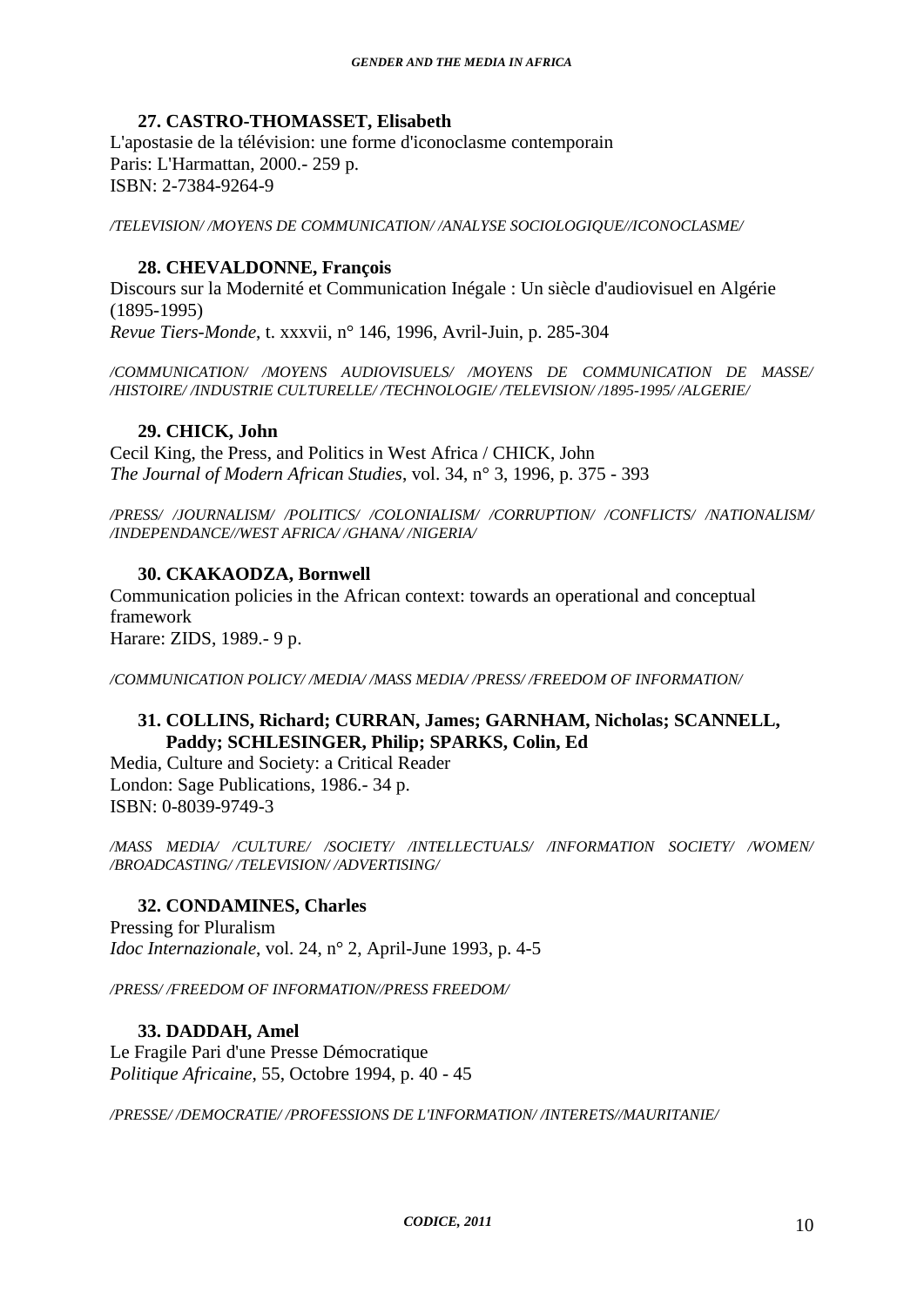**27. CASTRO-THOMASSET, Elisabeth**

L'apostasie de la télévision: une forme d'iconoclasme contemporain
Paris: L'Harmattan, 2000.- 259 p.
ISBN: 2-7384-9264-9

*/TELEVISION/ /MOYENS DE COMMUNICATION/ /ANALYSE SOCIOLOGIQUE//ICONOCLASME/*

**28. CHEVALDONNE, François**

Discours sur la Modernité et Communication Inégale : Un siècle d'audiovisuel en Algérie (1895-1995)
*Revue Tiers-Monde*, t. xxxvii, n° 146, 1996, Avril-Juin, p. 285-304

*/COMMUNICATION/ /MOYENS AUDIOVISUELS/ /MOYENS DE COMMUNICATION DE MASSE/ /HISTOIRE/ /INDUSTRIE CULTURELLE/ /TECHNOLOGIE/ /TELEVISION/ /1895-1995/ /ALGERIE/*

**29. CHICK, John**

Cecil King, the Press, and Politics in West Africa / CHICK, John
*The Journal of Modern African Studies*, vol. 34, n° 3, 1996, p. 375 - 393

*/PRESS/ /JOURNALISM/ /POLITICS/ /COLONIALISM/ /CORRUPTION/ /CONFLICTS/ /NATIONALISM/ /INDEPENDANCE//WEST AFRICA/ /GHANA/ /NIGERIA/*

**30. CKAKAODZA, Bornwell**

Communication policies in the African context: towards an operational and conceptual framework
Harare: ZIDS, 1989.- 9 p.

*/COMMUNICATION POLICY/ /MEDIA/ /MASS MEDIA/ /PRESS/ /FREEDOM OF INFORMATION/*

**31. COLLINS, Richard; CURRAN, James; GARNHAM, Nicholas; SCANNELL, Paddy; SCHLESINGER, Philip; SPARKS, Colin, Ed**

Media, Culture and Society: a Critical Reader
London: Sage Publications, 1986.- 34 p.
ISBN: 0-8039-9749-3

*/MASS MEDIA/ /CULTURE/ /SOCIETY/ /INTELLECTUALS/ /INFORMATION SOCIETY/ /WOMEN/ /BROADCASTING/ /TELEVISION/ /ADVERTISING/*

**32. CONDAMINES, Charles**

Pressing for Pluralism
*Idoc Internazionale*, vol. 24, n° 2, April-June 1993, p. 4-5

*/PRESS/ /FREEDOM OF INFORMATION//PRESS FREEDOM/*

**33. DADDAH, Amel**

Le Fragile Pari d'une Presse Démocratique
*Politique Africaine*, 55, Octobre 1994, p. 40 - 45

*/PRESSE/ /DEMOCRATIE/ /PROFESSIONS DE L'INFORMATION/ /INTERETS//MAURITANIE/*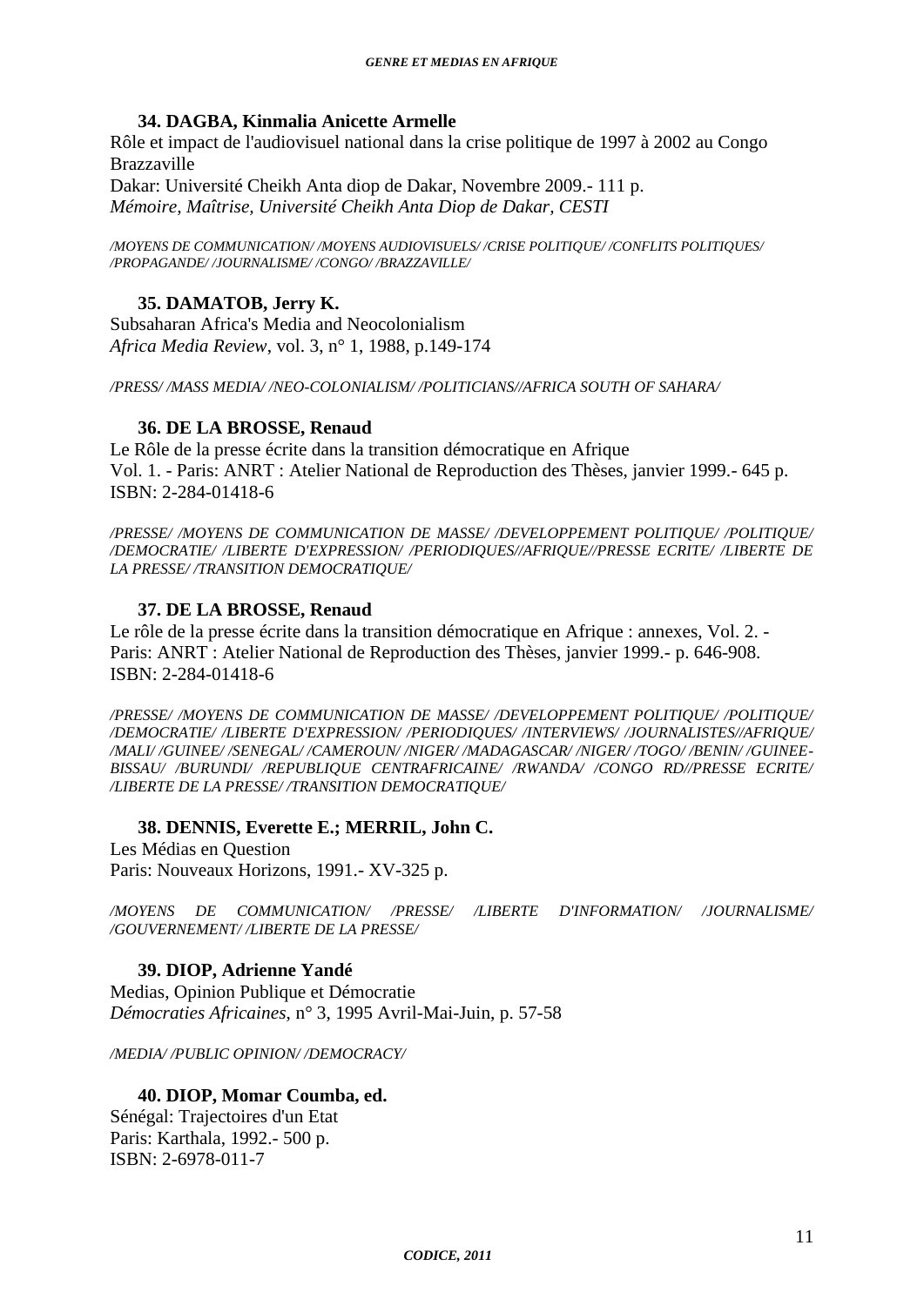**34. DAGBA, Kinmalia Anicette Armelle**

Rôle et impact de l'audiovisuel national dans la crise politique de 1997 à 2002 au Congo Brazzaville
Dakar: Université Cheikh Anta diop de Dakar, Novembre 2009.- 111 p.
*Mémoire, Maîtrise, Université Cheikh Anta Diop de Dakar, CESTI*

*/MOYENS DE COMMUNICATION/ /MOYENS AUDIOVISUELS/ /CRISE POLITIQUE/ /CONFLITS POLITIQUES/ /PROPAGANDE/ /JOURNALISME/ /CONGO/ /BRAZZAVILLE/*

**35. DAMATOB, Jerry K.**

Subsaharan Africa's Media and Neocolonialism
*Africa Media Review*, vol. 3, n° 1, 1988, p.149-174

*/PRESS/ /MASS MEDIA/ /NEO-COLONIALISM/ /POLITICIANS//AFRICA SOUTH OF SAHARA/*

**36. DE LA BROSSE, Renaud**

Le Rôle de la presse écrite dans la transition démocratique en Afrique
Vol. 1. - Paris: ANRT : Atelier National de Reproduction des Thèses, janvier 1999.- 645 p.
ISBN: 2-284-01418-6

*/PRESSE/ /MOYENS DE COMMUNICATION DE MASSE/ /DEVELOPPEMENT POLITIQUE/ /POLITIQUE/ /DEMOCRATIE/ /LIBERTE D'EXPRESSION/ /PERIODIQUES//AFRIQUE//PRESSE ECRITE/ /LIBERTE DE LA PRESSE/ /TRANSITION DEMOCRATIQUE/*

**37. DE LA BROSSE, Renaud**

Le rôle de la presse écrite dans la transition démocratique en Afrique : annexes, Vol. 2. - Paris: ANRT : Atelier National de Reproduction des Thèses, janvier 1999.- p. 646-908.
ISBN: 2-284-01418-6

*/PRESSE/ /MOYENS DE COMMUNICATION DE MASSE/ /DEVELOPPEMENT POLITIQUE/ /POLITIQUE/ /DEMOCRATIE/ /LIBERTE D'EXPRESSION/ /PERIODIQUES/ /INTERVIEWS/ /JOURNALISTES//AFRIQUE/ /MALI/ /GUINEE/ /SENEGAL/ /CAMEROUN/ /NIGER/ /MADAGASCAR/ /NIGER/ /TOGO/ /BENIN/ /GUINEE-BISSAU/ /BURUNDI/ /REPUBLIQUE CENTRAFRICAINE/ /RWANDA/ /CONGO RD//PRESSE ECRITE/ /LIBERTE DE LA PRESSE/ /TRANSITION DEMOCRATIQUE/*

**38. DENNIS, Everette E.; MERRIL, John C.**

Les Médias en Question
Paris: Nouveaux Horizons, 1991.- XV-325 p.

*/MOYENS DE COMMUNICATION/ /PRESSE/ /LIBERTE D'INFORMATION/ /JOURNALISME/ /GOUVERNEMENT/ /LIBERTE DE LA PRESSE/*

**39. DIOP, Adrienne Yandé**

Medias, Opinion Publique et Démocratie
*Démocraties Africaines*, n° 3, 1995 Avril-Mai-Juin, p. 57-58

*/MEDIA/ /PUBLIC OPINION/ /DEMOCRACY/*

**40. DIOP, Momar Coumba, ed.**

Sénégal: Trajectoires d'un Etat
Paris: Karthala, 1992.- 500 p.
ISBN: 2-6978-011-7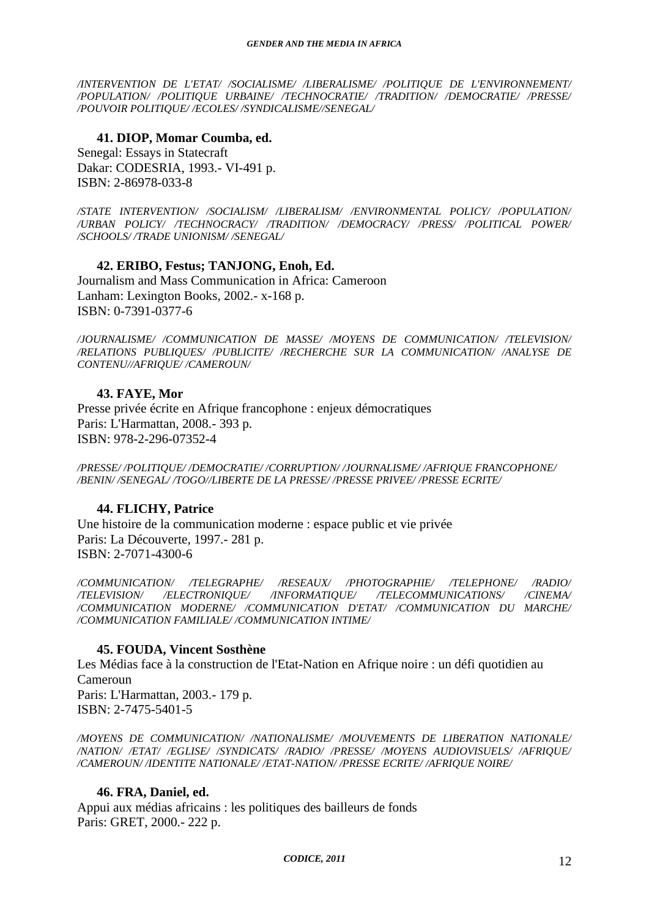*/INTERVENTION DE L'ETAT/ /SOCIALISME/ /LIBERALISME/ /POLITIQUE DE L'ENVIRONNEMENT/ /POPULATION/ /POLITIQUE URBAINE/ /TECHNOCRATIE/ /TRADITION/ /DEMOCRATIE/ /PRESSE/ /POUVOIR POLITIQUE/ /ECOLES/ /SYNDICALISME//SENEGAL/*

**41. DIOP, Momar Coumba, ed.**

Senegal: Essays in Statecraft
Dakar: CODESRIA, 1993.- VI-491 p.
ISBN: 2-86978-033-8

*/STATE INTERVENTION/ /SOCIALISM/ /LIBERALISM/ /ENVIRONMENTAL POLICY/ /POPULATION/ /URBAN POLICY/ /TECHNOCRACY/ /TRADITION/ /DEMOCRACY/ /PRESS/ /POLITICAL POWER/ /SCHOOLS/ /TRADE UNIONISM/ /SENEGAL/*

**42. ERIBO, Festus; TANJONG, Enoh, Ed.**

Journalism and Mass Communication in Africa: Cameroon
Lanham: Lexington Books, 2002.- x-168 p.
ISBN: 0-7391-0377-6

*/JOURNALISME/ /COMMUNICATION DE MASSE/ /MOYENS DE COMMUNICATION/ /TELEVISION/ /RELATIONS PUBLIQUES/ /PUBLICITE/ /RECHERCHE SUR LA COMMUNICATION/ /ANALYSE DE CONTENU//AFRIQUE/ /CAMEROUN/*

**43. FAYE, Mor**

Presse privée écrite en Afrique francophone : enjeux démocratiques
Paris: L'Harmattan, 2008.- 393 p.
ISBN: 978-2-296-07352-4

*/PRESSE/ /POLITIQUE/ /DEMOCRATIE/ /CORRUPTION/ /JOURNALISME/ /AFRIQUE FRANCOPHONE/ /BENIN/ /SENEGAL/ /TOGO//LIBERTE DE LA PRESSE/ /PRESSE PRIVEE/ /PRESSE ECRITE/*

**44. FLICHY, Patrice**

Une histoire de la communication moderne : espace public et vie privée
Paris: La Découverte, 1997.- 281 p.
ISBN: 2-7071-4300-6

*/COMMUNICATION/ /TELEGRAPHE/ /RESEAUX/ /PHOTOGRAPHIE/ /TELEPHONE/ /RADIO/ /TELEVISION/ /ELECTRONIQUE/ /INFORMATIQUE/ /TELECOMMUNICATIONS/ /CINEMA/ /COMMUNICATION MODERNE/ /COMMUNICATION D'ETAT/ /COMMUNICATION DU MARCHE/ /COMMUNICATION FAMILIALE/ /COMMUNICATION INTIME/*

**45. FOUDA, Vincent Sosthène**

Les Médias face à la construction de l'Etat-Nation en Afrique noire : un défi quotidien au Cameroun
Paris: L'Harmattan, 2003.- 179 p.
ISBN: 2-7475-5401-5

*/MOYENS DE COMMUNICATION/ /NATIONALISME/ /MOUVEMENTS DE LIBERATION NATIONALE/ /NATION/ /ETAT/ /EGLISE/ /SYNDICATS/ /RADIO/ /PRESSE/ /MOYENS AUDIOVISUELS/ /AFRIQUE/ /CAMEROUN/ /IDENTITE NATIONALE/ /ETAT-NATION/ /PRESSE ECRITE/ /AFRIQUE NOIRE/*

**46. FRA, Daniel, ed.**

Appui aux médias africains : les politiques des bailleurs de fonds
Paris: GRET, 2000.- 222 p.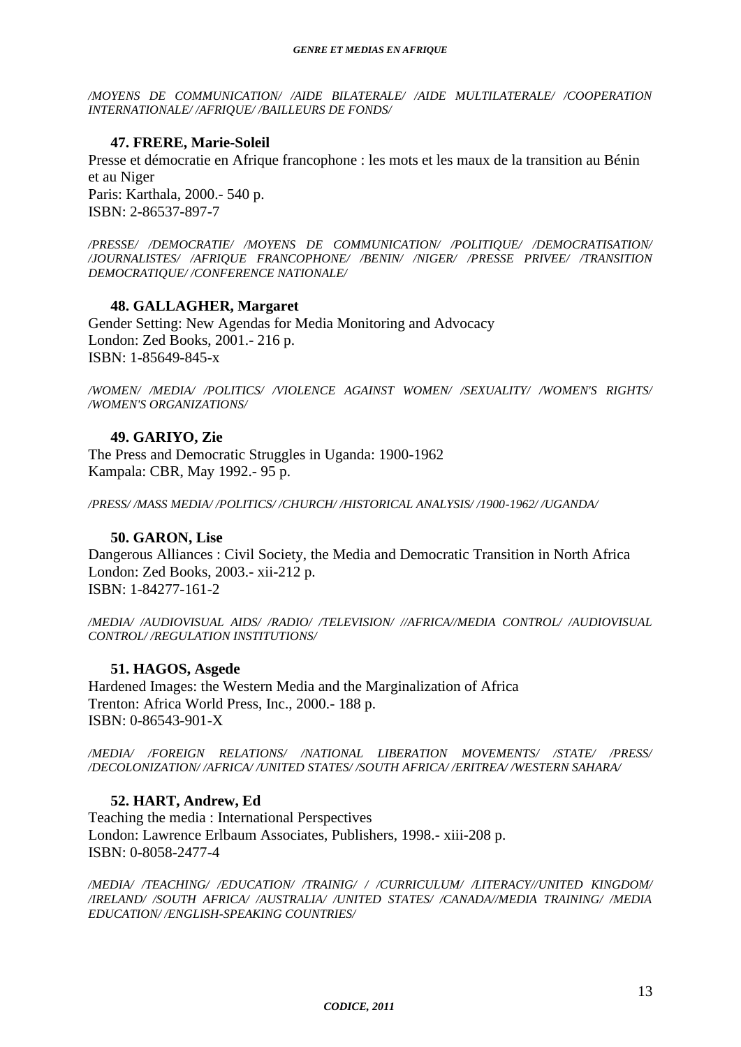*/MOYENS DE COMMUNICATION/ /AIDE BILATERALE/ /AIDE MULTILATERALE/ /COOPERATION INTERNATIONALE/ /AFRIQUE/ /BAILLEURS DE FONDS/*

**47. FRERE, Marie-Soleil**

Presse et démocratie en Afrique francophone : les mots et les maux de la transition au Bénin et au Niger
Paris: Karthala, 2000.- 540 p.
ISBN: 2-86537-897-7

*/PRESSE/ /DEMOCRATIE/ /MOYENS DE COMMUNICATION/ /POLITIQUE/ /DEMOCRATISATION/ /JOURNALISTES/ /AFRIQUE FRANCOPHONE/ /BENIN/ /NIGER/ /PRESSE PRIVEE/ /TRANSITION DEMOCRATIQUE/ /CONFERENCE NATIONALE/*

**48. GALLAGHER, Margaret**

Gender Setting: New Agendas for Media Monitoring and Advocacy
London: Zed Books, 2001.- 216 p.
ISBN: 1-85649-845-x

*/WOMEN/ /MEDIA/ /POLITICS/ /VIOLENCE AGAINST WOMEN/ /SEXUALITY/ /WOMEN'S RIGHTS/ /WOMEN'S ORGANIZATIONS/*

**49. GARIYO, Zie**

The Press and Democratic Struggles in Uganda: 1900-1962
Kampala: CBR, May 1992.- 95 p.

*/PRESS/ /MASS MEDIA/ /POLITICS/ /CHURCH/ /HISTORICAL ANALYSIS/ /1900-1962/ /UGANDA/*

**50. GARON, Lise**

Dangerous Alliances : Civil Society, the Media and Democratic Transition in North Africa
London: Zed Books, 2003.- xii-212 p.
ISBN: 1-84277-161-2

*/MEDIA/ /AUDIOVISUAL AIDS/ /RADIO/ /TELEVISION/ //AFRICA//MEDIA CONTROL/ /AUDIOVISUAL CONTROL/ /REGULATION INSTITUTIONS/*

**51. HAGOS, Asgede**

Hardened Images: the Western Media and the Marginalization of Africa
Trenton: Africa World Press, Inc., 2000.- 188 p.
ISBN: 0-86543-901-X

*/MEDIA/ /FOREIGN RELATIONS/ /NATIONAL LIBERATION MOVEMENTS/ /STATE/ /PRESS/ /DECOLONIZATION/ /AFRICA/ /UNITED STATES/ /SOUTH AFRICA/ /ERITREA/ /WESTERN SAHARA/*

**52. HART, Andrew, Ed**

Teaching the media : International Perspectives
London: Lawrence Erlbaum Associates, Publishers, 1998.- xiii-208 p.
ISBN: 0-8058-2477-4

*/MEDIA/ /TEACHING/ /EDUCATION/ /TRAINIG/ / /CURRICULUM/ /LITERACY//UNITED KINGDOM/ /IRELAND/ /SOUTH AFRICA/ /AUSTRALIA/ /UNITED STATES/ /CANADA//MEDIA TRAINING/ /MEDIA EDUCATION/ /ENGLISH-SPEAKING COUNTRIES/*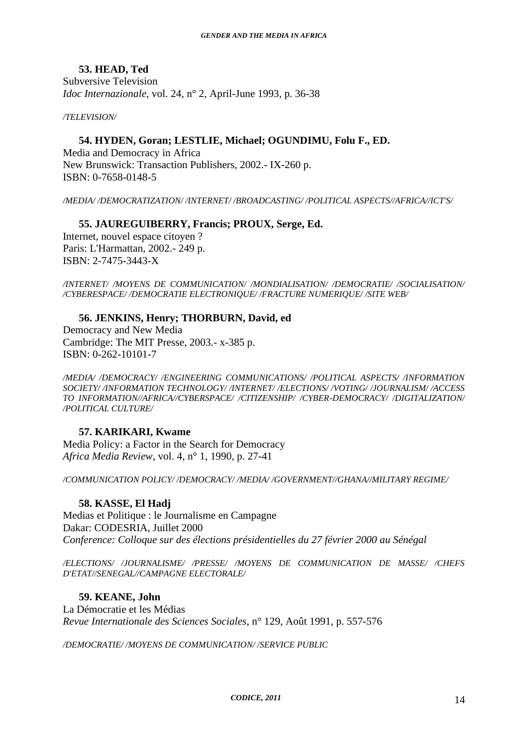**53. HEAD, Ted**

Subversive Television
*Idoc Internazionale*, vol. 24, n° 2, April-June 1993, p. 36-38

*/TELEVISION/*

**54. HYDEN, Goran; LESTLIE, Michael; OGUNDIMU, Folu F., ED.**

Media and Democracy in Africa
New Brunswick: Transaction Publishers, 2002.- IX-260 p.
ISBN: 0-7658-0148-5

*/MEDIA/ /DEMOCRATIZATION/ /INTERNET/ /BROADCASTING/ /POLITICAL ASPECTS//AFRICA//ICT'S/*

**55. JAUREGUIBERRY, Francis; PROUX, Serge, Ed.**

Internet, nouvel espace citoyen ?
Paris: L'Harmattan, 2002.- 249 p.
ISBN: 2-7475-3443-X

*/INTERNET/ /MOYENS DE COMMUNICATION/ /MONDIALISATION/ /DEMOCRATIE/ /SOCIALISATION/ /CYBERESPACE/ /DEMOCRATIE ELECTRONIQUE/ /FRACTURE NUMERIQUE/ /SITE WEB/*

**56. JENKINS, Henry; THORBURN, David, ed**

Democracy and New Media
Cambridge: The MIT Presse, 2003.- x-385 p.
ISBN: 0-262-10101-7

*/MEDIA/ /DEMOCRACY/ /ENGINEERING COMMUNICATIONS/ /POLITICAL ASPECTS/ /INFORMATION SOCIETY/ /INFORMATION TECHNOLOGY/ /INTERNET/ /ELECTIONS/ /VOTING/ /JOURNALISM/ /ACCESS TO INFORMATION//AFRICA//CYBERSPACE/ /CITIZENSHIP/ /CYBER-DEMOCRACY/ /DIGITALIZATION/ /POLITICAL CULTURE/*

**57. KARIKARI, Kwame**

Media Policy: a Factor in the Search for Democracy
*Africa Media Review*, vol. 4, n° 1, 1990, p. 27-41

*/COMMUNICATION POLICY/ /DEMOCRACY/ /MEDIA/ /GOVERNMENT//GHANA//MILITARY REGIME/*

**58. KASSE, El Hadj**

Medias et Politique : le Journalisme en Campagne
Dakar: CODESRIA, Juillet 2000
*Conference: Colloque sur des élections présidentielles du 27 février 2000 au Sénégal*

*/ELECTIONS/ /JOURNALISME/ /PRESSE/ /MOYENS DE COMMUNICATION DE MASSE/ /CHEFS D'ETAT//SENEGAL//CAMPAGNE ELECTORALE/*

**59. KEANE, John**

La Démocratie et les Médias
*Revue Internationale des Sciences Sociales*, n° 129, Août 1991, p. 557-576

*/DEMOCRATIE/ /MOYENS DE COMMUNICATION/ /SERVICE PUBLIC*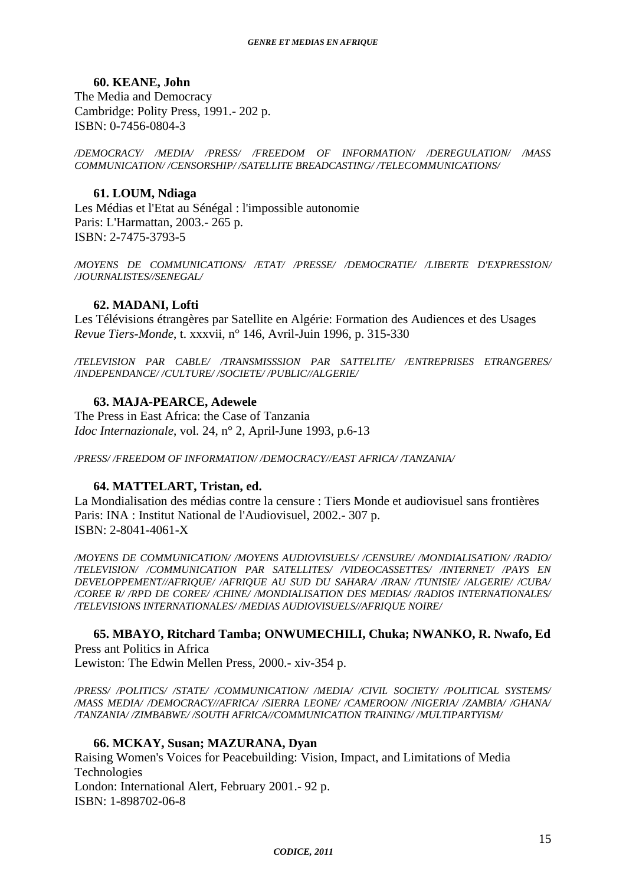**60. KEANE, John**
The Media and Democracy
Cambridge: Polity Press, 1991.- 202 p.
ISBN: 0-7456-0804-3

*/DEMOCRACY/ /MEDIA/ /PRESS/ /FREEDOM OF INFORMATION/ /DEREGULATION/ /MASS COMMUNICATION/ /CENSORSHIP/ /SATELLITE BREADCASTING/ /TELECOMMUNICATIONS/*

**61. LOUM, Ndiaga**
Les Médias et l'Etat au Sénégal : l'impossible autonomie
Paris: L'Harmattan, 2003.- 265 p.
ISBN: 2-7475-3793-5

*/MOYENS DE COMMUNICATIONS/ /ETAT/ /PRESSE/ /DEMOCRATIE/ /LIBERTE D'EXPRESSION/ /JOURNALISTES//SENEGAL/*

**62. MADANI, Lofti**
Les Télévisions étrangères par Satellite en Algérie: Formation des Audiences et des Usages
*Revue Tiers-Monde*, t. xxxvii, n° 146, Avril-Juin 1996, p. 315-330

*/TELEVISION PAR CABLE/ /TRANSMISSSION PAR SATTELITE/ /ENTREPRISES ETRANGERES/ /INDEPENDANCE/ /CULTURE/ /SOCIETE/ /PUBLIC//ALGERIE/*

**63. MAJA-PEARCE, Adewele**
The Press in East Africa: the Case of Tanzania
*Idoc Internazionale*, vol. 24, n° 2, April-June 1993, p.6-13

*/PRESS/ /FREEDOM OF INFORMATION/ /DEMOCRACY//EAST AFRICA/ /TANZANIA/*

**64. MATTELART, Tristan, ed.**
La Mondialisation des médias contre la censure : Tiers Monde et audiovisuel sans frontières
Paris: INA : Institut National de l'Audiovisuel, 2002.- 307 p.
ISBN: 2-8041-4061-X

*/MOYENS DE COMMUNICATION/ /MOYENS AUDIOVISUELS/ /CENSURE/ /MONDIALISATION/ /RADIO/ /TELEVISION/ /COMMUNICATION PAR SATELLITES/ /VIDEOCASSETTES/ /INTERNET/ /PAYS EN DEVELOPPEMENT//AFRIQUE/ /AFRIQUE AU SUD DU SAHARA/ /IRAN/ /TUNISIE/ /ALGERIE/ /CUBA/ /COREE R/ /RPD DE COREE/ /CHINE/ /MONDIALISATION DES MEDIAS/ /RADIOS INTERNATIONALES/ /TELEVISIONS INTERNATIONALES/ /MEDIAS AUDIOVISUELS//AFRIQUE NOIRE/*

**65. MBAYO, Ritchard Tamba; ONWUMECHILI, Chuka; NWANKO, R. Nwafo, Ed**
Press ant Politics in Africa
Lewiston: The Edwin Mellen Press, 2000.- xiv-354 p.

*/PRESS/ /POLITICS/ /STATE/ /COMMUNICATION/ /MEDIA/ /CIVIL SOCIETY/ /POLITICAL SYSTEMS/ /MASS MEDIA/ /DEMOCRACY//AFRICA/ /SIERRA LEONE/ /CAMEROON/ /NIGERIA/ /ZAMBIA/ /GHANA/ /TANZANIA/ /ZIMBABWE/ /SOUTH AFRICA//COMMUNICATION TRAINING/ /MULTIPARTYISM/*

**66. MCKAY, Susan; MAZURANA, Dyan**
Raising Women's Voices for Peacebuilding: Vision, Impact, and Limitations of Media Technologies
London: International Alert, February 2001.- 92 p.
ISBN: 1-898702-06-8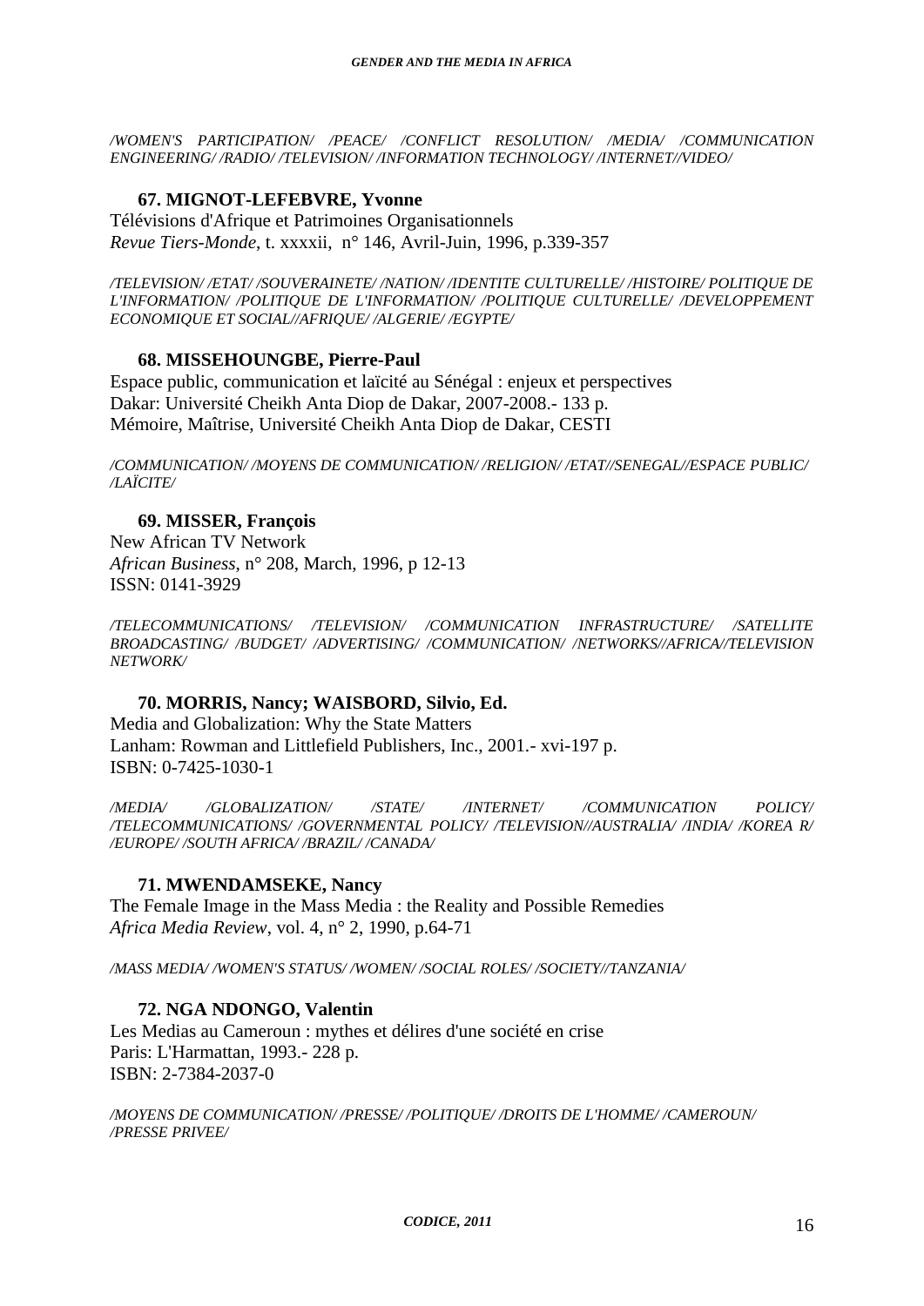*/WOMEN'S PARTICIPATION/ /PEACE/ /CONFLICT RESOLUTION/ /MEDIA/ /COMMUNICATION ENGINEERING/ /RADIO/ /TELEVISION/ /INFORMATION TECHNOLOGY/ /INTERNET//VIDEO/*

**67. MIGNOT-LEFEBVRE, Yvonne**

Télévisions d'Afrique et Patrimoines Organisationnels
*Revue Tiers-Monde*, t. xxxxii, n° 146, Avril-Juin, 1996, p.339-357

*/TELEVISION/ /ETAT/ /SOUVERAINETE/ /NATION/ /IDENTITE CULTURELLE/ /HISTOIRE/ POLITIQUE DE L'INFORMATION/ /POLITIQUE DE L'INFORMATION/ /POLITIQUE CULTURELLE/ /DEVELOPPEMENT ECONOMIQUE ET SOCIAL//AFRIQUE/ /ALGERIE/ /EGYPTE/*

**68. MISSEHOUNGBE, Pierre-Paul**

Espace public, communication et laïcité au Sénégal : enjeux et perspectives
Dakar: Université Cheikh Anta Diop de Dakar, 2007-2008.- 133 p.
Mémoire, Maîtrise, Université Cheikh Anta Diop de Dakar, CESTI

*/COMMUNICATION/ /MOYENS DE COMMUNICATION/ /RELIGION/ /ETAT//SENEGAL//ESPACE PUBLIC/ /LAÏCITE/*

**69. MISSER, François**

New African TV Network
*African Business*, n° 208, March, 1996, p 12-13
ISSN: 0141-3929

*/TELECOMMUNICATIONS/ /TELEVISION/ /COMMUNICATION INFRASTRUCTURE/ /SATELLITE BROADCASTING/ /BUDGET/ /ADVERTISING/ /COMMUNICATION/ /NETWORKS//AFRICA//TELEVISION NETWORK/*

**70. MORRIS, Nancy; WAISBORD, Silvio, Ed.**

Media and Globalization: Why the State Matters
Lanham: Rowman and Littlefield Publishers, Inc., 2001.- xvi-197 p.
ISBN: 0-7425-1030-1

*/MEDIA/ /GLOBALIZATION/ /STATE/ /INTERNET/ /COMMUNICATION POLICY/ /TELECOMMUNICATIONS/ /GOVERNMENTAL POLICY/ /TELEVISION//AUSTRALIA/ /INDIA/ /KOREA R/ /EUROPE/ /SOUTH AFRICA/ /BRAZIL/ /CANADA/*

**71. MWENDAMSEKE, Nancy**

The Female Image in the Mass Media : the Reality and Possible Remedies
*Africa Media Review*, vol. 4, n° 2, 1990, p.64-71

*/MASS MEDIA/ /WOMEN'S STATUS/ /WOMEN/ /SOCIAL ROLES/ /SOCIETY//TANZANIA/*

**72. NGA NDONGO, Valentin**

Les Medias au Cameroun : mythes et délires d'une société en crise
Paris: L'Harmattan, 1993.- 228 p.
ISBN: 2-7384-2037-0

*/MOYENS DE COMMUNICATION/ /PRESSE/ /POLITIQUE/ /DROITS DE L'HOMME/ /CAMEROUN/ /PRESSE PRIVEE/*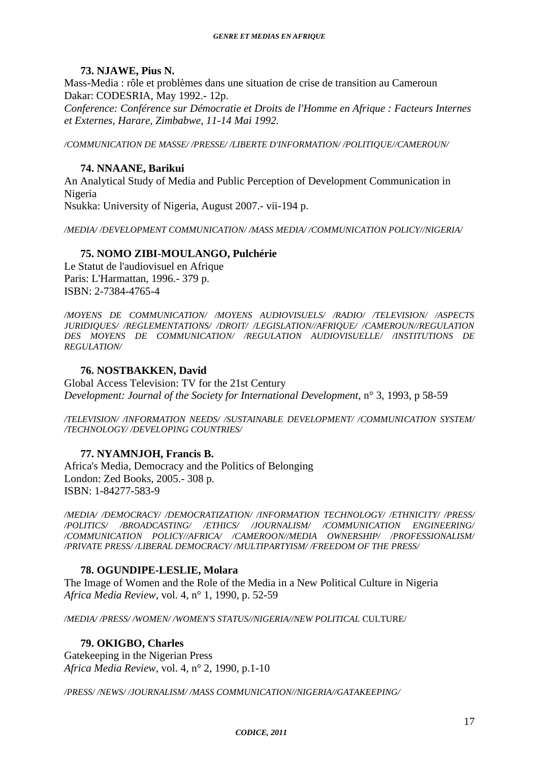**73. NJAWE, Pius N.**

Mass-Media : rôle et problèmes dans une situation de crise de transition au Cameroun
Dakar: CODESRIA, May 1992.- 12p.
*Conference: Conférence sur Démocratie et Droits de l'Homme en Afrique : Facteurs Internes et Externes, Harare, Zimbabwe, 11-14 Mai 1992.*

*/COMMUNICATION DE MASSE/ /PRESSE/ /LIBERTE D'INFORMATION/ /POLITIQUE//CAMEROUN/*

**74. NNAANE, Barikui**

An Analytical Study of Media and Public Perception of Development Communication in Nigeria
Nsukka: University of Nigeria, August 2007.- vii-194 p.

*/MEDIA/ /DEVELOPMENT COMMUNICATION/ /MASS MEDIA/ /COMMUNICATION POLICY//NIGERIA/*

**75. NOMO ZIBI-MOULANGO, Pulchérie**

Le Statut de l'audiovisuel en Afrique
Paris: L'Harmattan, 1996.- 379 p.
ISBN: 2-7384-4765-4

*/MOYENS DE COMMUNICATION/ /MOYENS AUDIOVISUELS/ /RADIO/ /TELEVISION/ /ASPECTS JURIDIQUES/ /REGLEMENTATIONS/ /DROIT/ /LEGISLATION//AFRIQUE/ /CAMEROUN//REGULATION DES MOYENS DE COMMUNICATION/ /REGULATION AUDIOVISUELLE/ /INSTITUTIONS DE REGULATION/*

**76. NOSTBAKKEN, David**

Global Access Television: TV for the 21st Century
*Development: Journal of the Society for International Development*, n° 3, 1993, p 58-59

*/TELEVISION/ /INFORMATION NEEDS/ /SUSTAINABLE DEVELOPMENT/ /COMMUNICATION SYSTEM/ /TECHNOLOGY/ /DEVELOPING COUNTRIES/*

**77. NYAMNJOH, Francis B.**

Africa's Media, Democracy and the Politics of Belonging
London: Zed Books, 2005.- 308 p.
ISBN: 1-84277-583-9

*/MEDIA/ /DEMOCRACY/ /DEMOCRATIZATION/ /INFORMATION TECHNOLOGY/ /ETHNICITY/ /PRESS/ /POLITICS/ /BROADCASTING/ /ETHICS/ /JOURNALISM/ /COMMUNICATION ENGINEERING/ /COMMUNICATION POLICY//AFRICA/ /CAMEROON//MEDIA OWNERSHIP/ /PROFESSIONALISM/ /PRIVATE PRESS/ /LIBERAL DEMOCRACY/ /MULTIPARTYISM/ /FREEDOM OF THE PRESS/*

**78. OGUNDIPE-LESLIE, Molara**

The Image of Women and the Role of the Media in a New Political Culture in Nigeria
*Africa Media Review*, vol. 4, n° 1, 1990, p. 52-59

*/MEDIA/ /PRESS/ /WOMEN/ /WOMEN'S STATUS//NIGERIA//NEW POLITICAL* CULTURE/

**79. OKIGBO, Charles**

Gatekeeping in the Nigerian Press
*Africa Media Review*, vol. 4, n° 2, 1990, p.1-10

*/PRESS/ /NEWS/ /JOURNALISM/ /MASS COMMUNICATION//NIGERIA//GATAKEEPING/*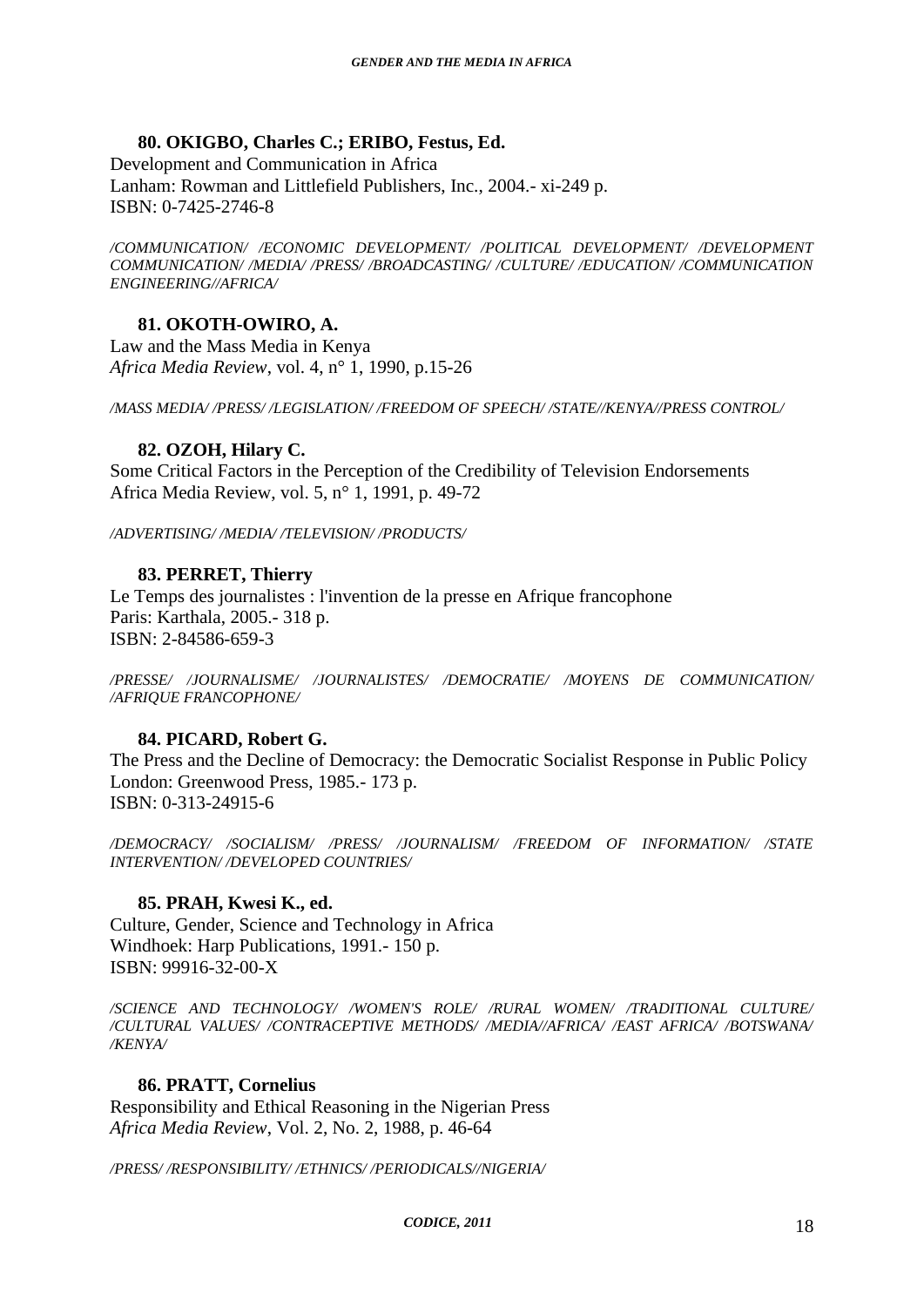**80. OKIGBO, Charles C.; ERIBO, Festus, Ed.**

Development and Communication in Africa
Lanham: Rowman and Littlefield Publishers, Inc., 2004.- xi-249 p.
ISBN: 0-7425-2746-8

*/COMMUNICATION/ /ECONOMIC DEVELOPMENT/ /POLITICAL DEVELOPMENT/ /DEVELOPMENT COMMUNICATION/ /MEDIA/ /PRESS/ /BROADCASTING/ /CULTURE/ /EDUCATION/ /COMMUNICATION ENGINEERING//AFRICA/*

**81. OKOTH-OWIRO, A.**

Law and the Mass Media in Kenya
*Africa Media Review*, vol. 4, n° 1, 1990, p.15-26

*/MASS MEDIA/ /PRESS/ /LEGISLATION/ /FREEDOM OF SPEECH/ /STATE//KENYA//PRESS CONTROL/*

**82. OZOH, Hilary C.**

Some Critical Factors in the Perception of the Credibility of Television Endorsements
Africa Media Review, vol. 5, n° 1, 1991, p. 49-72

*/ADVERTISING/ /MEDIA/ /TELEVISION/ /PRODUCTS/*

**83. PERRET, Thierry**

Le Temps des journalistes : l'invention de la presse en Afrique francophone
Paris: Karthala, 2005.- 318 p.
ISBN: 2-84586-659-3

*/PRESSE/ /JOURNALISME/ /JOURNALISTES/ /DEMOCRATIE/ /MOYENS DE COMMUNICATION/ /AFRIQUE FRANCOPHONE/*

**84. PICARD, Robert G.**

The Press and the Decline of Democracy: the Democratic Socialist Response in Public Policy
London: Greenwood Press, 1985.- 173 p.
ISBN: 0-313-24915-6

*/DEMOCRACY/ /SOCIALISM/ /PRESS/ /JOURNALISM/ /FREEDOM OF INFORMATION/ /STATE INTERVENTION/ /DEVELOPED COUNTRIES/*

**85. PRAH, Kwesi K., ed.**

Culture, Gender, Science and Technology in Africa
Windhoek: Harp Publications, 1991.- 150 p.
ISBN: 99916-32-00-X

*/SCIENCE AND TECHNOLOGY/ /WOMEN'S ROLE/ /RURAL WOMEN/ /TRADITIONAL CULTURE/ /CULTURAL VALUES/ /CONTRACEPTIVE METHODS/ /MEDIA//AFRICA/ /EAST AFRICA/ /BOTSWANA/ /KENYA/*

**86. PRATT, Cornelius**

Responsibility and Ethical Reasoning in the Nigerian Press
*Africa Media Review*, Vol. 2, No. 2, 1988, p. 46-64

*/PRESS/ /RESPONSIBILITY/ /ETHNICS/ /PERIODICALS//NIGERIA/*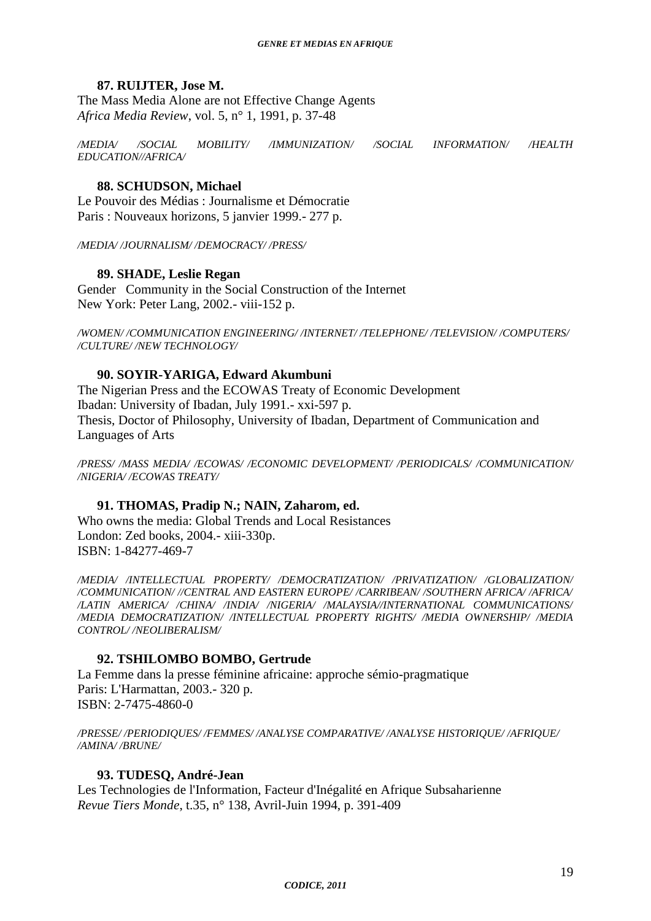**87. RUIJTER, Jose M.**

The Mass Media Alone are not Effective Change Agents
*Africa Media Review*, vol. 5, n° 1, 1991, p. 37-48

*/MEDIA/ /SOCIAL MOBILITY/ /IMMUNIZATION/ /SOCIAL INFORMATION/ /HEALTH EDUCATION//AFRICA/*

**88. SCHUDSON, Michael**

Le Pouvoir des Médias : Journalisme et Démocratie
Paris : Nouveaux horizons, 5 janvier 1999.- 277 p.

*/MEDIA/ /JOURNALISM/ /DEMOCRACY/ /PRESS/*

**89. SHADE, Leslie Regan**

Gender Community in the Social Construction of the Internet
New York: Peter Lang, 2002.- viii-152 p.

*/WOMEN/ /COMMUNICATION ENGINEERING/ /INTERNET/ /TELEPHONE/ /TELEVISION/ /COMPUTERS/ /CULTURE/ /NEW TECHNOLOGY/*

**90. SOYIR-YARIGA, Edward Akumbuni**

The Nigerian Press and the ECOWAS Treaty of Economic Development
Ibadan: University of Ibadan, July 1991.- xxi-597 p.
Thesis, Doctor of Philosophy, University of Ibadan, Department of Communication and Languages of Arts

*/PRESS/ /MASS MEDIA/ /ECOWAS/ /ECONOMIC DEVELOPMENT/ /PERIODICALS/ /COMMUNICATION/ /NIGERIA/ /ECOWAS TREATY/*

**91. THOMAS, Pradip N.; NAIN, Zaharom, ed.**

Who owns the media: Global Trends and Local Resistances
London: Zed books, 2004.- xiii-330p.
ISBN: 1-84277-469-7

*/MEDIA/ /INTELLECTUAL PROPERTY/ /DEMOCRATIZATION/ /PRIVATIZATION/ /GLOBALIZATION/ /COMMUNICATION/ //CENTRAL AND EASTERN EUROPE/ /CARRIBEAN/ /SOUTHERN AFRICA/ /AFRICA/ /LATIN AMERICA/ /CHINA/ /INDIA/ /NIGERIA/ /MALAYSIA//INTERNATIONAL COMMUNICATIONS/ /MEDIA DEMOCRATIZATION/ /INTELLECTUAL PROPERTY RIGHTS/ /MEDIA OWNERSHIP/ /MEDIA CONTROL/ /NEOLIBERALISM/*

**92. TSHILOMBO BOMBO, Gertrude**

La Femme dans la presse féminine africaine: approche sémio-pragmatique
Paris: L'Harmattan, 2003.- 320 p.
ISBN: 2-7475-4860-0

*/PRESSE/ /PERIODIQUES/ /FEMMES/ /ANALYSE COMPARATIVE/ /ANALYSE HISTORIQUE/ /AFRIQUE/ /AMINA/ /BRUNE/*

**93. TUDESQ, André-Jean**

Les Technologies de l'Information, Facteur d'Inégalité en Afrique Subsaharienne
*Revue Tiers Monde*, t.35, n° 138, Avril-Juin 1994, p. 391-409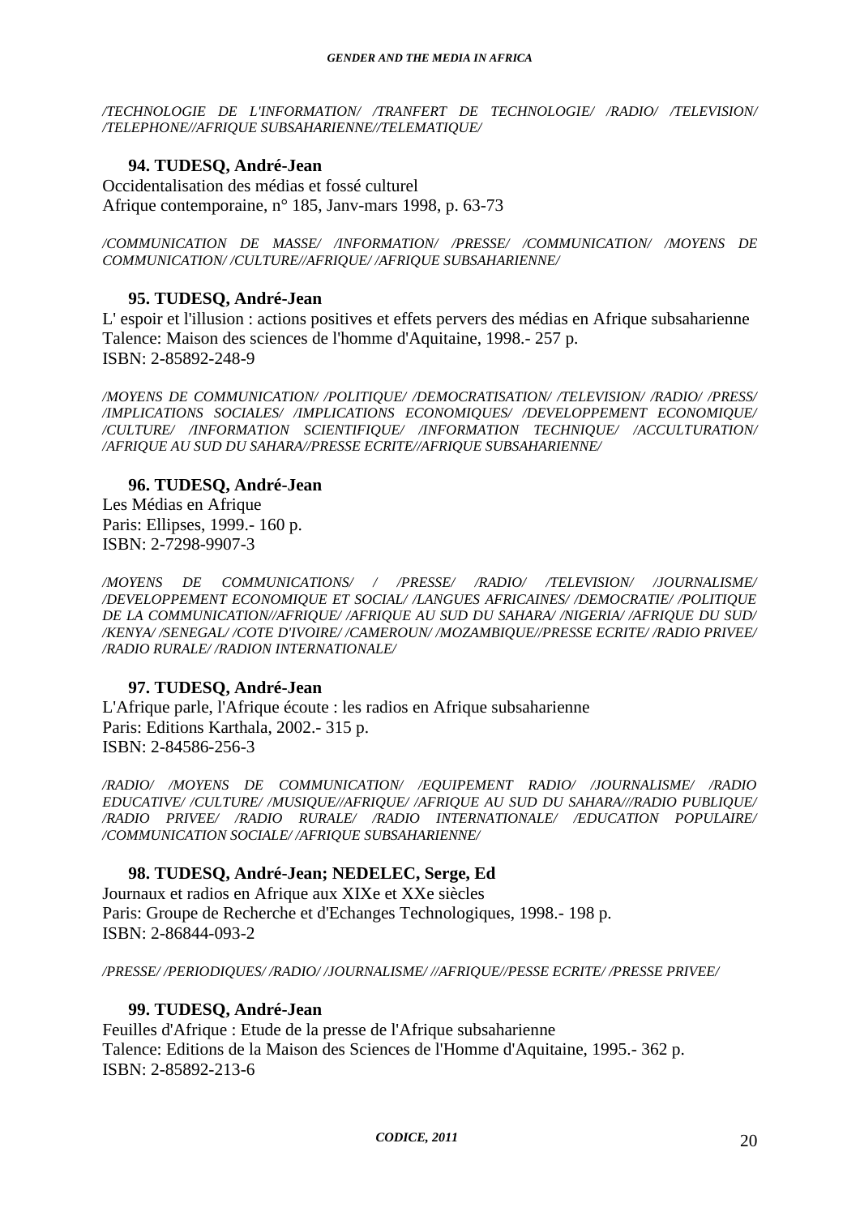*/TECHNOLOGIE DE L'INFORMATION/ /TRANFERT DE TECHNOLOGIE/ /RADIO/ /TELEVISION/ /TELEPHONE//AFRIQUE SUBSAHARIENNE//TELEMATIQUE/*

**94. TUDESQ, André-Jean**

Occidentalisation des médias et fossé culturel
Afrique contemporaine, n° 185, Janv-mars 1998, p. 63-73

*/COMMUNICATION DE MASSE/ /INFORMATION/ /PRESSE/ /COMMUNICATION/ /MOYENS DE COMMUNICATION/ /CULTURE//AFRIQUE/ /AFRIQUE SUBSAHARIENNE/*

**95. TUDESQ, André-Jean**

L' espoir et l'illusion : actions positives et effets pervers des médias en Afrique subsaharienne
Talence: Maison des sciences de l'homme d'Aquitaine, 1998.- 257 p.
ISBN: 2-85892-248-9

*/MOYENS DE COMMUNICATION/ /POLITIQUE/ /DEMOCRATISATION/ /TELEVISION/ /RADIO/ /PRESS/ /IMPLICATIONS SOCIALES/ /IMPLICATIONS ECONOMIQUES/ /DEVELOPPEMENT ECONOMIQUE/ /CULTURE/ /INFORMATION SCIENTIFIQUE/ /INFORMATION TECHNIQUE/ /ACCULTURATION/ /AFRIQUE AU SUD DU SAHARA//PRESSE ECRITE//AFRIQUE SUBSAHARIENNE/*

**96. TUDESQ, André-Jean**

Les Médias en Afrique
Paris: Ellipses, 1999.- 160 p.
ISBN: 2-7298-9907-3

*/MOYENS DE COMMUNICATIONS/ / /PRESSE/ /RADIO/ /TELEVISION/ /JOURNALISME/ /DEVELOPPEMENT ECONOMIQUE ET SOCIAL/ /LANGUES AFRICAINES/ /DEMOCRATIE/ /POLITIQUE DE LA COMMUNICATION//AFRIQUE/ /AFRIQUE AU SUD DU SAHARA/ /NIGERIA/ /AFRIQUE DU SUD/ /KENYA/ /SENEGAL/ /COTE D'IVOIRE/ /CAMEROUN/ /MOZAMBIQUE//PRESSE ECRITE/ /RADIO PRIVEE/ /RADIO RURALE/ /RADION INTERNATIONALE/*

**97. TUDESQ, André-Jean**

L'Afrique parle, l'Afrique écoute : les radios en Afrique subsaharienne
Paris: Editions Karthala, 2002.- 315 p.
ISBN: 2-84586-256-3

*/RADIO/ /MOYENS DE COMMUNICATION/ /EQUIPEMENT RADIO/ /JOURNALISME/ /RADIO EDUCATIVE/ /CULTURE/ /MUSIQUE//AFRIQUE/ /AFRIQUE AU SUD DU SAHARA///RADIO PUBLIQUE/ /RADIO PRIVEE/ /RADIO RURALE/ /RADIO INTERNATIONALE/ /EDUCATION POPULAIRE/ /COMMUNICATION SOCIALE/ /AFRIQUE SUBSAHARIENNE/*

**98. TUDESQ, André-Jean; NEDELEC, Serge, Ed**

Journaux et radios en Afrique aux XIXe et XXe siècles
Paris: Groupe de Recherche et d'Echanges Technologiques, 1998.- 198 p.
ISBN: 2-86844-093-2

*/PRESSE/ /PERIODIQUES/ /RADIO/ /JOURNALISME/ //AFRIQUE//PESSE ECRITE/ /PRESSE PRIVEE/*

**99. TUDESQ, André-Jean**

Feuilles d'Afrique : Etude de la presse de l'Afrique subsaharienne
Talence: Editions de la Maison des Sciences de l'Homme d'Aquitaine, 1995.- 362 p.
ISBN: 2-85892-213-6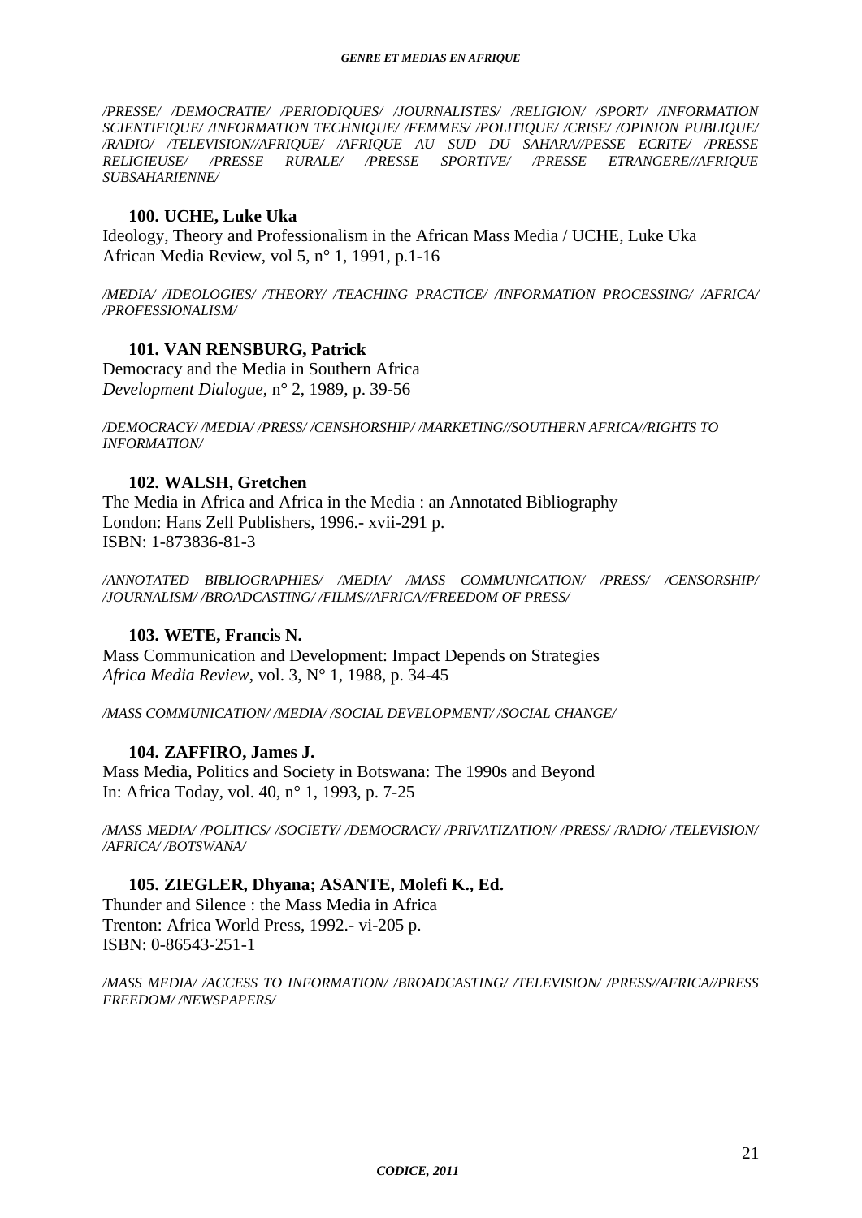*/PRESSE/ /DEMOCRATIE/ /PERIODIQUES/ /JOURNALISTES/ /RELIGION/ /SPORT/ /INFORMATION SCIENTIFIQUE/ /INFORMATION TECHNIQUE/ /FEMMES/ /POLITIQUE/ /CRISE/ /OPINION PUBLIQUE/ /RADIO/ /TELEVISION//AFRIQUE/ /AFRIQUE AU SUD DU SAHARA//PESSE ECRITE/ /PRESSE RELIGIEUSE/ /PRESSE RURALE/ /PRESSE SPORTIVE/ /PRESSE ETRANGERE//AFRIQUE SUBSAHARIENNE/*

**100. UCHE, Luke Uka**

Ideology, Theory and Professionalism in the African Mass Media / UCHE, Luke Uka
African Media Review, vol 5, n° 1, 1991, p.1-16

*/MEDIA/ /IDEOLOGIES/ /THEORY/ /TEACHING PRACTICE/ /INFORMATION PROCESSING/ /AFRICA/ /PROFESSIONALISM/*

**101. VAN RENSBURG, Patrick**

Democracy and the Media in Southern Africa
*Development Dialogue*, n° 2, 1989, p. 39-56

*/DEMOCRACY/ /MEDIA/ /PRESS/ /CENSHORSHIP/ /MARKETING//SOUTHERN AFRICA//RIGHTS TO INFORMATION/*

**102. WALSH, Gretchen**

The Media in Africa and Africa in the Media : an Annotated Bibliography
London: Hans Zell Publishers, 1996.- xvii-291 p.
ISBN: 1-873836-81-3

*/ANNOTATED BIBLIOGRAPHIES/ /MEDIA/ /MASS COMMUNICATION/ /PRESS/ /CENSORSHIP/ /JOURNALISM/ /BROADCASTING/ /FILMS//AFRICA//FREEDOM OF PRESS/*

**103. WETE, Francis N.**

Mass Communication and Development: Impact Depends on Strategies
*Africa Media Review*, vol. 3, N° 1, 1988, p. 34-45

*/MASS COMMUNICATION/ /MEDIA/ /SOCIAL DEVELOPMENT/ /SOCIAL CHANGE/*

**104. ZAFFIRO, James J.**

Mass Media, Politics and Society in Botswana: The 1990s and Beyond
In: Africa Today, vol. 40, n° 1, 1993, p. 7-25

*/MASS MEDIA/ /POLITICS/ /SOCIETY/ /DEMOCRACY/ /PRIVATIZATION/ /PRESS/ /RADIO/ /TELEVISION/ /AFRICA/ /BOTSWANA/*

**105. ZIEGLER, Dhyana; ASANTE, Molefi K., Ed.**

Thunder and Silence : the Mass Media in Africa
Trenton: Africa World Press, 1992.- vi-205 p.
ISBN: 0-86543-251-1

*/MASS MEDIA/ /ACCESS TO INFORMATION/ /BROADCASTING/ /TELEVISION/ /PRESS//AFRICA//PRESS FREEDOM/ /NEWSPAPERS/*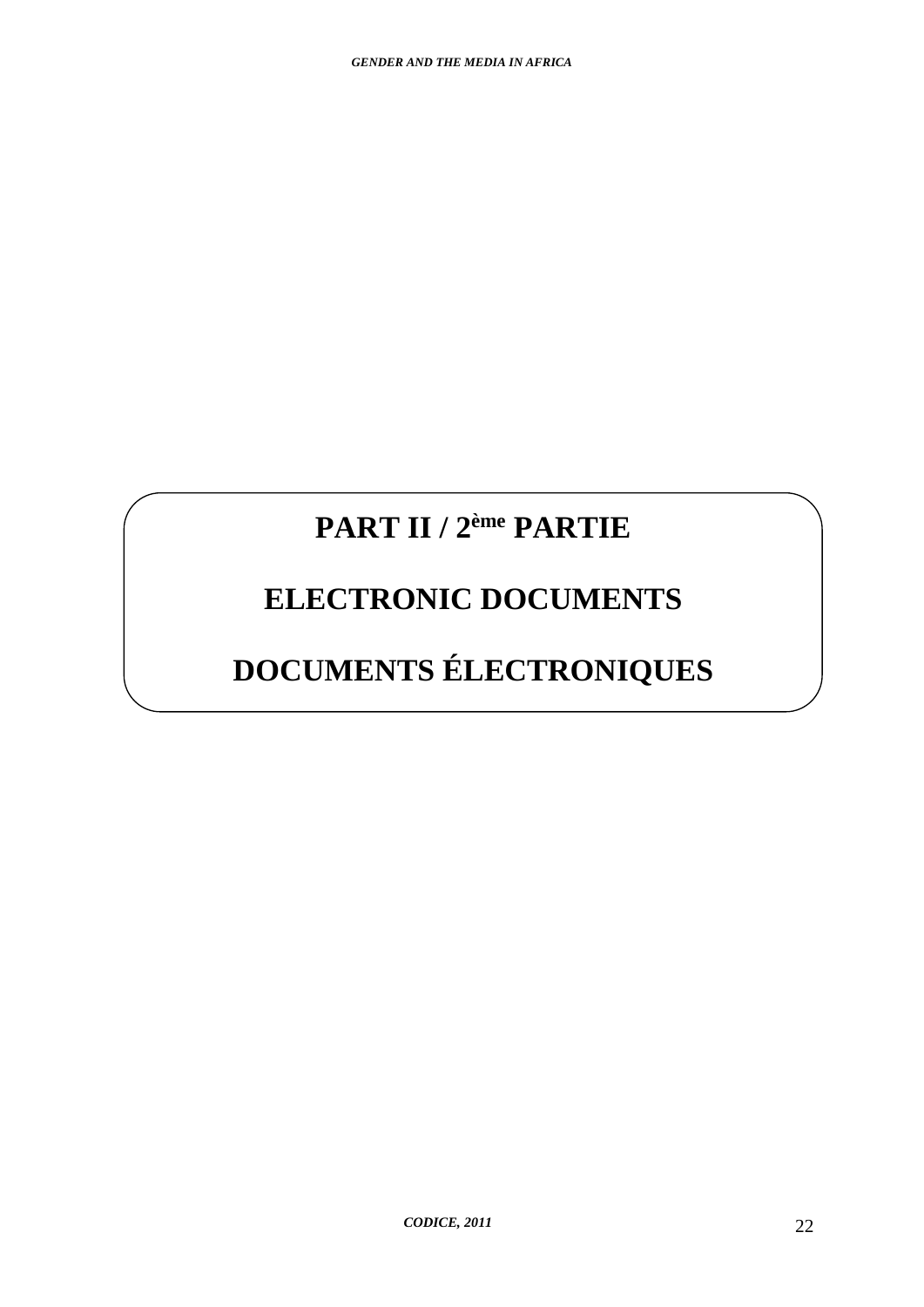# PART II / 2ème PARTIE

# ELECTRONIC DOCUMENTS

# DOCUMENTS ÉLECTRONIQUES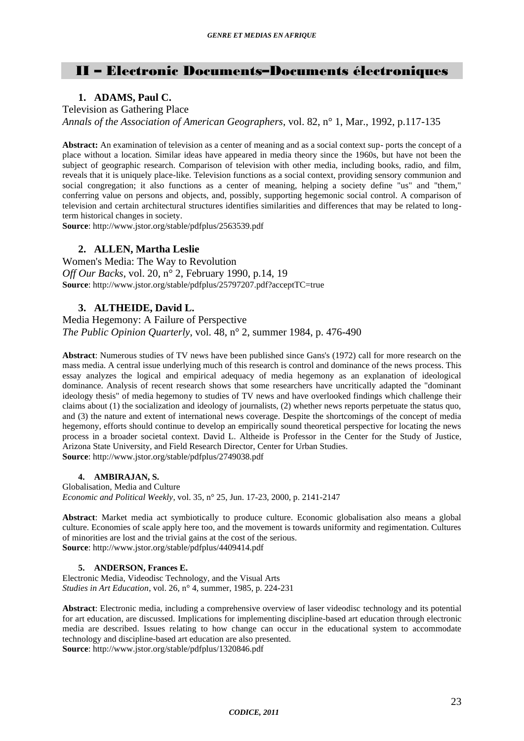## II – Electronic Documents–Documents électroniques

### 1. ADAMS, Paul C.

Television as Gathering Place
*Annals of the Association of American Geographers*, vol. 82, n° 1, Mar., 1992, p.117-135

**Abstract:** An examination of television as a center of meaning and as a social context sup- ports the concept of a place without a location. Similar ideas have appeared in media theory since the 1960s, but have not been the subject of geographic research. Comparison of television with other media, including books, radio, and film, reveals that it is uniquely place-like. Television functions as a social context, providing sensory communion and social congregation; it also functions as a center of meaning, helping a society define "us" and "them," conferring value on persons and objects, and, possibly, supporting hegemonic social control. A comparison of television and certain architectural structures identifies similarities and differences that may be related to long-term historical changes in society.
**Source**: http://www.jstor.org/stable/pdfplus/2563539.pdf

### 2. ALLEN, Martha Leslie

Women's Media: The Way to Revolution
*Off Our Backs*, vol. 20, n° 2, February 1990, p.14, 19
**Source**: http://www.jstor.org/stable/pdfplus/25797207.pdf?acceptTC=true

### 3. ALTHEIDE, David L.

Media Hegemony: A Failure of Perspective
*The Public Opinion Quarterly*, vol. 48, n° 2, summer 1984, p. 476-490

**Abstract**: Numerous studies of TV news have been published since Gans's (1972) call for more research on the mass media. A central issue underlying much of this research is control and dominance of the news process. This essay analyzes the logical and empirical adequacy of media hegemony as an explanation of ideological dominance. Analysis of recent research shows that some researchers have uncritically adapted the "dominant ideology thesis" of media hegemony to studies of TV news and have overlooked findings which challenge their claims about (1) the socialization and ideology of journalists, (2) whether news reports perpetuate the status quo, and (3) the nature and extent of international news coverage. Despite the shortcomings of the concept of media hegemony, efforts should continue to develop an empirically sound theoretical perspective for locating the news process in a broader societal context. David L. Altheide is Professor in the Center for the Study of Justice, Arizona State University, and Field Research Director, Center for Urban Studies.
**Source**: http://www.jstor.org/stable/pdfplus/2749038.pdf

#### 4. AMBIRAJAN, S.

Globalisation, Media and Culture
*Economic and Political Weekly*, vol. 35, n° 25, Jun. 17-23, 2000, p. 2141-2147

**Abstract**: Market media act symbiotically to produce culture. Economic globalisation also means a global culture. Economies of scale apply here too, and the movement is towards uniformity and regimentation. Cultures of minorities are lost and the trivial gains at the cost of the serious.
**Source**: http://www.jstor.org/stable/pdfplus/4409414.pdf

#### 5. ANDERSON, Frances E.

Electronic Media, Videodisc Technology, and the Visual Arts
*Studies in Art Education*, vol. 26, n° 4, summer, 1985, p. 224-231

**Abstract**: Electronic media, including a comprehensive overview of laser videodisc technology and its potential for art education, are discussed. Implications for implementing discipline-based art education through electronic media are described. Issues relating to how change can occur in the educational system to accommodate technology and discipline-based art education are also presented.
**Source**: http://www.jstor.org/stable/pdfplus/1320846.pdf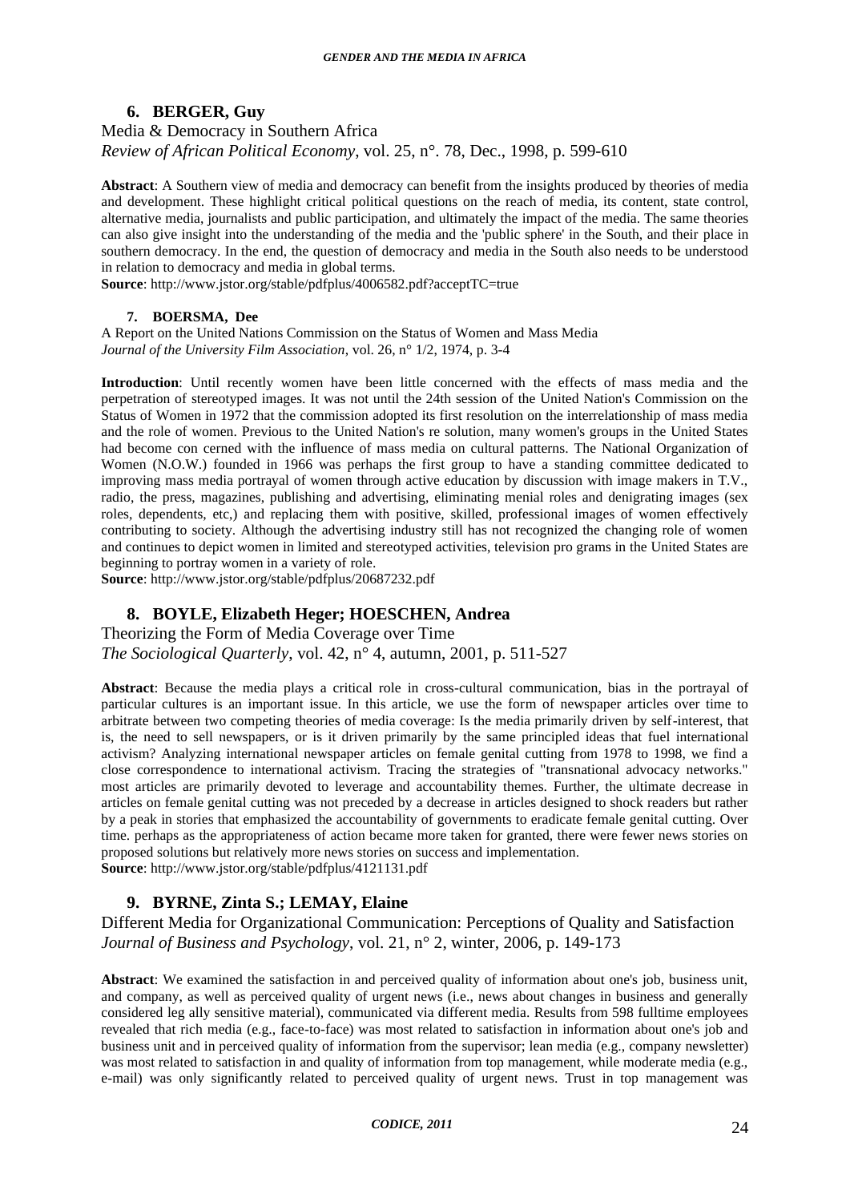### 6. BERGER, Guy

Media & Democracy in Southern Africa
*Review of African Political Economy*, vol. 25, n°. 78, Dec., 1998, p. 599-610

**Abstract**: A Southern view of media and democracy can benefit from the insights produced by theories of media and development. These highlight critical political questions on the reach of media, its content, state control, alternative media, journalists and public participation, and ultimately the impact of the media. The same theories can also give insight into the understanding of the media and the 'public sphere' in the South, and their place in southern democracy. In the end, the question of democracy and media in the South also needs to be understood in relation to democracy and media in global terms.
**Source**: http://www.jstor.org/stable/pdfplus/4006582.pdf?acceptTC=true

### 7. BOERSMA, Dee

A Report on the United Nations Commission on the Status of Women and Mass Media
*Journal of the University Film Association*, vol. 26, n° 1/2, 1974, p. 3-4

**Introduction**: Until recently women have been little concerned with the effects of mass media and the perpetration of stereotyped images. It was not until the 24th session of the United Nation's Commission on the Status of Women in 1972 that the commission adopted its first resolution on the interrelationship of mass media and the role of women. Previous to the United Nation's re solution, many women's groups in the United States had become con cerned with the influence of mass media on cultural patterns. The National Organization of Women (N.O.W.) founded in 1966 was perhaps the first group to have a standing committee dedicated to improving mass media portrayal of women through active education by discussion with image makers in T.V., radio, the press, magazines, publishing and advertising, eliminating menial roles and denigrating images (sex roles, dependents, etc,) and replacing them with positive, skilled, professional images of women effectively contributing to society. Although the advertising industry still has not recognized the changing role of women and continues to depict women in limited and stereotyped activities, television pro grams in the United States are beginning to portray women in a variety of role.
**Source**: http://www.jstor.org/stable/pdfplus/20687232.pdf

### 8. BOYLE, Elizabeth Heger; HOESCHEN, Andrea

Theorizing the Form of Media Coverage over Time
*The Sociological Quarterly*, vol. 42, n° 4, autumn, 2001, p. 511-527

**Abstract**: Because the media plays a critical role in cross-cultural communication, bias in the portrayal of particular cultures is an important issue. In this article, we use the form of newspaper articles over time to arbitrate between two competing theories of media coverage: Is the media primarily driven by self-interest, that is, the need to sell newspapers, or is it driven primarily by the same principled ideas that fuel international activism? Analyzing international newspaper articles on female genital cutting from 1978 to 1998, we find a close correspondence to international activism. Tracing the strategies of "transnational advocacy networks." most articles are primarily devoted to leverage and accountability themes. Further, the ultimate decrease in articles on female genital cutting was not preceded by a decrease in articles designed to shock readers but rather by a peak in stories that emphasized the accountability of governments to eradicate female genital cutting. Over time. perhaps as the appropriateness of action became more taken for granted, there were fewer news stories on proposed solutions but relatively more news stories on success and implementation.
**Source**: http://www.jstor.org/stable/pdfplus/4121131.pdf

### 9. BYRNE, Zinta S.; LEMAY, Elaine

Different Media for Organizational Communication: Perceptions of Quality and Satisfaction
*Journal of Business and Psychology*, vol. 21, n° 2, winter, 2006, p. 149-173

**Abstract**: We examined the satisfaction in and perceived quality of information about one's job, business unit, and company, as well as perceived quality of urgent news (i.e., news about changes in business and generally considered leg ally sensitive material), communicated via different media. Results from 598 fulltime employees revealed that rich media (e.g., face-to-face) was most related to satisfaction in information about one's job and business unit and in perceived quality of information from the supervisor; lean media (e.g., company newsletter) was most related to satisfaction in and quality of information from top management, while moderate media (e.g., e-mail) was only significantly related to perceived quality of urgent news. Trust in top management was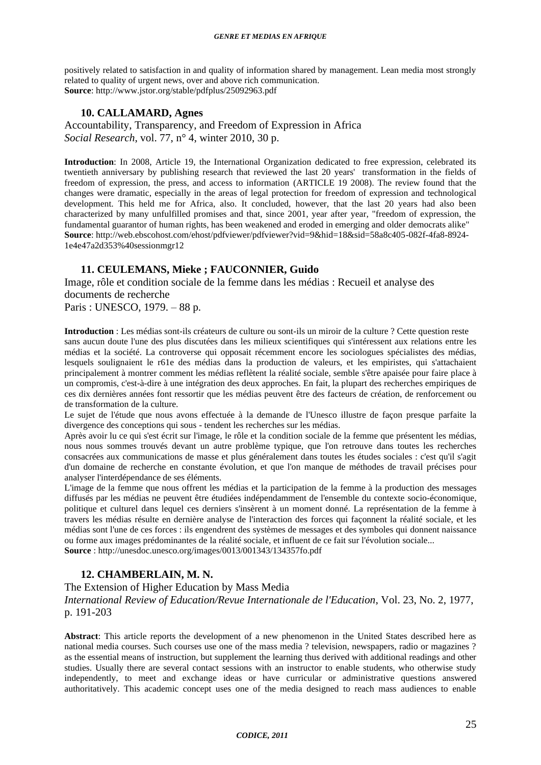positively related to satisfaction in and quality of information shared by management. Lean media most strongly related to quality of urgent news, over and above rich communication.
**Source**: http://www.jstor.org/stable/pdfplus/25092963.pdf

### 10. CALLAMARD, Agnes

Accountability, Transparency, and Freedom of Expression in Africa
*Social Research*, vol. 77, n° 4, winter 2010, 30 p.

**Introduction**: In 2008, Article 19, the International Organization dedicated to free expression, celebrated its twentieth anniversary by publishing research that reviewed the last 20 years' transformation in the fields of freedom of expression, the press, and access to information (ARTICLE 19 2008). The review found that the changes were dramatic, especially in the areas of legal protection for freedom of expression and technological development. This held me for Africa, also. It concluded, however, that the last 20 years had also been characterized by many unfulfilled promises and that, since 2001, year after year, "freedom of expression, the fundamental guarantor of human rights, has been weakened and eroded in emerging and older democrats alike"
**Source**: http://web.ebscohost.com/ehost/pdfviewer/pdfviewer?vid=9&hid=18&sid=58a8c405-082f-4fa8-8924-1e4e47a2d353%40sessionmgr12

### 11. CEULEMANS, Mieke ; FAUCONNIER, Guido

Image, rôle et condition sociale de la femme dans les médias : Recueil et analyse des documents de recherche
Paris : UNESCO, 1979. – 88 p.

**Introduction** : Les médias sont-ils créateurs de culture ou sont-ils un miroir de la culture ? Cette question reste sans aucun doute l'une des plus discutées dans les milieux scientifiques qui s'intéressent aux relations entre les médias et la société. La controverse qui opposait récemment encore les sociologues spécialistes des médias, lesquels soulignaient le r61e des médias dans la production de valeurs, et les empiristes, qui s'attachaient principalement à montrer comment les médias reflètent la réalité sociale, semble s'être apaisée pour faire place à un compromis, c'est-à-dire à une intégration des deux approches. En fait, la plupart des recherches empiriques de ces dix dernières années font ressortir que les médias peuvent être des facteurs de création, de renforcement ou de transformation de la culture.
Le sujet de l'étude que nous avons effectuée à la demande de l'Unesco illustre de façon presque parfaite la divergence des conceptions qui sous - tendent les recherches sur les médias.
Après avoir lu ce qui s'est écrit sur l'image, le rôle et la condition sociale de la femme que présentent les médias, nous nous sommes trouvés devant un autre problème typique, que l'on retrouve dans toutes les recherches consacrées aux communications de masse et plus généralement dans toutes les études sociales : c'est qu'il s'agit d'un domaine de recherche en constante évolution, et que l'on manque de méthodes de travail précises pour analyser l'interdépendance de ses éléments.
L'image de la femme que nous offrent les médias et la participation de la femme à la production des messages diffusés par les médias ne peuvent être étudiées indépendamment de l'ensemble du contexte socio-économique, politique et culturel dans lequel ces derniers s'insèrent à un moment donné. La représentation de la femme à travers les médias résulte en dernière analyse de l'interaction des forces qui façonnent la réalité sociale, et les médias sont l'une de ces forces : ils engendrent des systèmes de messages et des symboles qui donnent naissance ou forme aux images prédominantes de la réalité sociale, et influent de ce fait sur l'évolution sociale...
**Source** : http://unesdoc.unesco.org/images/0013/001343/134357fo.pdf

### 12. CHAMBERLAIN, M. N.

The Extension of Higher Education by Mass Media
*International Review of Education/Revue Internationale de l'Education*, Vol. 23, No. 2, 1977, p. 191-203

**Abstract**: This article reports the development of a new phenomenon in the United States described here as national media courses. Such courses use one of the mass media ? television, newspapers, radio or magazines ? as the essential means of instruction, but supplement the learning thus derived with additional readings and other studies. Usually there are several contact sessions with an instructor to enable students, who otherwise study independently, to meet and exchange ideas or have curricular or administrative questions answered authoritatively. This academic concept uses one of the media designed to reach mass audiences to enable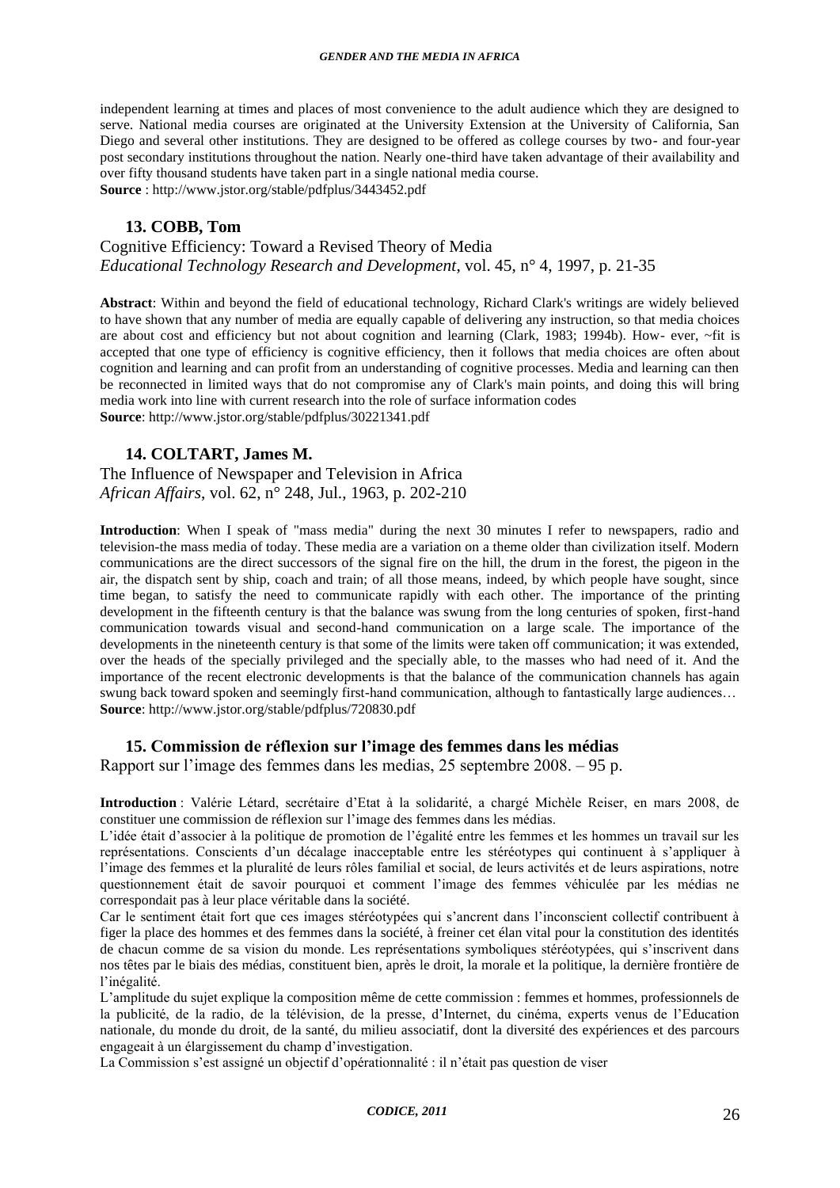independent learning at times and places of most convenience to the adult audience which they are designed to serve. National media courses are originated at the University Extension at the University of California, San Diego and several other institutions. They are designed to be offered as college courses by two- and four-year post secondary institutions throughout the nation. Nearly one-third have taken advantage of their availability and over fifty thousand students have taken part in a single national media course.
**Source** : http://www.jstor.org/stable/pdfplus/3443452.pdf

### 13. COBB, Tom

Cognitive Efficiency: Toward a Revised Theory of Media
*Educational Technology Research and Development*, vol. 45, n° 4, 1997, p. 21-35

**Abstract**: Within and beyond the field of educational technology, Richard Clark's writings are widely believed to have shown that any number of media are equally capable of delivering any instruction, so that media choices are about cost and efficiency but not about cognition and learning (Clark, 1983; 1994b). How- ever, ~fit is accepted that one type of efficiency is cognitive efficiency, then it follows that media choices are often about cognition and learning and can profit from an understanding of cognitive processes. Media and learning can then be reconnected in limited ways that do not compromise any of Clark's main points, and doing this will bring media work into line with current research into the role of surface information codes
**Source**: http://www.jstor.org/stable/pdfplus/30221341.pdf

### 14. COLTART, James M.

The Influence of Newspaper and Television in Africa
*African Affairs*, vol. 62, n° 248, Jul., 1963, p. 202-210

**Introduction**: When I speak of "mass media" during the next 30 minutes I refer to newspapers, radio and television-the mass media of today. These media are a variation on a theme older than civilization itself. Modern communications are the direct successors of the signal fire on the hill, the drum in the forest, the pigeon in the air, the dispatch sent by ship, coach and train; of all those means, indeed, by which people have sought, since time began, to satisfy the need to communicate rapidly with each other. The importance of the printing development in the fifteenth century is that the balance was swung from the long centuries of spoken, first-hand communication towards visual and second-hand communication on a large scale. The importance of the developments in the nineteenth century is that some of the limits were taken off communication; it was extended, over the heads of the specially privileged and the specially able, to the masses who had need of it. And the importance of the recent electronic developments is that the balance of the communication channels has again swung back toward spoken and seemingly first-hand communication, although to fantastically large audiences…
**Source**: http://www.jstor.org/stable/pdfplus/720830.pdf

### 15. Commission de réflexion sur l'image des femmes dans les médias

Rapport sur l'image des femmes dans les medias, 25 septembre 2008. – 95 p.

**Introduction** : Valérie Létard, secrétaire d'Etat à la solidarité, a chargé Michèle Reiser, en mars 2008, de constituer une commission de réflexion sur l'image des femmes dans les médias.

L'idée était d'associer à la politique de promotion de l'égalité entre les femmes et les hommes un travail sur les représentations. Conscients d'un décalage inacceptable entre les stéréotypes qui continuent à s'appliquer à l'image des femmes et la pluralité de leurs rôles familial et social, de leurs activités et de leurs aspirations, notre questionnement était de savoir pourquoi et comment l'image des femmes véhiculée par les médias ne correspondait pas à leur place véritable dans la société.

Car le sentiment était fort que ces images stéréotypées qui s'ancrent dans l'inconscient collectif contribuent à figer la place des hommes et des femmes dans la société, à freiner cet élan vital pour la constitution des identités de chacun comme de sa vision du monde. Les représentations symboliques stéréotypées, qui s'inscrivent dans nos têtes par le biais des médias, constituent bien, après le droit, la morale et la politique, la dernière frontière de l'inégalité.

L'amplitude du sujet explique la composition même de cette commission : femmes et hommes, professionnels de la publicité, de la radio, de la télévision, de la presse, d'Internet, du cinéma, experts venus de l'Education nationale, du monde du droit, de la santé, du milieu associatif, dont la diversité des expériences et des parcours engageait à un élargissement du champ d'investigation.

La Commission s'est assigné un objectif d'opérationnalité : il n'était pas question de viser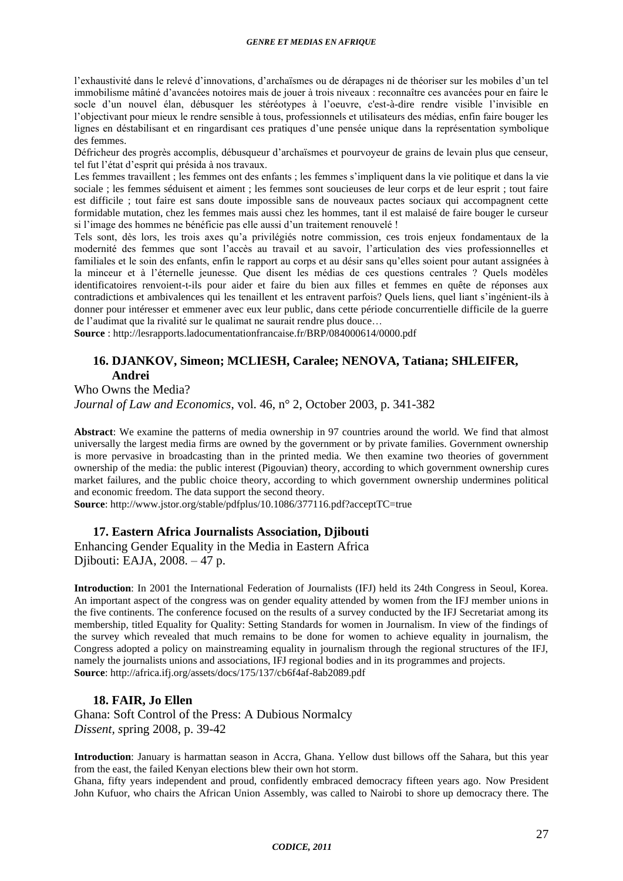l'exhaustivité dans le relevé d'innovations, d'archaïsmes ou de dérapages ni de théoriser sur les mobiles d'un tel immobilisme mâtiné d'avancées notoires mais de jouer à trois niveaux : reconnaître ces avancées pour en faire le socle d'un nouvel élan, débusquer les stéréotypes à l'oeuvre, c'est-à-dire rendre visible l'invisible en l'objectivant pour mieux le rendre sensible à tous, professionnels et utilisateurs des médias, enfin faire bouger les lignes en déstabilisant et en ringardisant ces pratiques d'une pensée unique dans la représentation symbolique des femmes.

Défricheur des progrès accomplis, débusqueur d'archaïsmes et pourvoyeur de grains de levain plus que censeur, tel fut l'état d'esprit qui présida à nos travaux.

Les femmes travaillent ; les femmes ont des enfants ; les femmes s'impliquent dans la vie politique et dans la vie sociale ; les femmes séduisent et aiment ; les femmes sont soucieuses de leur corps et de leur esprit ; tout faire est difficile ; tout faire est sans doute impossible sans de nouveaux pactes sociaux qui accompagnent cette formidable mutation, chez les femmes mais aussi chez les hommes, tant il est malaisé de faire bouger le curseur si l'image des hommes ne bénéficie pas elle aussi d'un traitement renouvelé !

Tels sont, dès lors, les trois axes qu'a privilégiés notre commission, ces trois enjeux fondamentaux de la modernité des femmes que sont l'accès au travail et au savoir, l'articulation des vies professionnelles et familiales et le soin des enfants, enfin le rapport au corps et au désir sans qu'elles soient pour autant assignées à la minceur et à l'éternelle jeunesse. Que disent les médias de ces questions centrales ? Quels modèles identificatoires renvoient-t-ils pour aider et faire du bien aux filles et femmes en quête de réponses aux contradictions et ambivalences qui les tenaillent et les entravent parfois? Quels liens, quel liant s'ingénient-ils à donner pour intéresser et emmener avec eux leur public, dans cette période concurrentielle difficile de la guerre de l'audimat que la rivalité sur le qualimat ne saurait rendre plus douce…

**Source** : http://lesrapports.ladocumentationfrancaise.fr/BRP/084000614/0000.pdf

### 16. DJANKOV, Simeon; MCLIESH, Caralee; NENOVA, Tatiana; SHLEIFER, Andrei

Who Owns the Media?
*Journal of Law and Economics*, vol. 46, n° 2, October 2003, p. 341-382

**Abstract**: We examine the patterns of media ownership in 97 countries around the world. We find that almost universally the largest media firms are owned by the government or by private families. Government ownership is more pervasive in broadcasting than in the printed media. We then examine two theories of government ownership of the media: the public interest (Pigouvian) theory, according to which government ownership cures market failures, and the public choice theory, according to which government ownership undermines political and economic freedom. The data support the second theory.

**Source**: http://www.jstor.org/stable/pdfplus/10.1086/377116.pdf?acceptTC=true

### 17. Eastern Africa Journalists Association, Djibouti

Enhancing Gender Equality in the Media in Eastern Africa
Djibouti: EAJA, 2008. – 47 p.

**Introduction**: In 2001 the International Federation of Journalists (IFJ) held its 24th Congress in Seoul, Korea. An important aspect of the congress was on gender equality attended by women from the IFJ member unions in the five continents. The conference focused on the results of a survey conducted by the IFJ Secretariat among its membership, titled Equality for Quality: Setting Standards for women in Journalism. In view of the findings of the survey which revealed that much remains to be done for women to achieve equality in journalism, the Congress adopted a policy on mainstreaming equality in journalism through the regional structures of the IFJ, namely the journalists unions and associations, IFJ regional bodies and in its programmes and projects.

**Source**: http://africa.ifj.org/assets/docs/175/137/cb6f4af-8ab2089.pdf

### 18. FAIR, Jo Ellen

Ghana: Soft Control of the Press: A Dubious Normalcy
*Dissent*, spring 2008, p. 39-42

**Introduction**: January is harmattan season in Accra, Ghana. Yellow dust billows off the Sahara, but this year from the east, the failed Kenyan elections blew their own hot storm.

Ghana, fifty years independent and proud, confidently embraced democracy fifteen years ago. Now President John Kufuor, who chairs the African Union Assembly, was called to Nairobi to shore up democracy there. The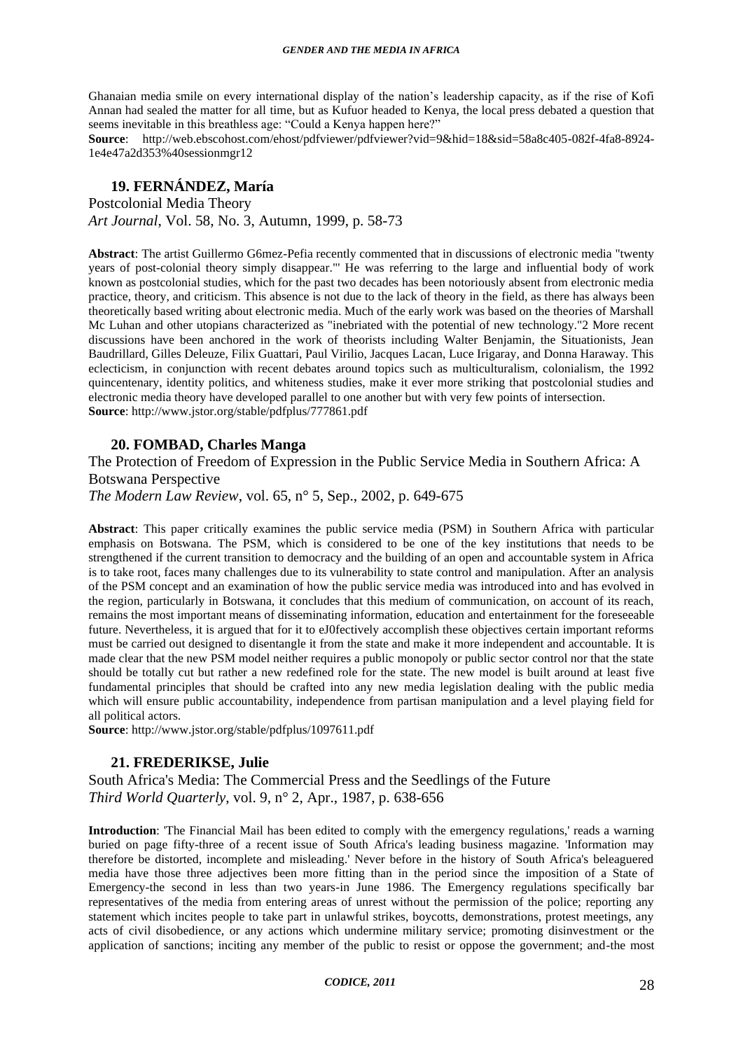Ghanaian media smile on every international display of the nation's leadership capacity, as if the rise of Kofi Annan had sealed the matter for all time, but as Kufuor headed to Kenya, the local press debated a question that seems inevitable in this breathless age: "Could a Kenya happen here?"

**Source**: http://web.ebscohost.com/ehost/pdfviewer/pdfviewer?vid=9&hid=18&sid=58a8c405-082f-4fa8-8924-1e4e47a2d353%40sessionmgr12

## 19. FERNÁNDEZ, María

Postcolonial Media Theory
*Art Journal*, Vol. 58, No. 3, Autumn, 1999, p. 58-73

**Abstract**: The artist Guillermo G6mez-Pefia recently commented that in discussions of electronic media "twenty years of post-colonial theory simply disappear."' He was referring to the large and influential body of work known as postcolonial studies, which for the past two decades has been notoriously absent from electronic media practice, theory, and criticism. This absence is not due to the lack of theory in the field, as there has always been theoretically based writing about electronic media. Much of the early work was based on the theories of Marshall Mc Luhan and other utopians characterized as "inebriated with the potential of new technology."2 More recent discussions have been anchored in the work of theorists including Walter Benjamin, the Situationists, Jean Baudrillard, Gilles Deleuze, Filix Guattari, Paul Virilio, Jacques Lacan, Luce Irigaray, and Donna Haraway. This eclecticism, in conjunction with recent debates around topics such as multiculturalism, colonialism, the 1992 quincentenary, identity politics, and whiteness studies, make it ever more striking that postcolonial studies and electronic media theory have developed parallel to one another but with very few points of intersection.

**Source**: http://www.jstor.org/stable/pdfplus/777861.pdf

## 20. FOMBAD, Charles Manga

The Protection of Freedom of Expression in the Public Service Media in Southern Africa: A Botswana Perspective
*The Modern Law Review*, vol. 65, n° 5, Sep., 2002, p. 649-675

**Abstract**: This paper critically examines the public service media (PSM) in Southern Africa with particular emphasis on Botswana. The PSM, which is considered to be one of the key institutions that needs to be strengthened if the current transition to democracy and the building of an open and accountable system in Africa is to take root, faces many challenges due to its vulnerability to state control and manipulation. After an analysis of the PSM concept and an examination of how the public service media was introduced into and has evolved in the region, particularly in Botswana, it concludes that this medium of communication, on account of its reach, remains the most important means of disseminating information, education and entertainment for the foreseeable future. Nevertheless, it is argued that for it to eJ0fectively accomplish these objectives certain important reforms must be carried out designed to disentangle it from the state and make it more independent and accountable. It is made clear that the new PSM model neither requires a public monopoly or public sector control nor that the state should be totally cut but rather a new redefined role for the state. The new model is built around at least five fundamental principles that should be crafted into any new media legislation dealing with the public media which will ensure public accountability, independence from partisan manipulation and a level playing field for all political actors.

**Source**: http://www.jstor.org/stable/pdfplus/1097611.pdf

## 21. FREDERIKSE, Julie

South Africa's Media: The Commercial Press and the Seedlings of the Future
*Third World Quarterly*, vol. 9, n° 2, Apr., 1987, p. 638-656

**Introduction**: 'The Financial Mail has been edited to comply with the emergency regulations,' reads a warning buried on page fifty-three of a recent issue of South Africa's leading business magazine. 'Information may therefore be distorted, incomplete and misleading.' Never before in the history of South Africa's beleaguered media have those three adjectives been more fitting than in the period since the imposition of a State of Emergency-the second in less than two years-in June 1986. The Emergency regulations specifically bar representatives of the media from entering areas of unrest without the permission of the police; reporting any statement which incites people to take part in unlawful strikes, boycotts, demonstrations, protest meetings, any acts of civil disobedience, or any actions which undermine military service; promoting disinvestment or the application of sanctions; inciting any member of the public to resist or oppose the government; and-the most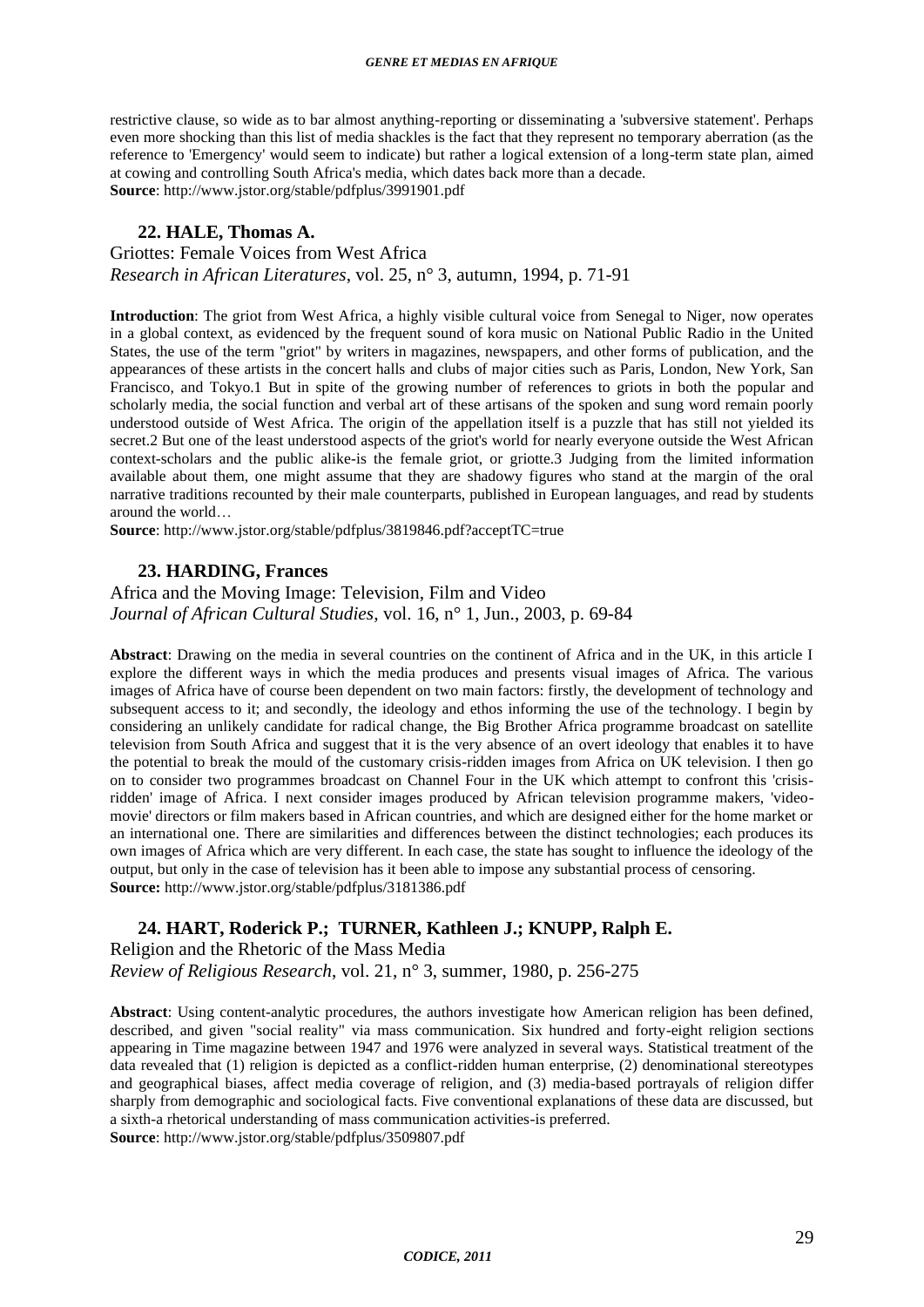restrictive clause, so wide as to bar almost anything-reporting or disseminating a 'subversive statement'. Perhaps even more shocking than this list of media shackles is the fact that they represent no temporary aberration (as the reference to 'Emergency' would seem to indicate) but rather a logical extension of a long-term state plan, aimed at cowing and controlling South Africa's media, which dates back more than a decade.
**Source**: http://www.jstor.org/stable/pdfplus/3991901.pdf

### 22. HALE, Thomas A.

Griottes: Female Voices from West Africa
*Research in African Literatures*, vol. 25, n° 3, autumn, 1994, p. 71-91

**Introduction**: The griot from West Africa, a highly visible cultural voice from Senegal to Niger, now operates in a global context, as evidenced by the frequent sound of kora music on National Public Radio in the United States, the use of the term "griot" by writers in magazines, newspapers, and other forms of publication, and the appearances of these artists in the concert halls and clubs of major cities such as Paris, London, New York, San Francisco, and Tokyo.1 But in spite of the growing number of references to griots in both the popular and scholarly media, the social function and verbal art of these artisans of the spoken and sung word remain poorly understood outside of West Africa. The origin of the appellation itself is a puzzle that has still not yielded its secret.2 But one of the least understood aspects of the griot's world for nearly everyone outside the West African context-scholars and the public alike-is the female griot, or griotte.3 Judging from the limited information available about them, one might assume that they are shadowy figures who stand at the margin of the oral narrative traditions recounted by their male counterparts, published in European languages, and read by students around the world…
**Source**: http://www.jstor.org/stable/pdfplus/3819846.pdf?acceptTC=true

### 23. HARDING, Frances

Africa and the Moving Image: Television, Film and Video
*Journal of African Cultural Studies*, vol. 16, n° 1, Jun., 2003, p. 69-84

**Abstract**: Drawing on the media in several countries on the continent of Africa and in the UK, in this article I explore the different ways in which the media produces and presents visual images of Africa. The various images of Africa have of course been dependent on two main factors: firstly, the development of technology and subsequent access to it; and secondly, the ideology and ethos informing the use of the technology. I begin by considering an unlikely candidate for radical change, the Big Brother Africa programme broadcast on satellite television from South Africa and suggest that it is the very absence of an overt ideology that enables it to have the potential to break the mould of the customary crisis-ridden images from Africa on UK television. I then go on to consider two programmes broadcast on Channel Four in the UK which attempt to confront this 'crisis-ridden' image of Africa. I next consider images produced by African television programme makers, 'video-movie' directors or film makers based in African countries, and which are designed either for the home market or an international one. There are similarities and differences between the distinct technologies; each produces its own images of Africa which are very different. In each case, the state has sought to influence the ideology of the output, but only in the case of television has it been able to impose any substantial process of censoring.
**Source:** http://www.jstor.org/stable/pdfplus/3181386.pdf

### 24. HART, Roderick P.; TURNER, Kathleen J.; KNUPP, Ralph E.

Religion and the Rhetoric of the Mass Media
*Review of Religious Research*, vol. 21, n° 3, summer, 1980, p. 256-275

**Abstract**: Using content-analytic procedures, the authors investigate how American religion has been defined, described, and given "social reality" via mass communication. Six hundred and forty-eight religion sections appearing in Time magazine between 1947 and 1976 were analyzed in several ways. Statistical treatment of the data revealed that (1) religion is depicted as a conflict-ridden human enterprise, (2) denominational stereotypes and geographical biases, affect media coverage of religion, and (3) media-based portrayals of religion differ sharply from demographic and sociological facts. Five conventional explanations of these data are discussed, but a sixth-a rhetorical understanding of mass communication activities-is preferred.
**Source**: http://www.jstor.org/stable/pdfplus/3509807.pdf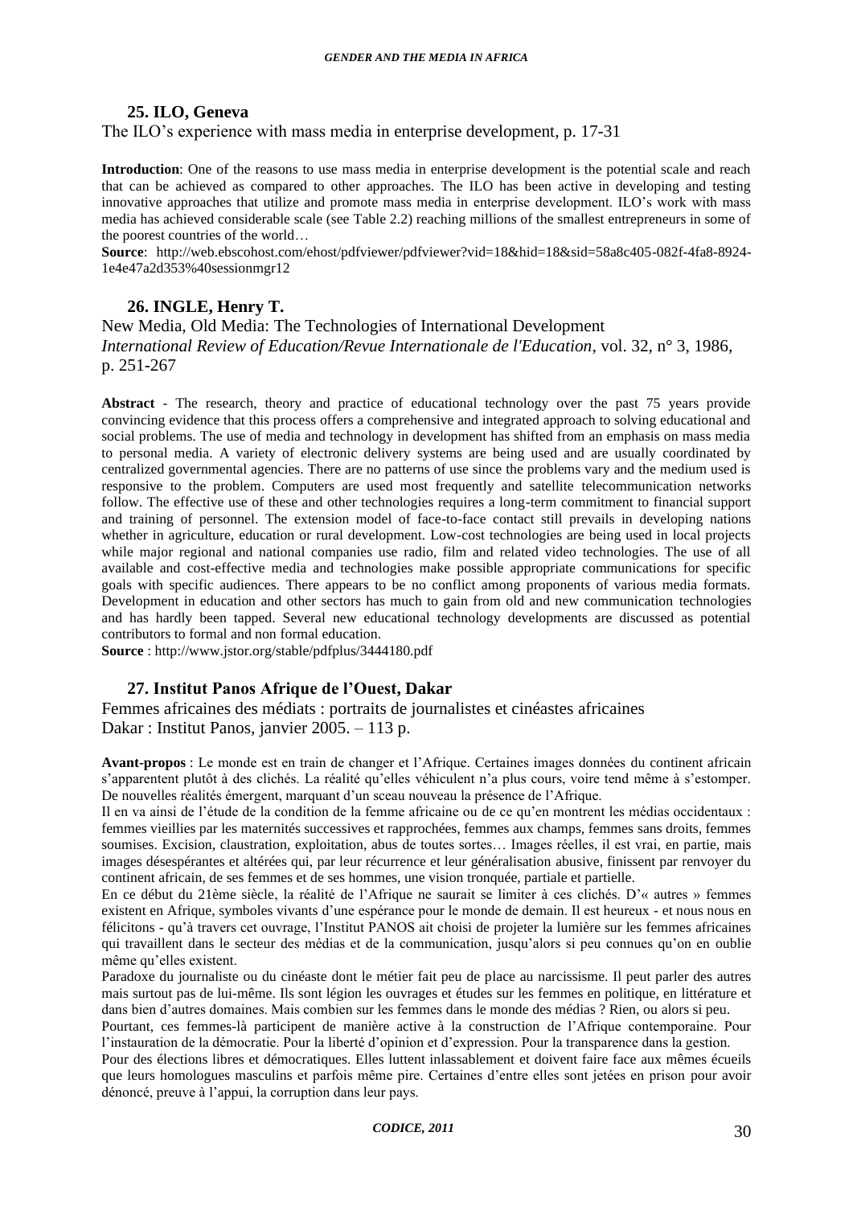### 25. ILO, Geneva

The ILO's experience with mass media in enterprise development, p. 17-31

**Introduction**: One of the reasons to use mass media in enterprise development is the potential scale and reach that can be achieved as compared to other approaches. The ILO has been active in developing and testing innovative approaches that utilize and promote mass media in enterprise development. ILO's work with mass media has achieved considerable scale (see Table 2.2) reaching millions of the smallest entrepreneurs in some of the poorest countries of the world…

**Source**: http://web.ebscohost.com/ehost/pdfviewer/pdfviewer?vid=18&hid=18&sid=58a8c405-082f-4fa8-8924-1e4e47a2d353%40sessionmgr12

### 26. INGLE, Henry T.

New Media, Old Media: The Technologies of International Development
*International Review of Education/Revue Internationale de l'Education*, vol. 32, n° 3, 1986, p. 251-267

**Abstract** - The research, theory and practice of educational technology over the past 75 years provide convincing evidence that this process offers a comprehensive and integrated approach to solving educational and social problems. The use of media and technology in development has shifted from an emphasis on mass media to personal media. A variety of electronic delivery systems are being used and are usually coordinated by centralized governmental agencies. There are no patterns of use since the problems vary and the medium used is responsive to the problem. Computers are used most frequently and satellite telecommunication networks follow. The effective use of these and other technologies requires a long-term commitment to financial support and training of personnel. The extension model of face-to-face contact still prevails in developing nations whether in agriculture, education or rural development. Low-cost technologies are being used in local projects while major regional and national companies use radio, film and related video technologies. The use of all available and cost-effective media and technologies make possible appropriate communications for specific goals with specific audiences. There appears to be no conflict among proponents of various media formats. Development in education and other sectors has much to gain from old and new communication technologies and has hardly been tapped. Several new educational technology developments are discussed as potential contributors to formal and non formal education.

**Source** : http://www.jstor.org/stable/pdfplus/3444180.pdf

### 27. Institut Panos Afrique de l'Ouest, Dakar

Femmes africaines des médiats : portraits de journalistes et cinéastes africaines
Dakar : Institut Panos, janvier 2005. – 113 p.

**Avant-propos** : Le monde est en train de changer et l'Afrique. Certaines images données du continent africain s'apparentent plutôt à des clichés. La réalité qu'elles véhiculent n'a plus cours, voire tend même à s'estomper. De nouvelles réalités émergent, marquant d'un sceau nouveau la présence de l'Afrique.

Il en va ainsi de l'étude de la condition de la femme africaine ou de ce qu'en montrent les médias occidentaux : femmes vieillies par les maternités successives et rapprochées, femmes aux champs, femmes sans droits, femmes soumises. Excision, claustration, exploitation, abus de toutes sortes… Images réelles, il est vrai, en partie, mais images désespérantes et altérées qui, par leur récurrence et leur généralisation abusive, finissent par renvoyer du continent africain, de ses femmes et de ses hommes, une vision tronquée, partiale et partielle.

En ce début du 21ème siècle, la réalité de l'Afrique ne saurait se limiter à ces clichés. D'« autres » femmes existent en Afrique, symboles vivants d'une espérance pour le monde de demain. Il est heureux - et nous nous en félicitons - qu'à travers cet ouvrage, l'Institut PANOS ait choisi de projeter la lumière sur les femmes africaines qui travaillent dans le secteur des médias et de la communication, jusqu'alors si peu connues qu'on en oublie même qu'elles existent.

Paradoxe du journaliste ou du cinéaste dont le métier fait peu de place au narcissisme. Il peut parler des autres mais surtout pas de lui-même. Ils sont légion les ouvrages et études sur les femmes en politique, en littérature et dans bien d'autres domaines. Mais combien sur les femmes dans le monde des médias ? Rien, ou alors si peu.

Pourtant, ces femmes-là participent de manière active à la construction de l'Afrique contemporaine. Pour l'instauration de la démocratie. Pour la liberté d'opinion et d'expression. Pour la transparence dans la gestion.

Pour des élections libres et démocratiques. Elles luttent inlassablement et doivent faire face aux mêmes écueils que leurs homologues masculins et parfois même pire. Certaines d'entre elles sont jetées en prison pour avoir dénoncé, preuve à l'appui, la corruption dans leur pays.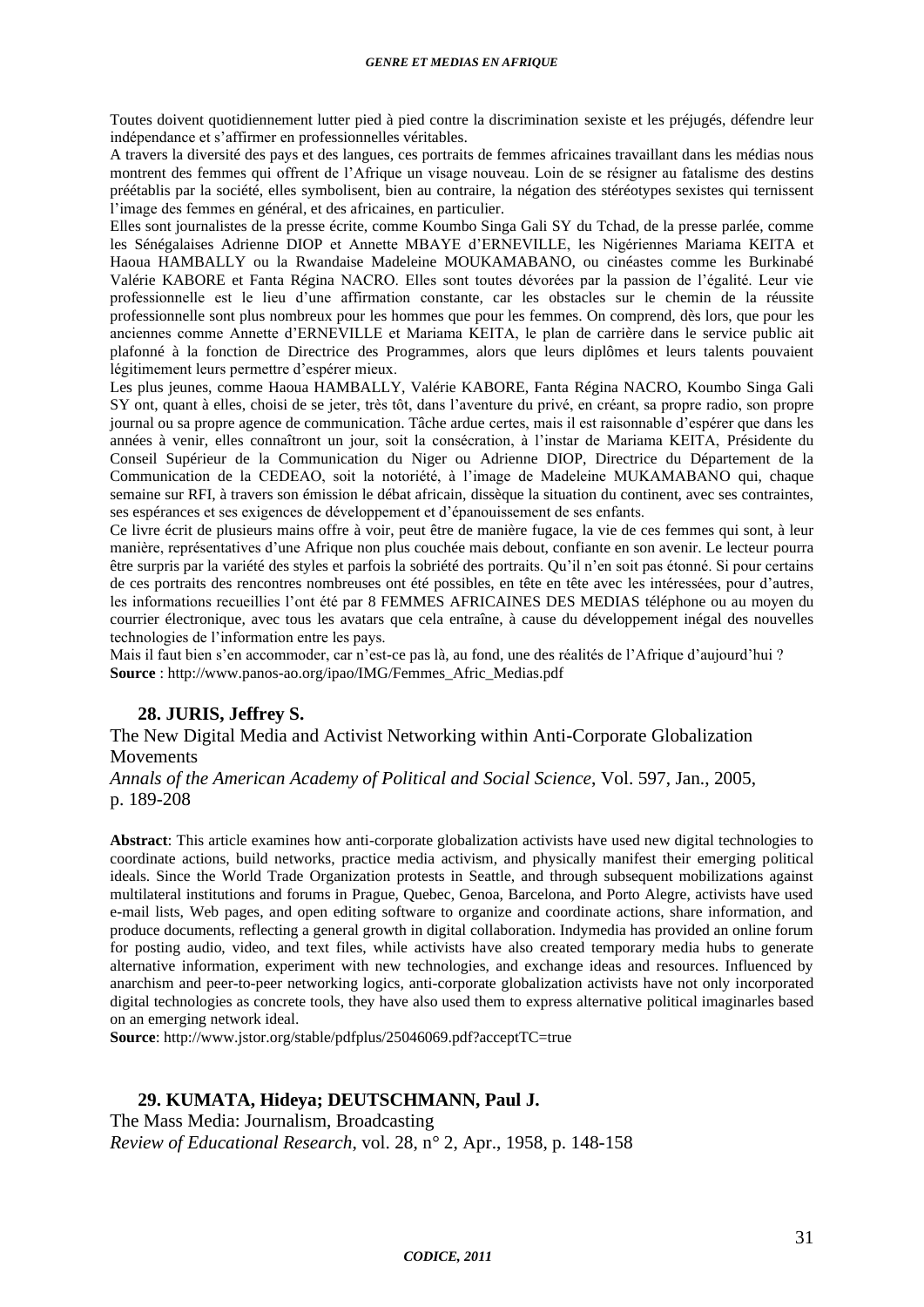Toutes doivent quotidiennement lutter pied à pied contre la discrimination sexiste et les préjugés, défendre leur indépendance et s'affirmer en professionnelles véritables.

A travers la diversité des pays et des langues, ces portraits de femmes africaines travaillant dans les médias nous montrent des femmes qui offrent de l'Afrique un visage nouveau. Loin de se résigner au fatalisme des destins préétablis par la société, elles symbolisent, bien au contraire, la négation des stéréotypes sexistes qui ternissent l'image des femmes en général, et des africaines, en particulier.

Elles sont journalistes de la presse écrite, comme Koumbo Singa Gali SY du Tchad, de la presse parlée, comme les Sénégalaises Adrienne DIOP et Annette MBAYE d'ERNEVILLE, les Nigériennes Mariama KEITA et Haoua HAMBALLY ou la Rwandaise Madeleine MOUKAMABANO, ou cinéastes comme les Burkinabé Valérie KABORE et Fanta Régina NACRO. Elles sont toutes dévorées par la passion de l'égalité. Leur vie professionnelle est le lieu d'une affirmation constante, car les obstacles sur le chemin de la réussite professionnelle sont plus nombreux pour les hommes que pour les femmes. On comprend, dès lors, que pour les anciennes comme Annette d'ERNEVILLE et Mariama KEITA, le plan de carrière dans le service public ait plafonné à la fonction de Directrice des Programmes, alors que leurs diplômes et leurs talents pouvaient légitimement leurs permettre d'espérer mieux.

Les plus jeunes, comme Haoua HAMBALLY, Valérie KABORE, Fanta Régina NACRO, Koumbo Singa Gali SY ont, quant à elles, choisi de se jeter, très tôt, dans l'aventure du privé, en créant, sa propre radio, son propre journal ou sa propre agence de communication. Tâche ardue certes, mais il est raisonnable d'espérer que dans les années à venir, elles connaîtront un jour, soit la consécration, à l'instar de Mariama KEITA, Présidente du Conseil Supérieur de la Communication du Niger ou Adrienne DIOP, Directrice du Département de la Communication de la CEDEAO, soit la notoriété, à l'image de Madeleine MUKAMABANO qui, chaque semaine sur RFI, à travers son émission le débat africain, dissèque la situation du continent, avec ses contraintes, ses espérances et ses exigences de développement et d'épanouissement de ses enfants.

Ce livre écrit de plusieurs mains offre à voir, peut être de manière fugace, la vie de ces femmes qui sont, à leur manière, représentatives d'une Afrique non plus couchée mais debout, confiante en son avenir. Le lecteur pourra être surpris par la variété des styles et parfois la sobriété des portraits. Qu'il n'en soit pas étonné. Si pour certains de ces portraits des rencontres nombreuses ont été possibles, en tête en tête avec les intéressées, pour d'autres, les informations recueillies l'ont été par 8 FEMMES AFRICAINES DES MEDIAS téléphone ou au moyen du courrier électronique, avec tous les avatars que cela entraîne, à cause du développement inégal des nouvelles technologies de l'information entre les pays.

Mais il faut bien s'en accommoder, car n'est-ce pas là, au fond, une des réalités de l'Afrique d'aujourd'hui ?

**Source** : http://www.panos-ao.org/ipao/IMG/Femmes_Afric_Medias.pdf

### 28. JURIS, Jeffrey S.

The New Digital Media and Activist Networking within Anti-Corporate Globalization Movements

*Annals of the American Academy of Political and Social Science*, Vol. 597, Jan., 2005, p. 189-208

**Abstract**: This article examines how anti-corporate globalization activists have used new digital technologies to coordinate actions, build networks, practice media activism, and physically manifest their emerging political ideals. Since the World Trade Organization protests in Seattle, and through subsequent mobilizations against multilateral institutions and forums in Prague, Quebec, Genoa, Barcelona, and Porto Alegre, activists have used e-mail lists, Web pages, and open editing software to organize and coordinate actions, share information, and produce documents, reflecting a general growth in digital collaboration. Indymedia has provided an online forum for posting audio, video, and text files, while activists have also created temporary media hubs to generate alternative information, experiment with new technologies, and exchange ideas and resources. Influenced by anarchism and peer-to-peer networking logics, anti-corporate globalization activists have not only incorporated digital technologies as concrete tools, they have also used them to express alternative political imaginarles based on an emerging network ideal.

**Source**: http://www.jstor.org/stable/pdfplus/25046069.pdf?acceptTC=true

### 29. KUMATA, Hideya; DEUTSCHMANN, Paul J.

The Mass Media: Journalism, Broadcasting

*Review of Educational Research*, vol. 28, n° 2, Apr., 1958, p. 148-158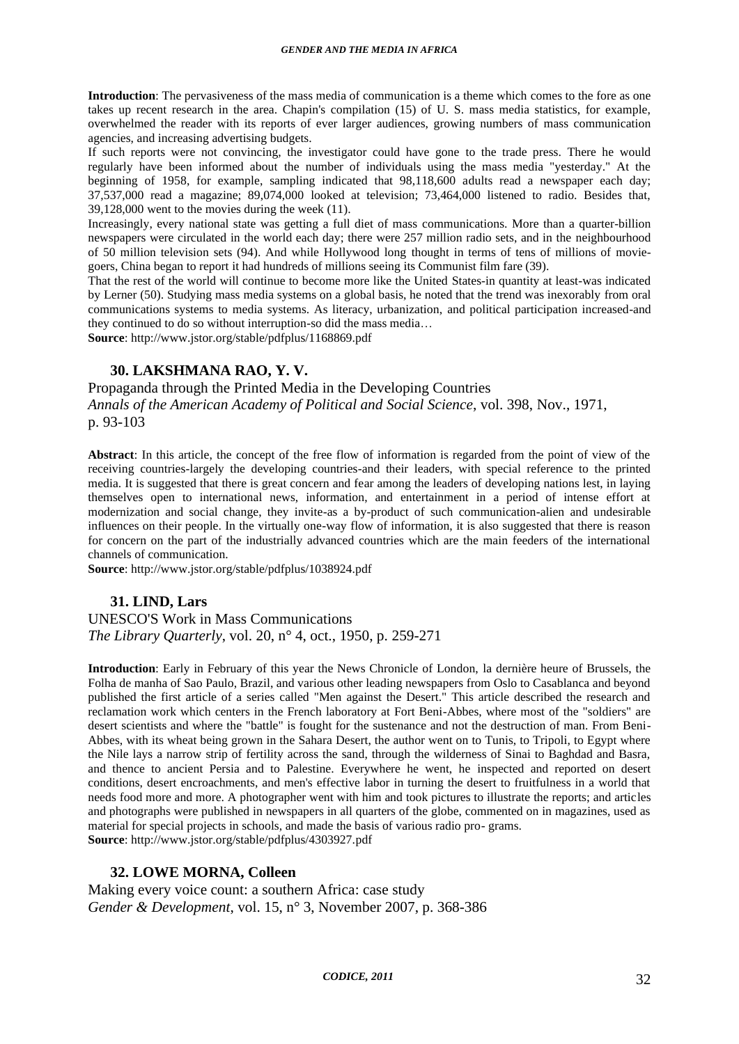**Introduction**: The pervasiveness of the mass media of communication is a theme which comes to the fore as one takes up recent research in the area. Chapin's compilation (15) of U. S. mass media statistics, for example, overwhelmed the reader with its reports of ever larger audiences, growing numbers of mass communication agencies, and increasing advertising budgets.

If such reports were not convincing, the investigator could have gone to the trade press. There he would regularly have been informed about the number of individuals using the mass media "yesterday." At the beginning of 1958, for example, sampling indicated that 98,118,600 adults read a newspaper each day; 37,537,000 read a magazine; 89,074,000 looked at television; 73,464,000 listened to radio. Besides that, 39,128,000 went to the movies during the week (11).

Increasingly, every national state was getting a full diet of mass communications. More than a quarter-billion newspapers were circulated in the world each day; there were 257 million radio sets, and in the neighbourhood of 50 million television sets (94). And while Hollywood long thought in terms of tens of millions of movie-goers, China began to report it had hundreds of millions seeing its Communist film fare (39).

That the rest of the world will continue to become more like the United States-in quantity at least-was indicated by Lerner (50). Studying mass media systems on a global basis, he noted that the trend was inexorably from oral communications systems to media systems. As literacy, urbanization, and political participation increased-and they continued to do so without interruption-so did the mass media…

**Source**: http://www.jstor.org/stable/pdfplus/1168869.pdf

### 30. LAKSHMANA RAO, Y. V.

Propaganda through the Printed Media in the Developing Countries
*Annals of the American Academy of Political and Social Science*, vol. 398, Nov., 1971, p. 93-103

**Abstract**: In this article, the concept of the free flow of information is regarded from the point of view of the receiving countries-largely the developing countries-and their leaders, with special reference to the printed media. It is suggested that there is great concern and fear among the leaders of developing nations lest, in laying themselves open to international news, information, and entertainment in a period of intense effort at modernization and social change, they invite-as a by-product of such communication-alien and undesirable influences on their people. In the virtually one-way flow of information, it is also suggested that there is reason for concern on the part of the industrially advanced countries which are the main feeders of the international channels of communication.

**Source**: http://www.jstor.org/stable/pdfplus/1038924.pdf

### 31. LIND, Lars

UNESCO'S Work in Mass Communications
*The Library Quarterly*, vol. 20, n° 4, oct., 1950, p. 259-271

**Introduction**: Early in February of this year the News Chronicle of London, la dernière heure of Brussels, the Folha de manha of Sao Paulo, Brazil, and various other leading newspapers from Oslo to Casablanca and beyond published the first article of a series called "Men against the Desert." This article described the research and reclamation work which centers in the French laboratory at Fort Beni-Abbes, where most of the "soldiers" are desert scientists and where the "battle" is fought for the sustenance and not the destruction of man. From Beni-Abbes, with its wheat being grown in the Sahara Desert, the author went on to Tunis, to Tripoli, to Egypt where the Nile lays a narrow strip of fertility across the sand, through the wilderness of Sinai to Baghdad and Basra, and thence to ancient Persia and to Palestine. Everywhere he went, he inspected and reported on desert conditions, desert encroachments, and men's effective labor in turning the desert to fruitfulness in a world that needs food more and more. A photographer went with him and took pictures to illustrate the reports; and articles and photographs were published in newspapers in all quarters of the globe, commented on in magazines, used as material for special projects in schools, and made the basis of various radio pro- grams.

**Source**: http://www.jstor.org/stable/pdfplus/4303927.pdf

### 32. LOWE MORNA, Colleen

Making every voice count: a southern Africa: case study
*Gender & Development*, vol. 15, n° 3, November 2007, p. 368-386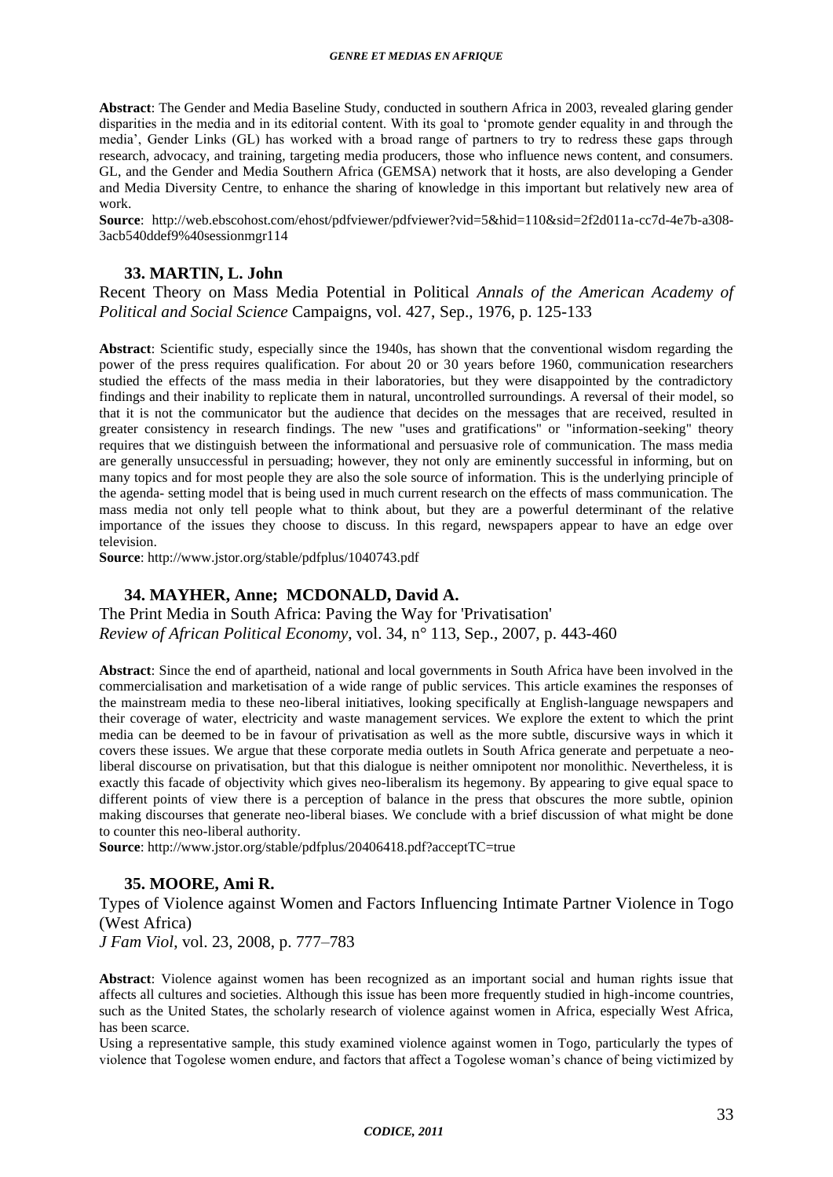**Abstract**: The Gender and Media Baseline Study, conducted in southern Africa in 2003, revealed glaring gender disparities in the media and in its editorial content. With its goal to 'promote gender equality in and through the media', Gender Links (GL) has worked with a broad range of partners to try to redress these gaps through research, advocacy, and training, targeting media producers, those who influence news content, and consumers. GL, and the Gender and Media Southern Africa (GEMSA) network that it hosts, are also developing a Gender and Media Diversity Centre, to enhance the sharing of knowledge in this important but relatively new area of work.

**Source**: http://web.ebscohost.com/ehost/pdfviewer/pdfviewer?vid=5&hid=110&sid=2f2d011a-cc7d-4e7b-a308-3acb540ddef9%40sessionmgr114

### 33. MARTIN, L. John

Recent Theory on Mass Media Potential in Political *Annals of the American Academy of Political and Social Science* Campaigns, vol. 427, Sep., 1976, p. 125-133

**Abstract**: Scientific study, especially since the 1940s, has shown that the conventional wisdom regarding the power of the press requires qualification. For about 20 or 30 years before 1960, communication researchers studied the effects of the mass media in their laboratories, but they were disappointed by the contradictory findings and their inability to replicate them in natural, uncontrolled surroundings. A reversal of their model, so that it is not the communicator but the audience that decides on the messages that are received, resulted in greater consistency in research findings. The new "uses and gratifications" or "information-seeking" theory requires that we distinguish between the informational and persuasive role of communication. The mass media are generally unsuccessful in persuading; however, they not only are eminently successful in informing, but on many topics and for most people they are also the sole source of information. This is the underlying principle of the agenda- setting model that is being used in much current research on the effects of mass communication. The mass media not only tell people what to think about, but they are a powerful determinant of the relative importance of the issues they choose to discuss. In this regard, newspapers appear to have an edge over television.

**Source**: http://www.jstor.org/stable/pdfplus/1040743.pdf

### 34. MAYHER, Anne; MCDONALD, David A.

The Print Media in South Africa: Paving the Way for 'Privatisation'
*Review of African Political Economy*, vol. 34, n° 113, Sep., 2007, p. 443-460

**Abstract**: Since the end of apartheid, national and local governments in South Africa have been involved in the commercialisation and marketisation of a wide range of public services. This article examines the responses of the mainstream media to these neo-liberal initiatives, looking specifically at English-language newspapers and their coverage of water, electricity and waste management services. We explore the extent to which the print media can be deemed to be in favour of privatisation as well as the more subtle, discursive ways in which it covers these issues. We argue that these corporate media outlets in South Africa generate and perpetuate a neo-liberal discourse on privatisation, but that this dialogue is neither omnipotent nor monolithic. Nevertheless, it is exactly this facade of objectivity which gives neo-liberalism its hegemony. By appearing to give equal space to different points of view there is a perception of balance in the press that obscures the more subtle, opinion making discourses that generate neo-liberal biases. We conclude with a brief discussion of what might be done to counter this neo-liberal authority.

**Source**: http://www.jstor.org/stable/pdfplus/20406418.pdf?acceptTC=true

### 35. MOORE, Ami R.

Types of Violence against Women and Factors Influencing Intimate Partner Violence in Togo (West Africa)
*J Fam Viol*, vol. 23, 2008, p. 777–783

**Abstract**: Violence against women has been recognized as an important social and human rights issue that affects all cultures and societies. Although this issue has been more frequently studied in high-income countries, such as the United States, the scholarly research of violence against women in Africa, especially West Africa, has been scarce.

Using a representative sample, this study examined violence against women in Togo, particularly the types of violence that Togolese women endure, and factors that affect a Togolese woman's chance of being victimized by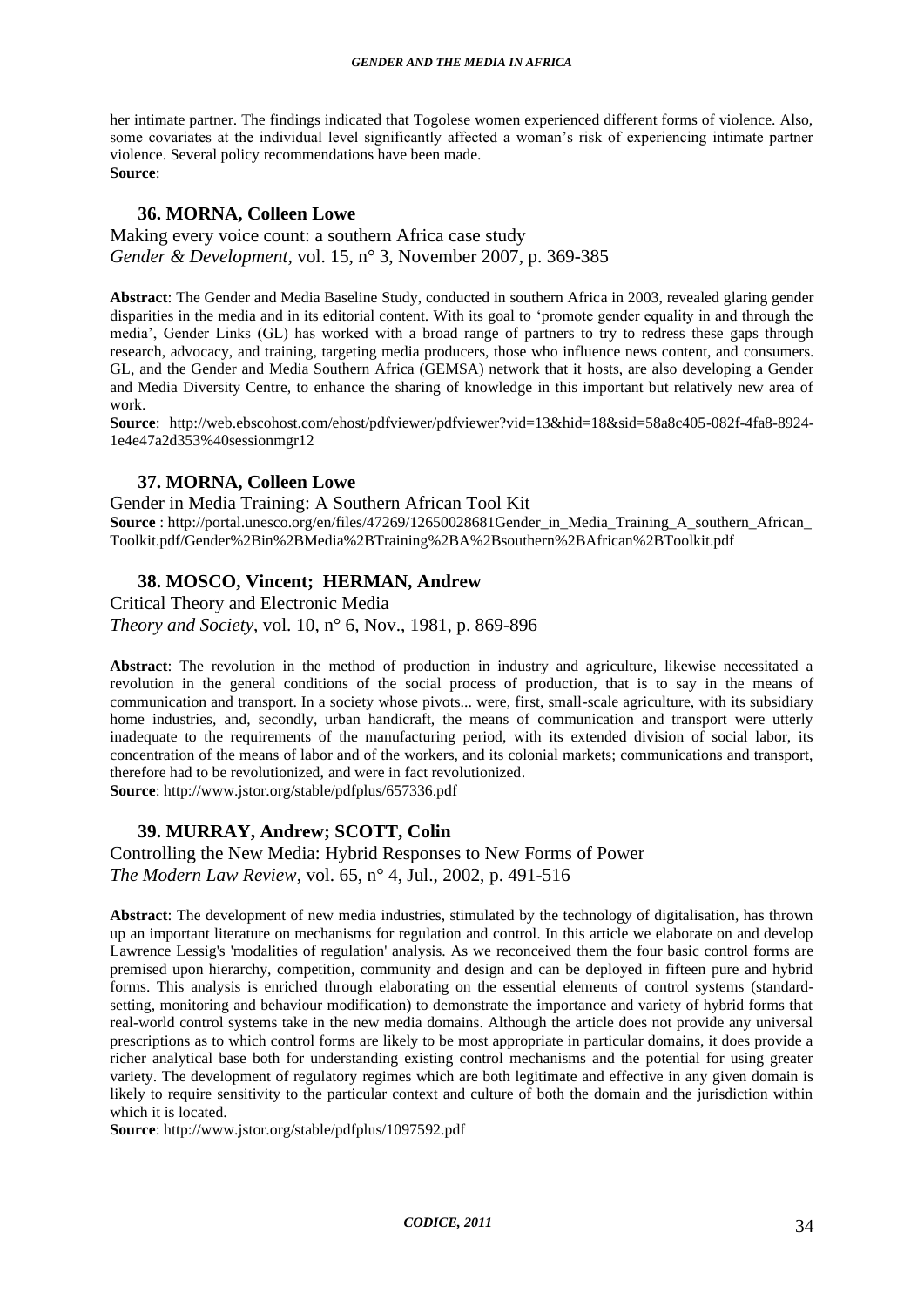her intimate partner. The findings indicated that Togolese women experienced different forms of violence. Also, some covariates at the individual level significantly affected a woman's risk of experiencing intimate partner violence. Several policy recommendations have been made.
**Source**:

### 36. MORNA, Colleen Lowe

Making every voice count: a southern Africa case study
*Gender & Development*, vol. 15, n° 3, November 2007, p. 369-385

**Abstract**: The Gender and Media Baseline Study, conducted in southern Africa in 2003, revealed glaring gender disparities in the media and in its editorial content. With its goal to 'promote gender equality in and through the media', Gender Links (GL) has worked with a broad range of partners to try to redress these gaps through research, advocacy, and training, targeting media producers, those who influence news content, and consumers. GL, and the Gender and Media Southern Africa (GEMSA) network that it hosts, are also developing a Gender and Media Diversity Centre, to enhance the sharing of knowledge in this important but relatively new area of work.
**Source**: http://web.ebscohost.com/ehost/pdfviewer/pdfviewer?vid=13&hid=18&sid=58a8c405-082f-4fa8-8924-1e4e47a2d353%40sessionmgr12

### 37. MORNA, Colleen Lowe

Gender in Media Training: A Southern African Tool Kit
**Source** : http://portal.unesco.org/en/files/47269/12650028681Gender_in_Media_Training_A_southern_African_Toolkit.pdf/Gender%2Bin%2BMedia%2BTraining%2BA%2Bsouthern%2BAfrican%2BToolkit.pdf

### 38. MOSCO, Vincent; HERMAN, Andrew

Critical Theory and Electronic Media
*Theory and Society*, vol. 10, n° 6, Nov., 1981, p. 869-896

**Abstract**: The revolution in the method of production in industry and agriculture, likewise necessitated a revolution in the general conditions of the social process of production, that is to say in the means of communication and transport. In a society whose pivots... were, first, small-scale agriculture, with its subsidiary home industries, and, secondly, urban handicraft, the means of communication and transport were utterly inadequate to the requirements of the manufacturing period, with its extended division of social labor, its concentration of the means of labor and of the workers, and its colonial markets; communications and transport, therefore had to be revolutionized, and were in fact revolutionized.
**Source**: http://www.jstor.org/stable/pdfplus/657336.pdf

### 39. MURRAY, Andrew; SCOTT, Colin

Controlling the New Media: Hybrid Responses to New Forms of Power
*The Modern Law Review*, vol. 65, n° 4, Jul., 2002, p. 491-516

**Abstract**: The development of new media industries, stimulated by the technology of digitalisation, has thrown up an important literature on mechanisms for regulation and control. In this article we elaborate on and develop Lawrence Lessig's 'modalities of regulation' analysis. As we reconceived them the four basic control forms are premised upon hierarchy, competition, community and design and can be deployed in fifteen pure and hybrid forms. This analysis is enriched through elaborating on the essential elements of control systems (standard-setting, monitoring and behaviour modification) to demonstrate the importance and variety of hybrid forms that real-world control systems take in the new media domains. Although the article does not provide any universal prescriptions as to which control forms are likely to be most appropriate in particular domains, it does provide a richer analytical base both for understanding existing control mechanisms and the potential for using greater variety. The development of regulatory regimes which are both legitimate and effective in any given domain is likely to require sensitivity to the particular context and culture of both the domain and the jurisdiction within which it is located.
**Source**: http://www.jstor.org/stable/pdfplus/1097592.pdf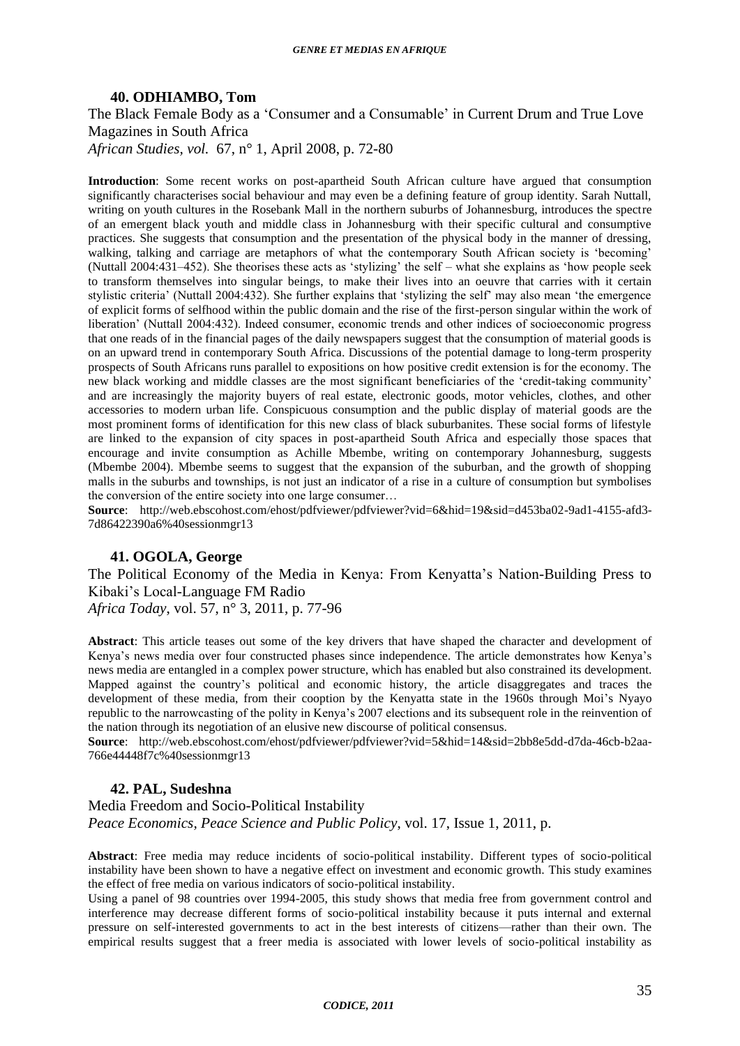### 40. ODHIAMBO, Tom

The Black Female Body as a 'Consumer and a Consumable' in Current Drum and True Love Magazines in South Africa
*African Studies, vol.* 67, n° 1, April 2008, p. 72-80

**Introduction**: Some recent works on post-apartheid South African culture have argued that consumption significantly characterises social behaviour and may even be a defining feature of group identity. Sarah Nuttall, writing on youth cultures in the Rosebank Mall in the northern suburbs of Johannesburg, introduces the spectre of an emergent black youth and middle class in Johannesburg with their specific cultural and consumptive practices. She suggests that consumption and the presentation of the physical body in the manner of dressing, walking, talking and carriage are metaphors of what the contemporary South African society is 'becoming' (Nuttall 2004:431–452). She theorises these acts as 'stylizing' the self – what she explains as 'how people seek to transform themselves into singular beings, to make their lives into an oeuvre that carries with it certain stylistic criteria' (Nuttall 2004:432). She further explains that 'stylizing the self' may also mean 'the emergence of explicit forms of selfhood within the public domain and the rise of the first-person singular within the work of liberation' (Nuttall 2004:432). Indeed consumer, economic trends and other indices of socioeconomic progress that one reads of in the financial pages of the daily newspapers suggest that the consumption of material goods is on an upward trend in contemporary South Africa. Discussions of the potential damage to long-term prosperity prospects of South Africans runs parallel to expositions on how positive credit extension is for the economy. The new black working and middle classes are the most significant beneficiaries of the 'credit-taking community' and are increasingly the majority buyers of real estate, electronic goods, motor vehicles, clothes, and other accessories to modern urban life. Conspicuous consumption and the public display of material goods are the most prominent forms of identification for this new class of black suburbanites. These social forms of lifestyle are linked to the expansion of city spaces in post-apartheid South Africa and especially those spaces that encourage and invite consumption as Achille Mbembe, writing on contemporary Johannesburg, suggests (Mbembe 2004). Mbembe seems to suggest that the expansion of the suburban, and the growth of shopping malls in the suburbs and townships, is not just an indicator of a rise in a culture of consumption but symbolises the conversion of the entire society into one large consumer…

**Source**: http://web.ebscohost.com/ehost/pdfviewer/pdfviewer?vid=6&hid=19&sid=d453ba02-9ad1-4155-afd3-7d86422390a6%40sessionmgr13

### 41. OGOLA, George

The Political Economy of the Media in Kenya: From Kenyatta's Nation-Building Press to Kibaki's Local-Language FM Radio
*Africa Today*, vol. 57, n° 3, 2011, p. 77-96

**Abstract**: This article teases out some of the key drivers that have shaped the character and development of Kenya's news media over four constructed phases since independence. The article demonstrates how Kenya's news media are entangled in a complex power structure, which has enabled but also constrained its development. Mapped against the country's political and economic history, the article disaggregates and traces the development of these media, from their cooption by the Kenyatta state in the 1960s through Moi's Nyayo republic to the narrowcasting of the polity in Kenya's 2007 elections and its subsequent role in the reinvention of the nation through its negotiation of an elusive new discourse of political consensus.

**Source**: http://web.ebscohost.com/ehost/pdfviewer/pdfviewer?vid=5&hid=14&sid=2bb8e5dd-d7da-46cb-b2aa-766e44448f7c%40sessionmgr13

### 42. PAL, Sudeshna

Media Freedom and Socio-Political Instability
*Peace Economics, Peace Science and Public Policy*, vol. 17, Issue 1, 2011, p.

**Abstract**: Free media may reduce incidents of socio-political instability. Different types of socio-political instability have been shown to have a negative effect on investment and economic growth. This study examines the effect of free media on various indicators of socio-political instability.

Using a panel of 98 countries over 1994-2005, this study shows that media free from government control and interference may decrease different forms of socio-political instability because it puts internal and external pressure on self-interested governments to act in the best interests of citizens—rather than their own. The empirical results suggest that a freer media is associated with lower levels of socio-political instability as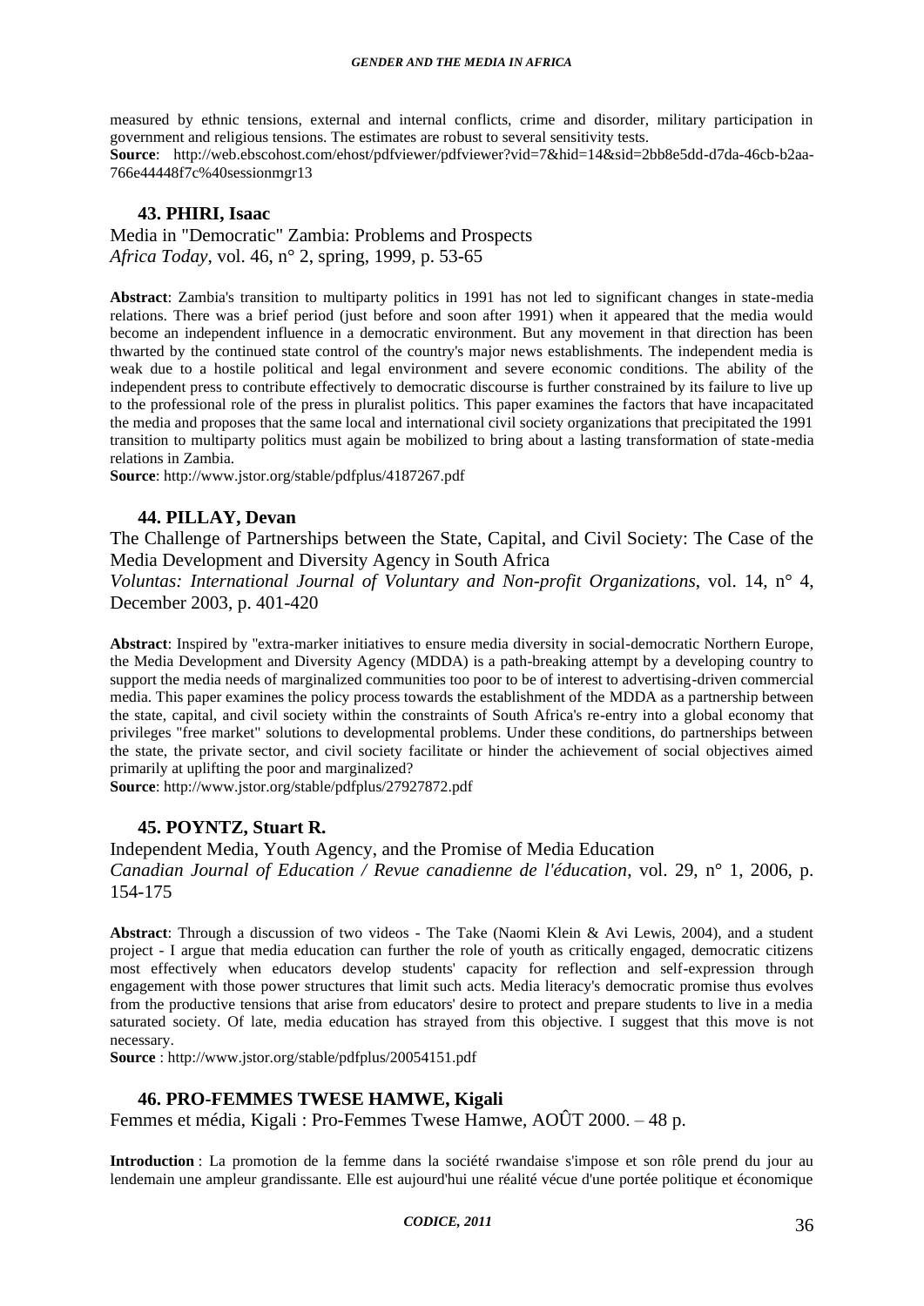measured by ethnic tensions, external and internal conflicts, crime and disorder, military participation in government and religious tensions. The estimates are robust to several sensitivity tests.
**Source**: http://web.ebscohost.com/ehost/pdfviewer/pdfviewer?vid=7&hid=14&sid=2bb8e5dd-d7da-46cb-b2aa-766e44448f7c%40sessionmgr13

### 43. PHIRI, Isaac

Media in "Democratic" Zambia: Problems and Prospects
*Africa Today*, vol. 46, n° 2, spring, 1999, p. 53-65

**Abstract**: Zambia's transition to multiparty politics in 1991 has not led to significant changes in state-media relations. There was a brief period (just before and soon after 1991) when it appeared that the media would become an independent influence in a democratic environment. But any movement in that direction has been thwarted by the continued state control of the country's major news establishments. The independent media is weak due to a hostile political and legal environment and severe economic conditions. The ability of the independent press to contribute effectively to democratic discourse is further constrained by its failure to live up to the professional role of the press in pluralist politics. This paper examines the factors that have incapacitated the media and proposes that the same local and international civil society organizations that precipitated the 1991 transition to multiparty politics must again be mobilized to bring about a lasting transformation of state-media relations in Zambia.
**Source**: http://www.jstor.org/stable/pdfplus/4187267.pdf

### 44. PILLAY, Devan

The Challenge of Partnerships between the State, Capital, and Civil Society: The Case of the Media Development and Diversity Agency in South Africa
*Voluntas: International Journal of Voluntary and Non-profit Organizations*, vol. 14, n° 4, December 2003, p. 401-420

**Abstract**: Inspired by "extra-marker initiatives to ensure media diversity in social-democratic Northern Europe, the Media Development and Diversity Agency (MDDA) is a path-breaking attempt by a developing country to support the media needs of marginalized communities too poor to be of interest to advertising-driven commercial media. This paper examines the policy process towards the establishment of the MDDA as a partnership between the state, capital, and civil society within the constraints of South Africa's re-entry into a global economy that privileges "free market" solutions to developmental problems. Under these conditions, do partnerships between the state, the private sector, and civil society facilitate or hinder the achievement of social objectives aimed primarily at uplifting the poor and marginalized?
**Source**: http://www.jstor.org/stable/pdfplus/27927872.pdf

### 45. POYNTZ, Stuart R.

Independent Media, Youth Agency, and the Promise of Media Education
*Canadian Journal of Education / Revue canadienne de l'éducation*, vol. 29, n° 1, 2006, p. 154-175

**Abstract**: Through a discussion of two videos - The Take (Naomi Klein & Avi Lewis, 2004), and a student project - I argue that media education can further the role of youth as critically engaged, democratic citizens most effectively when educators develop students' capacity for reflection and self-expression through engagement with those power structures that limit such acts. Media literacy's democratic promise thus evolves from the productive tensions that arise from educators' desire to protect and prepare students to live in a media saturated society. Of late, media education has strayed from this objective. I suggest that this move is not necessary.
**Source** : http://www.jstor.org/stable/pdfplus/20054151.pdf

### 46. PRO-FEMMES TWESE HAMWE, Kigali

Femmes et média, Kigali : Pro-Femmes Twese Hamwe, AOÛT 2000. – 48 p.

**Introduction** : La promotion de la femme dans la société rwandaise s'impose et son rôle prend du jour au lendemain une ampleur grandissante. Elle est aujourd'hui une réalité vécue d'une portée politique et économique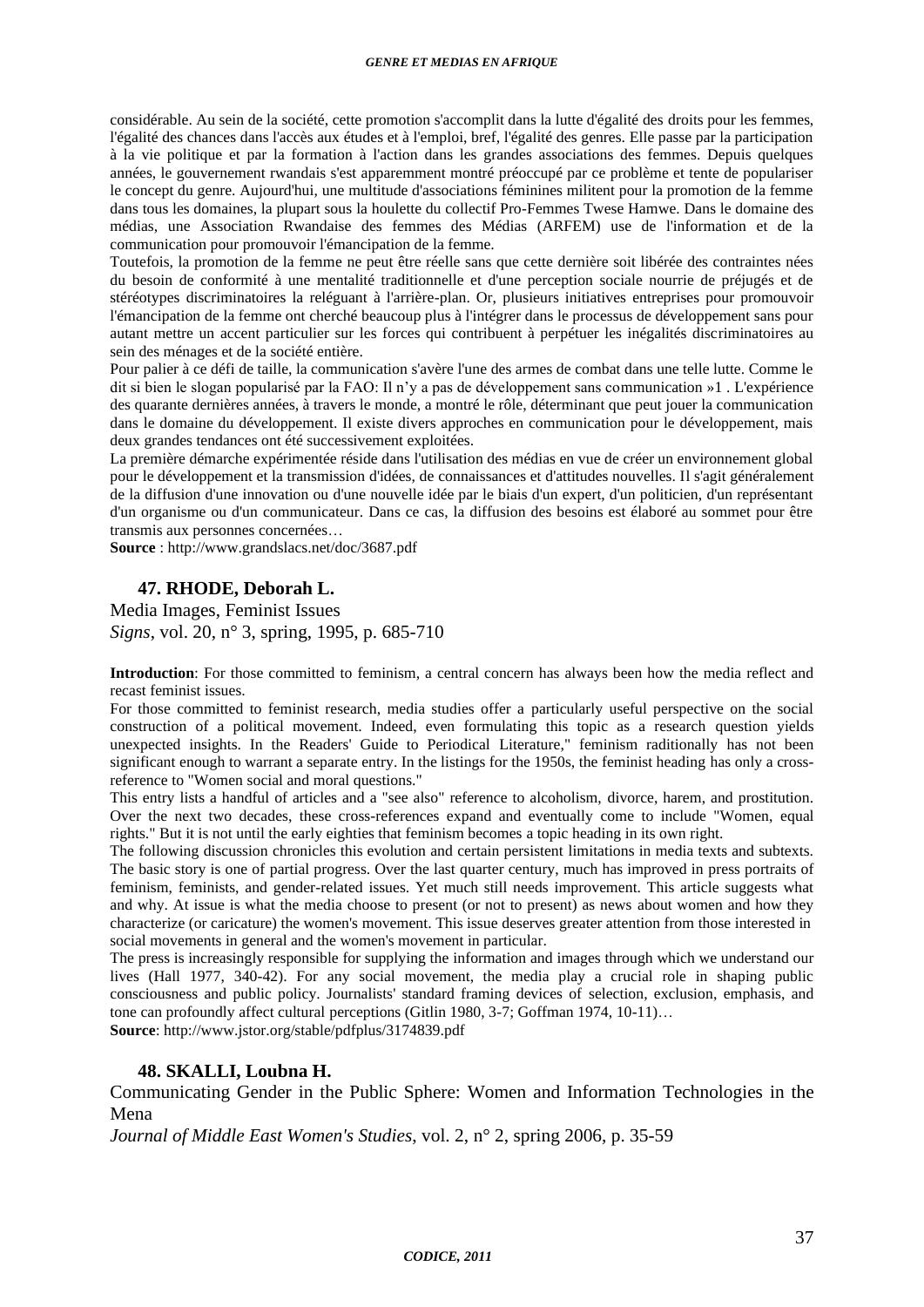considérable. Au sein de la société, cette promotion s'accomplit dans la lutte d'égalité des droits pour les femmes, l'égalité des chances dans l'accès aux études et à l'emploi, bref, l'égalité des genres. Elle passe par la participation à la vie politique et par la formation à l'action dans les grandes associations des femmes. Depuis quelques années, le gouvernement rwandais s'est apparemment montré préoccupé par ce problème et tente de populariser le concept du genre. Aujourd'hui, une multitude d'associations féminines militent pour la promotion de la femme dans tous les domaines, la plupart sous la houlette du collectif Pro-Femmes Twese Hamwe. Dans le domaine des médias, une Association Rwandaise des femmes des Médias (ARFEM) use de l'information et de la communication pour promouvoir l'émancipation de la femme.

Toutefois, la promotion de la femme ne peut être réelle sans que cette dernière soit libérée des contraintes nées du besoin de conformité à une mentalité traditionnelle et d'une perception sociale nourrie de préjugés et de stéréotypes discriminatoires la reléguant à l'arrière-plan. Or, plusieurs initiatives entreprises pour promouvoir l'émancipation de la femme ont cherché beaucoup plus à l'intégrer dans le processus de développement sans pour autant mettre un accent particulier sur les forces qui contribuent à perpétuer les inégalités discriminatoires au sein des ménages et de la société entière.

Pour palier à ce défi de taille, la communication s'avère l'une des armes de combat dans une telle lutte. Comme le dit si bien le slogan popularisé par la FAO: Il n'y a pas de développement sans communication »1 . L'expérience des quarante dernières années, à travers le monde, a montré le rôle, déterminant que peut jouer la communication dans le domaine du développement. Il existe divers approches en communication pour le développement, mais deux grandes tendances ont été successivement exploitées.

La première démarche expérimentée réside dans l'utilisation des médias en vue de créer un environnement global pour le développement et la transmission d'idées, de connaissances et d'attitudes nouvelles. Il s'agit généralement de la diffusion d'une innovation ou d'une nouvelle idée par le biais d'un expert, d'un politicien, d'un représentant d'un organisme ou d'un communicateur. Dans ce cas, la diffusion des besoins est élaboré au sommet pour être transmis aux personnes concernées…

**Source** : http://www.grandslacs.net/doc/3687.pdf

### 47. RHODE, Deborah L.

Media Images, Feminist Issues
*Signs*, vol. 20, n° 3, spring, 1995, p. 685-710

**Introduction**: For those committed to feminism, a central concern has always been how the media reflect and recast feminist issues.

For those committed to feminist research, media studies offer a particularly useful perspective on the social construction of a political movement. Indeed, even formulating this topic as a research question yields unexpected insights. In the Readers' Guide to Periodical Literature," feminism raditionally has not been significant enough to warrant a separate entry. In the listings for the 1950s, the feminist heading has only a cross-reference to "Women social and moral questions."

This entry lists a handful of articles and a "see also" reference to alcoholism, divorce, harem, and prostitution. Over the next two decades, these cross-references expand and eventually come to include "Women, equal rights." But it is not until the early eighties that feminism becomes a topic heading in its own right.

The following discussion chronicles this evolution and certain persistent limitations in media texts and subtexts. The basic story is one of partial progress. Over the last quarter century, much has improved in press portraits of feminism, feminists, and gender-related issues. Yet much still needs improvement. This article suggests what and why. At issue is what the media choose to present (or not to present) as news about women and how they characterize (or caricature) the women's movement. This issue deserves greater attention from those interested in social movements in general and the women's movement in particular.

The press is increasingly responsible for supplying the information and images through which we understand our lives (Hall 1977, 340-42). For any social movement, the media play a crucial role in shaping public consciousness and public policy. Journalists' standard framing devices of selection, exclusion, emphasis, and tone can profoundly affect cultural perceptions (Gitlin 1980, 3-7; Goffman 1974, 10-11)…

**Source**: http://www.jstor.org/stable/pdfplus/3174839.pdf

### 48. SKALLI, Loubna H.

Communicating Gender in the Public Sphere: Women and Information Technologies in the Mena
*Journal of Middle East Women's Studies*, vol. 2, n° 2, spring 2006, p. 35-59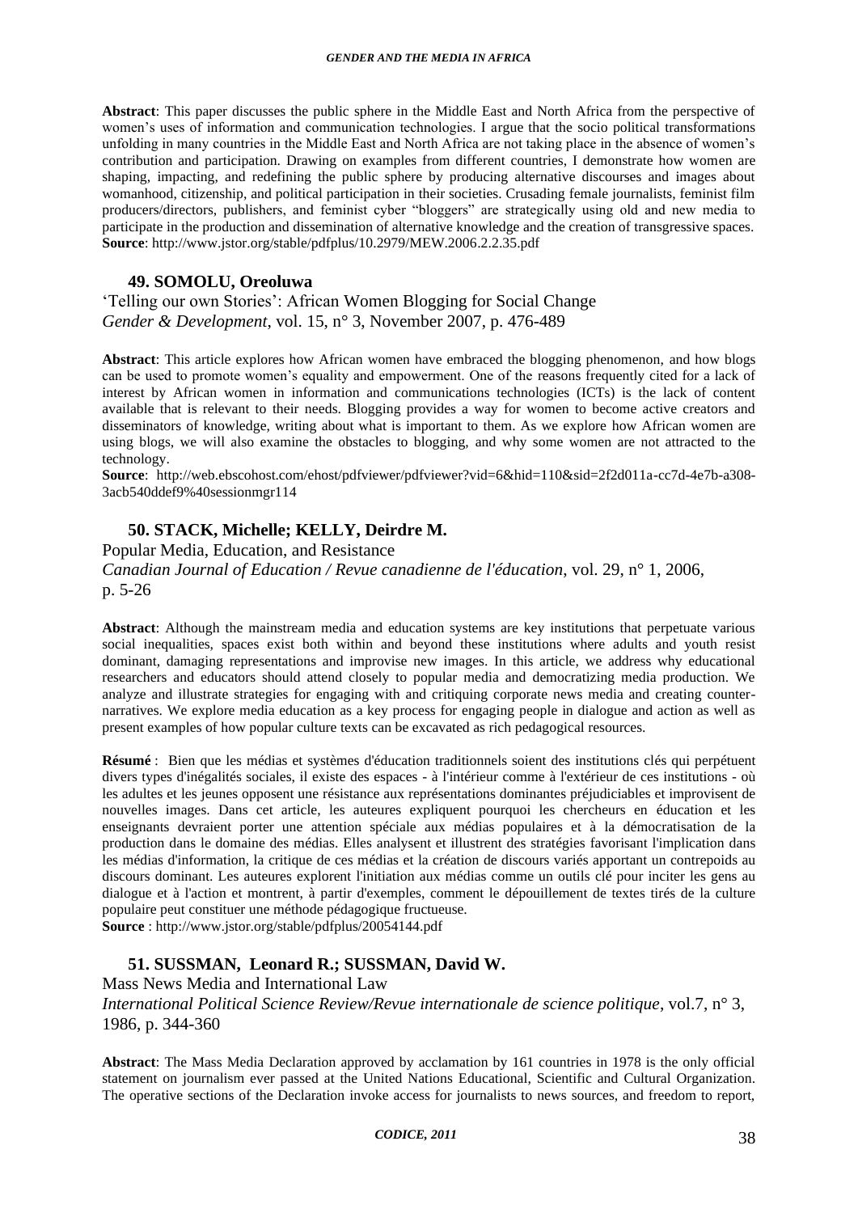**Abstract**: This paper discusses the public sphere in the Middle East and North Africa from the perspective of women's uses of information and communication technologies. I argue that the socio political transformations unfolding in many countries in the Middle East and North Africa are not taking place in the absence of women's contribution and participation. Drawing on examples from different countries, I demonstrate how women are shaping, impacting, and redefining the public sphere by producing alternative discourses and images about womanhood, citizenship, and political participation in their societies. Crusading female journalists, feminist film producers/directors, publishers, and feminist cyber "bloggers" are strategically using old and new media to participate in the production and dissemination of alternative knowledge and the creation of transgressive spaces.
**Source**: http://www.jstor.org/stable/pdfplus/10.2979/MEW.2006.2.2.35.pdf

### 49. SOMOLU, Oreoluwa

'Telling our own Stories': African Women Blogging for Social Change
*Gender & Development*, vol. 15, n° 3, November 2007, p. 476-489

**Abstract**: This article explores how African women have embraced the blogging phenomenon, and how blogs can be used to promote women's equality and empowerment. One of the reasons frequently cited for a lack of interest by African women in information and communications technologies (ICTs) is the lack of content available that is relevant to their needs. Blogging provides a way for women to become active creators and disseminators of knowledge, writing about what is important to them. As we explore how African women are using blogs, we will also examine the obstacles to blogging, and why some women are not attracted to the technology.
**Source**: http://web.ebscohost.com/ehost/pdfviewer/pdfviewer?vid=6&hid=110&sid=2f2d011a-cc7d-4e7b-a308-3acb540ddef9%40sessionmgr114

### 50. STACK, Michelle; KELLY, Deirdre M.

Popular Media, Education, and Resistance
*Canadian Journal of Education / Revue canadienne de l'éducation*, vol. 29, n° 1, 2006, p. 5-26

**Abstract**: Although the mainstream media and education systems are key institutions that perpetuate various social inequalities, spaces exist both within and beyond these institutions where adults and youth resist dominant, damaging representations and improvise new images. In this article, we address why educational researchers and educators should attend closely to popular media and democratizing media production. We analyze and illustrate strategies for engaging with and critiquing corporate news media and creating counter-narratives. We explore media education as a key process for engaging people in dialogue and action as well as present examples of how popular culture texts can be excavated as rich pedagogical resources.

**Résumé** : Bien que les médias et systèmes d'éducation traditionnels soient des institutions clés qui perpétuent divers types d'inégalités sociales, il existe des espaces - à l'intérieur comme à l'extérieur de ces institutions - où les adultes et les jeunes opposent une résistance aux représentations dominantes préjudiciables et improvisent de nouvelles images. Dans cet article, les auteures expliquent pourquoi les chercheurs en éducation et les enseignants devraient porter une attention spéciale aux médias populaires et à la démocratisation de la production dans le domaine des médias. Elles analysent et illustrent des stratégies favorisant l'implication dans les médias d'information, la critique de ces médias et la création de discours variés apportant un contrepoids au discours dominant. Les auteures explorent l'initiation aux médias comme un outils clé pour inciter les gens au dialogue et à l'action et montrent, à partir d'exemples, comment le dépouillement de textes tirés de la culture populaire peut constituer une méthode pédagogique fructueuse.
**Source** : http://www.jstor.org/stable/pdfplus/20054144.pdf

### 51. SUSSMAN, Leonard R.; SUSSMAN, David W.

Mass News Media and International Law
*International Political Science Review/Revue internationale de science politique*, vol.7, n° 3, 1986, p. 344-360

**Abstract**: The Mass Media Declaration approved by acclamation by 161 countries in 1978 is the only official statement on journalism ever passed at the United Nations Educational, Scientific and Cultural Organization. The operative sections of the Declaration invoke access for journalists to news sources, and freedom to report,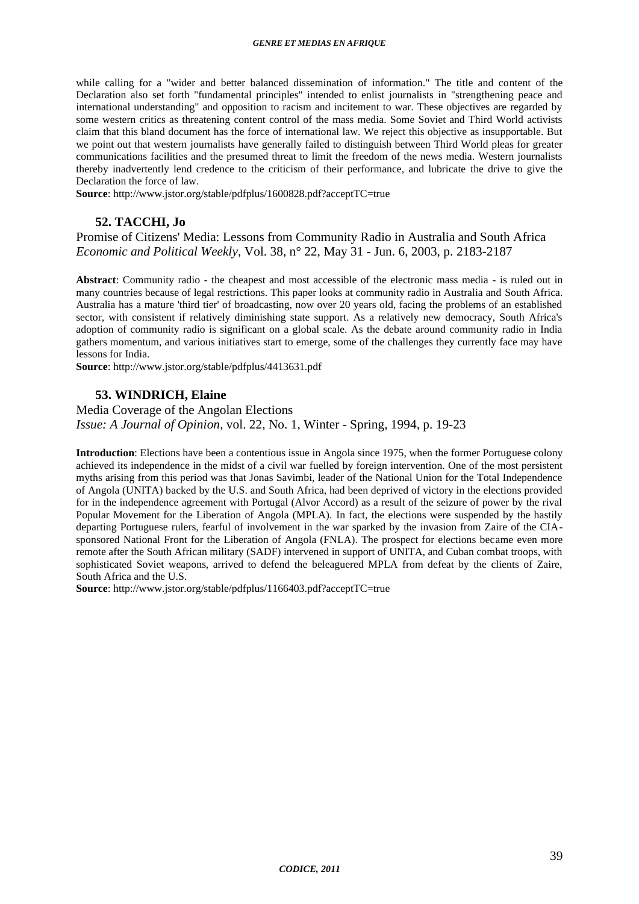while calling for a "wider and better balanced dissemination of information." The title and content of the Declaration also set forth "fundamental principles" intended to enlist journalists in "strengthening peace and international understanding" and opposition to racism and incitement to war. These objectives are regarded by some western critics as threatening content control of the mass media. Some Soviet and Third World activists claim that this bland document has the force of international law. We reject this objective as insupportable. But we point out that western journalists have generally failed to distinguish between Third World pleas for greater communications facilities and the presumed threat to limit the freedom of the news media. Western journalists thereby inadvertently lend credence to the criticism of their performance, and lubricate the drive to give the Declaration the force of law.

**Source**: http://www.jstor.org/stable/pdfplus/1600828.pdf?acceptTC=true

### 52. TACCHI, Jo

Promise of Citizens' Media: Lessons from Community Radio in Australia and South Africa
*Economic and Political Weekly*, Vol. 38, n° 22, May 31 - Jun. 6, 2003, p. 2183-2187

**Abstract**: Community radio - the cheapest and most accessible of the electronic mass media - is ruled out in many countries because of legal restrictions. This paper looks at community radio in Australia and South Africa. Australia has a mature 'third tier' of broadcasting, now over 20 years old, facing the problems of an established sector, with consistent if relatively diminishing state support. As a relatively new democracy, South Africa's adoption of community radio is significant on a global scale. As the debate around community radio in India gathers momentum, and various initiatives start to emerge, some of the challenges they currently face may have lessons for India.

**Source**: http://www.jstor.org/stable/pdfplus/4413631.pdf

### 53. WINDRICH, Elaine

Media Coverage of the Angolan Elections
*Issue: A Journal of Opinion*, vol. 22, No. 1, Winter - Spring, 1994, p. 19-23

**Introduction**: Elections have been a contentious issue in Angola since 1975, when the former Portuguese colony achieved its independence in the midst of a civil war fuelled by foreign intervention. One of the most persistent myths arising from this period was that Jonas Savimbi, leader of the National Union for the Total Independence of Angola (UNITA) backed by the U.S. and South Africa, had been deprived of victory in the elections provided for in the independence agreement with Portugal (Alvor Accord) as a result of the seizure of power by the rival Popular Movement for the Liberation of Angola (MPLA). In fact, the elections were suspended by the hastily departing Portuguese rulers, fearful of involvement in the war sparked by the invasion from Zaire of the CIA-sponsored National Front for the Liberation of Angola (FNLA). The prospect for elections became even more remote after the South African military (SADF) intervened in support of UNITA, and Cuban combat troops, with sophisticated Soviet weapons, arrived to defend the beleaguered MPLA from defeat by the clients of Zaire, South Africa and the U.S.

**Source**: http://www.jstor.org/stable/pdfplus/1166403.pdf?acceptTC=true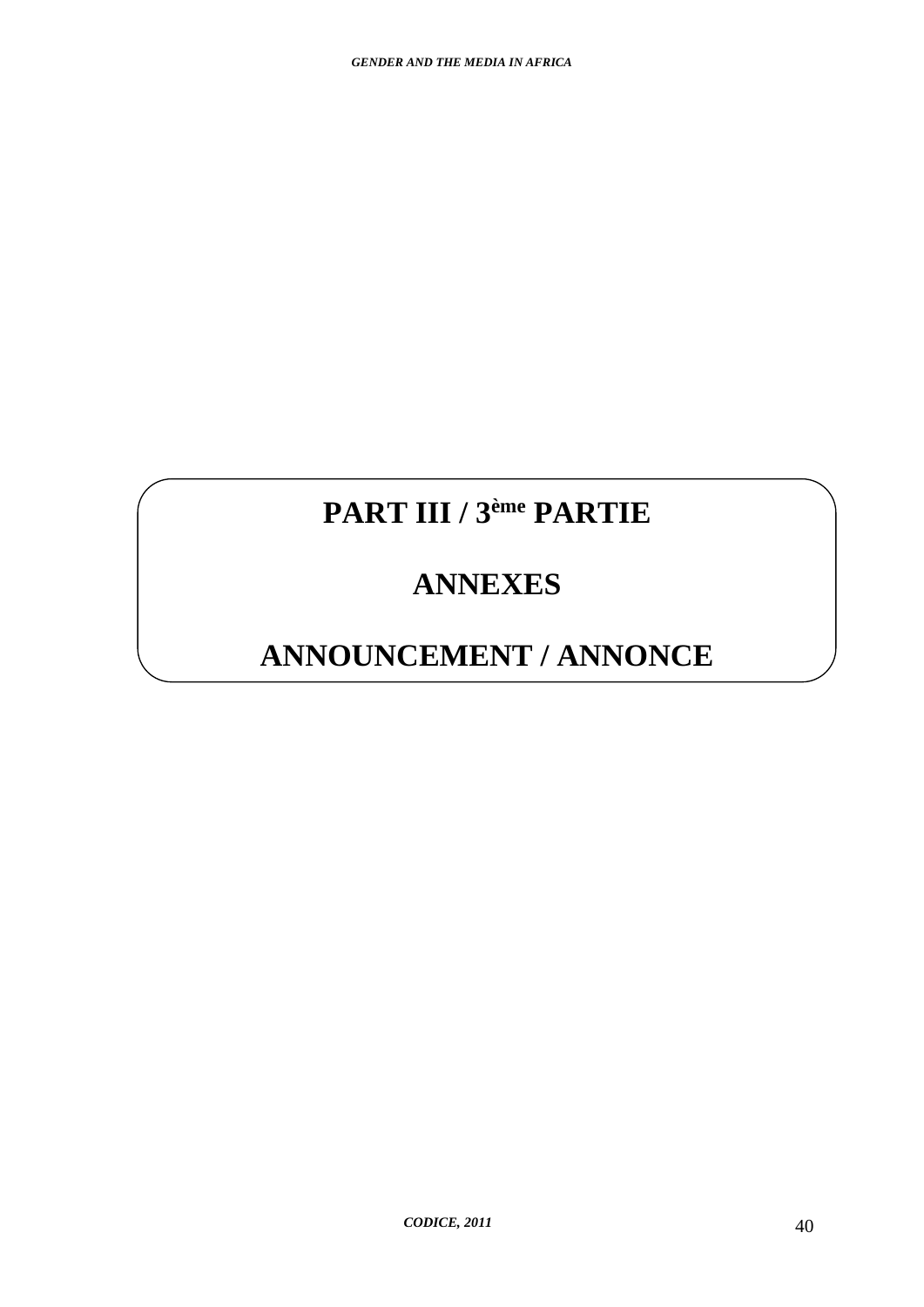# PART III / 3ème PARTIE

# ANNEXES

# ANNOUNCEMENT / ANNONCE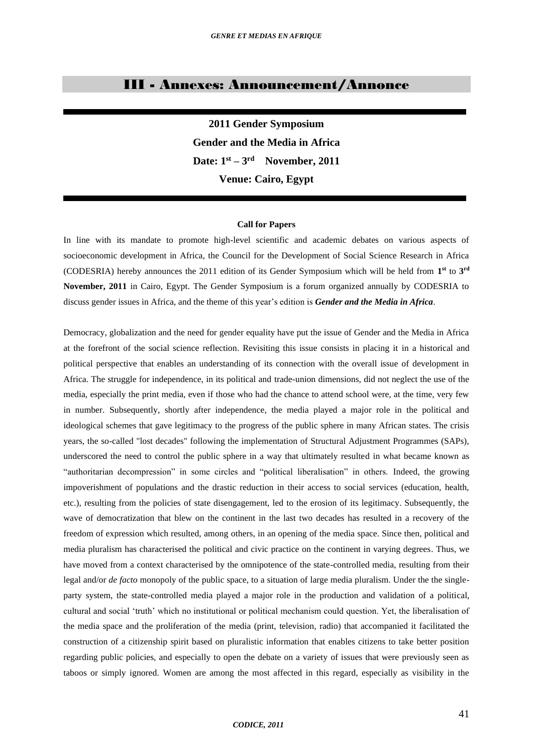# III - Annexes: Announcement/Annonce

**2011 Gender Symposium**

**Gender and the Media in Africa**

**Date: 1st – 3rd November, 2011**

**Venue: Cairo, Egypt**

**Call for Papers**

In line with its mandate to promote high-level scientific and academic debates on various aspects of socioeconomic development in Africa, the Council for the Development of Social Science Research in Africa (CODESRIA) hereby announces the 2011 edition of its Gender Symposium which will be held from **1st** to **3rd November, 2011** in Cairo, Egypt. The Gender Symposium is a forum organized annually by CODESRIA to discuss gender issues in Africa, and the theme of this year's edition is ***Gender and the Media in Africa***.

Democracy, globalization and the need for gender equality have put the issue of Gender and the Media in Africa at the forefront of the social science reflection. Revisiting this issue consists in placing it in a historical and political perspective that enables an understanding of its connection with the overall issue of development in Africa. The struggle for independence, in its political and trade-union dimensions, did not neglect the use of the media, especially the print media, even if those who had the chance to attend school were, at the time, very few in number. Subsequently, shortly after independence, the media played a major role in the political and ideological schemes that gave legitimacy to the progress of the public sphere in many African states. The crisis years, the so-called "lost decades" following the implementation of Structural Adjustment Programmes (SAPs), underscored the need to control the public sphere in a way that ultimately resulted in what became known as "authoritarian decompression" in some circles and "political liberalisation" in others. Indeed, the growing impoverishment of populations and the drastic reduction in their access to social services (education, health, etc.), resulting from the policies of state disengagement, led to the erosion of its legitimacy. Subsequently, the wave of democratization that blew on the continent in the last two decades has resulted in a recovery of the freedom of expression which resulted, among others, in an opening of the media space. Since then, political and media pluralism has characterised the political and civic practice on the continent in varying degrees. Thus, we have moved from a context characterised by the omnipotence of the state-controlled media, resulting from their legal and/or *de facto* monopoly of the public space, to a situation of large media pluralism. Under the the single-party system, the state-controlled media played a major role in the production and validation of a political, cultural and social 'truth' which no institutional or political mechanism could question. Yet, the liberalisation of the media space and the proliferation of the media (print, television, radio) that accompanied it facilitated the construction of a citizenship spirit based on pluralistic information that enables citizens to take better position regarding public policies, and especially to open the debate on a variety of issues that were previously seen as taboos or simply ignored. Women are among the most affected in this regard, especially as visibility in the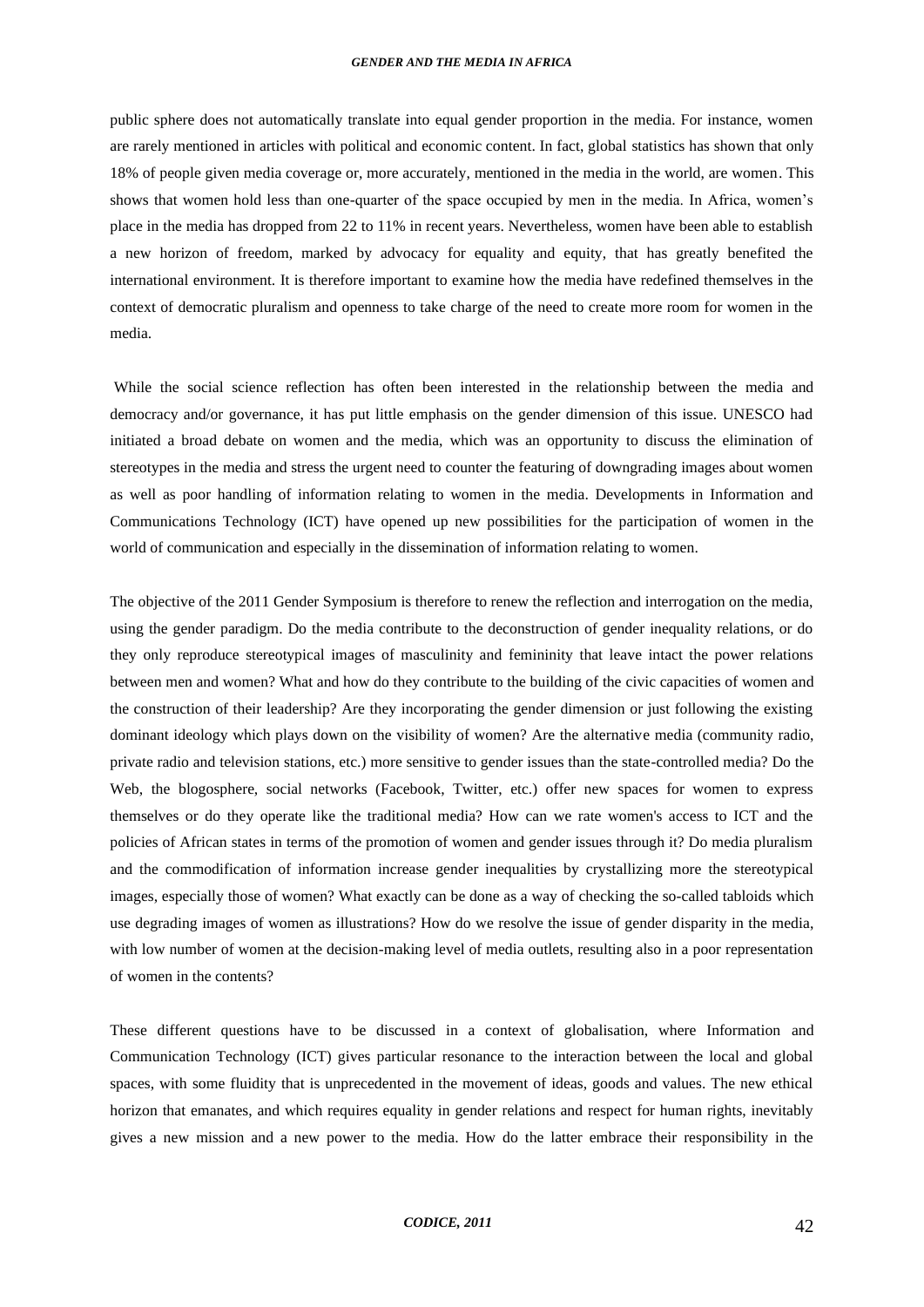public sphere does not automatically translate into equal gender proportion in the media. For instance, women are rarely mentioned in articles with political and economic content. In fact, global statistics has shown that only 18% of people given media coverage or, more accurately, mentioned in the media in the world, are women. This shows that women hold less than one-quarter of the space occupied by men in the media. In Africa, women's place in the media has dropped from 22 to 11% in recent years. Nevertheless, women have been able to establish a new horizon of freedom, marked by advocacy for equality and equity, that has greatly benefited the international environment. It is therefore important to examine how the media have redefined themselves in the context of democratic pluralism and openness to take charge of the need to create more room for women in the media.

While the social science reflection has often been interested in the relationship between the media and democracy and/or governance, it has put little emphasis on the gender dimension of this issue. UNESCO had initiated a broad debate on women and the media, which was an opportunity to discuss the elimination of stereotypes in the media and stress the urgent need to counter the featuring of downgrading images about women as well as poor handling of information relating to women in the media. Developments in Information and Communications Technology (ICT) have opened up new possibilities for the participation of women in the world of communication and especially in the dissemination of information relating to women.

The objective of the 2011 Gender Symposium is therefore to renew the reflection and interrogation on the media, using the gender paradigm. Do the media contribute to the deconstruction of gender inequality relations, or do they only reproduce stereotypical images of masculinity and femininity that leave intact the power relations between men and women? What and how do they contribute to the building of the civic capacities of women and the construction of their leadership? Are they incorporating the gender dimension or just following the existing dominant ideology which plays down on the visibility of women? Are the alternative media (community radio, private radio and television stations, etc.) more sensitive to gender issues than the state-controlled media? Do the Web, the blogosphere, social networks (Facebook, Twitter, etc.) offer new spaces for women to express themselves or do they operate like the traditional media? How can we rate women's access to ICT and the policies of African states in terms of the promotion of women and gender issues through it? Do media pluralism and the commodification of information increase gender inequalities by crystallizing more the stereotypical images, especially those of women? What exactly can be done as a way of checking the so-called tabloids which use degrading images of women as illustrations? How do we resolve the issue of gender disparity in the media, with low number of women at the decision-making level of media outlets, resulting also in a poor representation of women in the contents?

These different questions have to be discussed in a context of globalisation, where Information and Communication Technology (ICT) gives particular resonance to the interaction between the local and global spaces, with some fluidity that is unprecedented in the movement of ideas, goods and values. The new ethical horizon that emanates, and which requires equality in gender relations and respect for human rights, inevitably gives a new mission and a new power to the media. How do the latter embrace their responsibility in the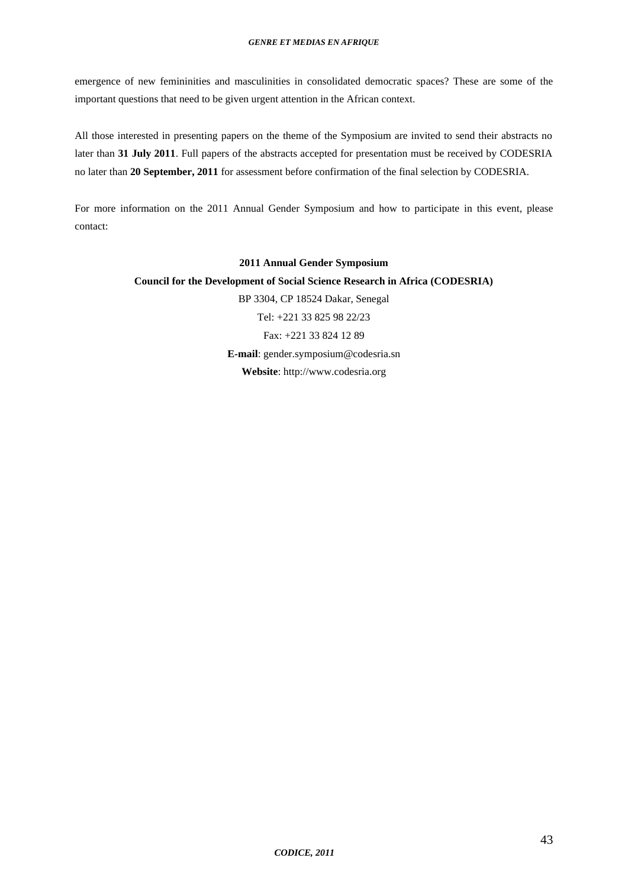emergence of new femininities and masculinities in consolidated democratic spaces? These are some of the important questions that need to be given urgent attention in the African context.

All those interested in presenting papers on the theme of the Symposium are invited to send their abstracts no later than **31 July 2011**. Full papers of the abstracts accepted for presentation must be received by CODESRIA no later than **20 September, 2011** for assessment before confirmation of the final selection by CODESRIA.

For more information on the 2011 Annual Gender Symposium and how to participate in this event, please contact:

**2011 Annual Gender Symposium**

**Council for the Development of Social Science Research in Africa (CODESRIA)**

BP 3304, CP 18524 Dakar, Senegal

Tel: +221 33 825 98 22/23

Fax: +221 33 824 12 89

**E-mail**: gender.symposium@codesria.sn

**Website**: http://www.codesria.org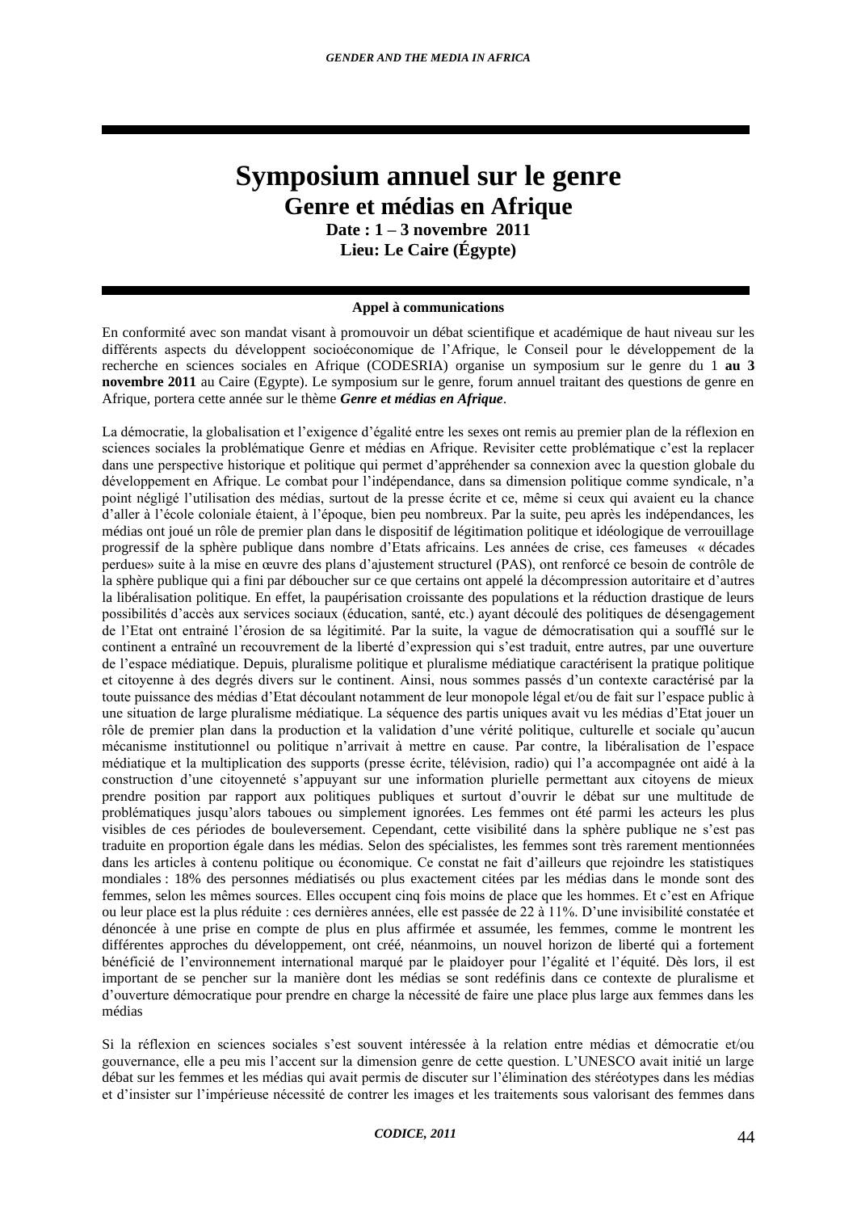# Symposium annuel sur le genre

## Genre et médias en Afrique

**Date : 1 – 3 novembre 2011**
**Lieu: Le Caire (Égypte)**

**Appel à communications**

En conformité avec son mandat visant à promouvoir un débat scientifique et académique de haut niveau sur les différents aspects du développent socioéconomique de l'Afrique, le Conseil pour le développement de la recherche en sciences sociales en Afrique (CODESRIA) organise un symposium sur le genre du 1 **au 3 novembre 2011** au Caire (Egypte). Le symposium sur le genre, forum annuel traitant des questions de genre en Afrique, portera cette année sur le thème ***Genre et médias en Afrique***.

La démocratie, la globalisation et l'exigence d'égalité entre les sexes ont remis au premier plan de la réflexion en sciences sociales la problématique Genre et médias en Afrique. Revisiter cette problématique c'est la replacer dans une perspective historique et politique qui permet d'appréhender sa connexion avec la question globale du développement en Afrique. Le combat pour l'indépendance, dans sa dimension politique comme syndicale, n'a point négligé l'utilisation des médias, surtout de la presse écrite et ce, même si ceux qui avaient eu la chance d'aller à l'école coloniale étaient, à l'époque, bien peu nombreux. Par la suite, peu après les indépendances, les médias ont joué un rôle de premier plan dans le dispositif de légitimation politique et idéologique de verrouillage progressif de la sphère publique dans nombre d'Etats africains. Les années de crise, ces fameuses « décades perdues» suite à la mise en œuvre des plans d'ajustement structurel (PAS), ont renforcé ce besoin de contrôle de la sphère publique qui a fini par déboucher sur ce que certains ont appelé la décompression autoritaire et d'autres la libéralisation politique. En effet, la paupérisation croissante des populations et la réduction drastique de leurs possibilités d'accès aux services sociaux (éducation, santé, etc.) ayant découlé des politiques de désengagement de l'Etat ont entrainé l'érosion de sa légitimité. Par la suite, la vague de démocratisation qui a soufflé sur le continent a entraîné un recouvrement de la liberté d'expression qui s'est traduit, entre autres, par une ouverture de l'espace médiatique. Depuis, pluralisme politique et pluralisme médiatique caractérisent la pratique politique et citoyenne à des degrés divers sur le continent. Ainsi, nous sommes passés d'un contexte caractérisé par la toute puissance des médias d'Etat découlant notamment de leur monopole légal et/ou de fait sur l'espace public à une situation de large pluralisme médiatique. La séquence des partis uniques avait vu les médias d'Etat jouer un rôle de premier plan dans la production et la validation d'une vérité politique, culturelle et sociale qu'aucun mécanisme institutionnel ou politique n'arrivait à mettre en cause. Par contre, la libéralisation de l'espace médiatique et la multiplication des supports (presse écrite, télévision, radio) qui l'a accompagnée ont aidé à la construction d'une citoyenneté s'appuyant sur une information plurielle permettant aux citoyens de mieux prendre position par rapport aux politiques publiques et surtout d'ouvrir le débat sur une multitude de problématiques jusqu'alors taboues ou simplement ignorées. Les femmes ont été parmi les acteurs les plus visibles de ces périodes de bouleversement. Cependant, cette visibilité dans la sphère publique ne s'est pas traduite en proportion égale dans les médias. Selon des spécialistes, les femmes sont très rarement mentionnées dans les articles à contenu politique ou économique. Ce constat ne fait d'ailleurs que rejoindre les statistiques mondiales : 18% des personnes médiatisés ou plus exactement citées par les médias dans le monde sont des femmes, selon les mêmes sources. Elles occupent cinq fois moins de place que les hommes. Et c'est en Afrique ou leur place est la plus réduite : ces dernières années, elle est passée de 22 à 11%. D'une invisibilité constatée et dénoncée à une prise en compte de plus en plus affirmée et assumée, les femmes, comme le montrent les différentes approches du développement, ont créé, néanmoins, un nouvel horizon de liberté qui a fortement bénéficié de l'environnement international marqué par le plaidoyer pour l'égalité et l'équité. Dès lors, il est important de se pencher sur la manière dont les médias se sont redéfinis dans ce contexte de pluralisme et d'ouverture démocratique pour prendre en charge la nécessité de faire une place plus large aux femmes dans les médias

Si la réflexion en sciences sociales s'est souvent intéressée à la relation entre médias et démocratie et/ou gouvernance, elle a peu mis l'accent sur la dimension genre de cette question. L'UNESCO avait initié un large débat sur les femmes et les médias qui avait permis de discuter sur l'élimination des stéréotypes dans les médias et d'insister sur l'impérieuse nécessité de contrer les images et les traitements sous valorisant des femmes dans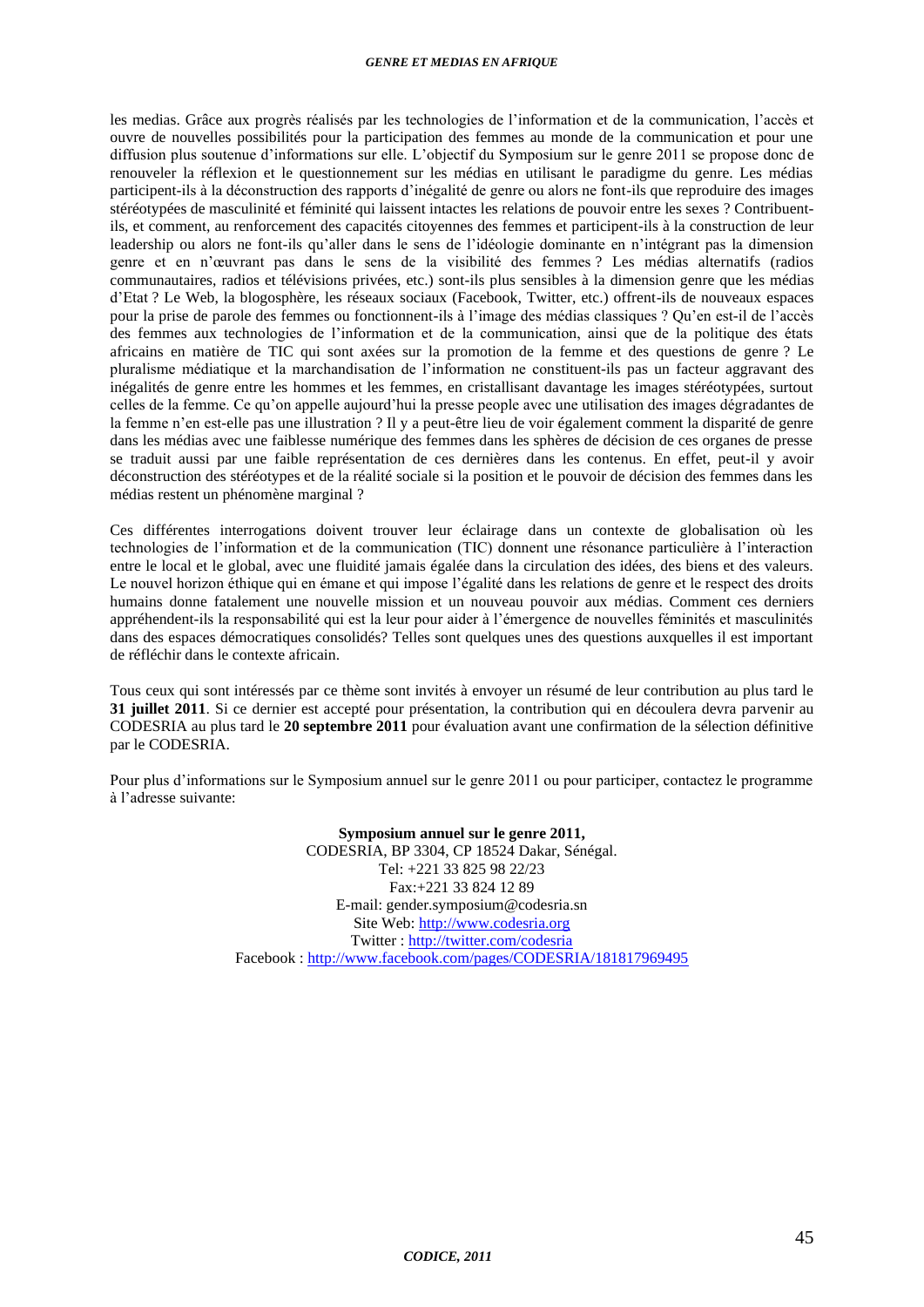les medias. Grâce aux progrès réalisés par les technologies de l'information et de la communication, l'accès et ouvre de nouvelles possibilités pour la participation des femmes au monde de la communication et pour une diffusion plus soutenue d'informations sur elle. L'objectif du Symposium sur le genre 2011 se propose donc de renouveler la réflexion et le questionnement sur les médias en utilisant le paradigme du genre. Les médias participent-ils à la déconstruction des rapports d'inégalité de genre ou alors ne font-ils que reproduire des images stéréotypées de masculinité et féminité qui laissent intactes les relations de pouvoir entre les sexes ? Contribuent-ils, et comment, au renforcement des capacités citoyennes des femmes et participent-ils à la construction de leur leadership ou alors ne font-ils qu'aller dans le sens de l'idéologie dominante en n'intégrant pas la dimension genre et en n'œuvrant pas dans le sens de la visibilité des femmes ? Les médias alternatifs (radios communautaires, radios et télévisions privées, etc.) sont-ils plus sensibles à la dimension genre que les médias d'Etat ? Le Web, la blogosphère, les réseaux sociaux (Facebook, Twitter, etc.) offrent-ils de nouveaux espaces pour la prise de parole des femmes ou fonctionnent-ils à l'image des médias classiques ? Qu'en est-il de l'accès des femmes aux technologies de l'information et de la communication, ainsi que de la politique des états africains en matière de TIC qui sont axées sur la promotion de la femme et des questions de genre ? Le pluralisme médiatique et la marchandisation de l'information ne constituent-ils pas un facteur aggravant des inégalités de genre entre les hommes et les femmes, en cristallisant davantage les images stéréotypées, surtout celles de la femme. Ce qu'on appelle aujourd'hui la presse people avec une utilisation des images dégradantes de la femme n'en est-elle pas une illustration ? Il y a peut-être lieu de voir également comment la disparité de genre dans les médias avec une faiblesse numérique des femmes dans les sphères de décision de ces organes de presse se traduit aussi par une faible représentation de ces dernières dans les contenus. En effet, peut-il y avoir déconstruction des stéréotypes et de la réalité sociale si la position et le pouvoir de décision des femmes dans les médias restent un phénomène marginal ?

Ces différentes interrogations doivent trouver leur éclairage dans un contexte de globalisation où les technologies de l'information et de la communication (TIC) donnent une résonance particulière à l'interaction entre le local et le global, avec une fluidité jamais égalée dans la circulation des idées, des biens et des valeurs. Le nouvel horizon éthique qui en émane et qui impose l'égalité dans les relations de genre et le respect des droits humains donne fatalement une nouvelle mission et un nouveau pouvoir aux médias. Comment ces derniers appréhendent-ils la responsabilité qui est la leur pour aider à l'émergence de nouvelles féminités et masculinités dans des espaces démocratiques consolidés? Telles sont quelques unes des questions auxquelles il est important de réfléchir dans le contexte africain.

Tous ceux qui sont intéressés par ce thème sont invités à envoyer un résumé de leur contribution au plus tard le **31 juillet 2011**. Si ce dernier est accepté pour présentation, la contribution qui en découlera devra parvenir au CODESRIA au plus tard le **20 septembre 2011** pour évaluation avant une confirmation de la sélection définitive par le CODESRIA.

Pour plus d'informations sur le Symposium annuel sur le genre 2011 ou pour participer, contactez le programme à l'adresse suivante:

**Symposium annuel sur le genre 2011,**
CODESRIA, BP 3304, CP 18524 Dakar, Sénégal.
Tel: +221 33 825 98 22/23
Fax:+221 33 824 12 89
E-mail: gender.symposium@codesria.sn
Site Web: http://www.codesria.org
Twitter : http://twitter.com/codesria
Facebook : http://www.facebook.com/pages/CODESRIA/181817969495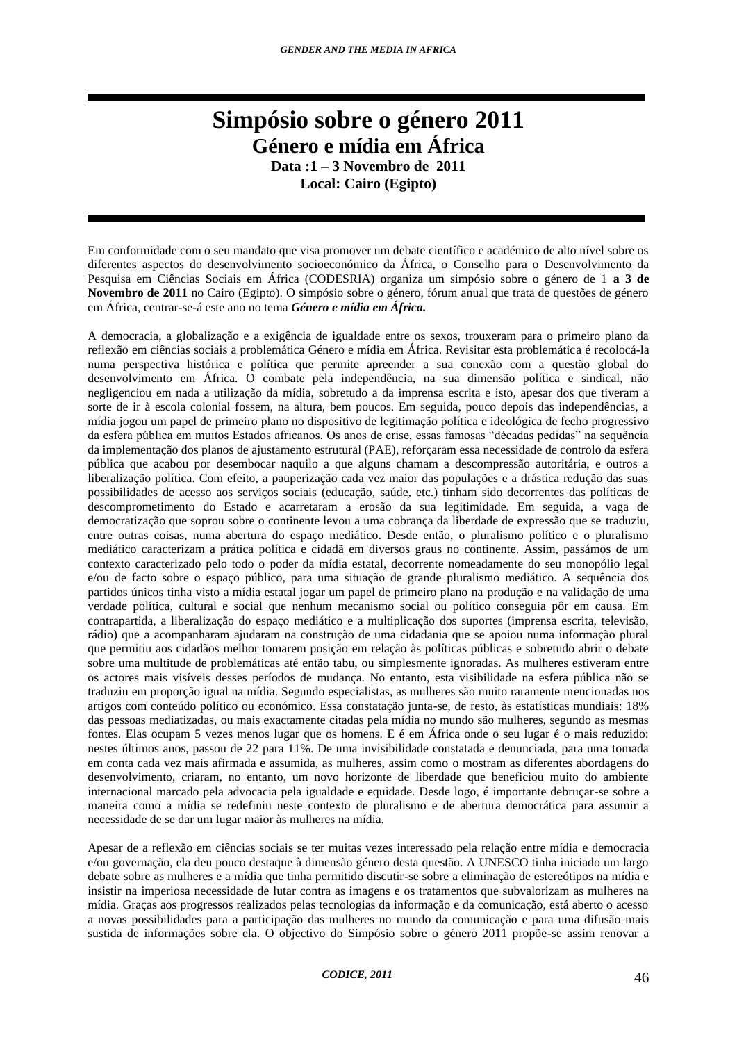# Simpósio sobre o género 2011

## Género e mídia em África

**Data :1 – 3 Novembro de 2011**

**Local: Cairo (Egipto)**

Em conformidade com o seu mandato que visa promover um debate científico e académico de alto nível sobre os diferentes aspectos do desenvolvimento socioeconómico da África, o Conselho para o Desenvolvimento da Pesquisa em Ciências Sociais em África (CODESRIA) organiza um simpósio sobre o género de 1 **a 3 de Novembro de 2011** no Cairo (Egipto). O simpósio sobre o género, fórum anual que trata de questões de género em África, centrar-se-á este ano no tema ***Género e mídia em África.***

A democracia, a globalização e a exigência de igualdade entre os sexos, trouxeram para o primeiro plano da reflexão em ciências sociais a problemática Género e mídia em África. Revisitar esta problemática é recolocá-la numa perspectiva histórica e política que permite apreender a sua conexão com a questão global do desenvolvimento em África. O combate pela independência, na sua dimensão política e sindical, não negligenciou em nada a utilização da mídia, sobretudo a da imprensa escrita e isto, apesar dos que tiveram a sorte de ir à escola colonial fossem, na altura, bem poucos. Em seguida, pouco depois das independências, a mídia jogou um papel de primeiro plano no dispositivo de legitimação política e ideológica de fecho progressivo da esfera pública em muitos Estados africanos. Os anos de crise, essas famosas "décadas pedidas" na sequência da implementação dos planos de ajustamento estrutural (PAE), reforçaram essa necessidade de controlo da esfera pública que acabou por desembocar naquilo a que alguns chamam a descompressão autoritária, e outros a liberalização política. Com efeito, a pauperização cada vez maior das populações e a drástica redução das suas possibilidades de acesso aos serviços sociais (educação, saúde, etc.) tinham sido decorrentes das políticas de descomprometimento do Estado e acarretaram a erosão da sua legitimidade. Em seguida, a vaga de democratização que soprou sobre o continente levou a uma cobrança da liberdade de expressão que se traduziu, entre outras coisas, numa abertura do espaço mediático. Desde então, o pluralismo político e o pluralismo mediático caracterizam a prática política e cidadã em diversos graus no continente. Assim, passámos de um contexto caracterizado pelo todo o poder da mídia estatal, decorrente nomeadamente do seu monopólio legal e/ou de facto sobre o espaço público, para uma situação de grande pluralismo mediático. A sequência dos partidos únicos tinha visto a mídia estatal jogar um papel de primeiro plano na produção e na validação de uma verdade política, cultural e social que nenhum mecanismo social ou político conseguia pôr em causa. Em contrapartida, a liberalização do espaço mediático e a multiplicação dos suportes (imprensa escrita, televisão, rádio) que a acompanharam ajudaram na construção de uma cidadania que se apoiou numa informação plural que permitiu aos cidadãos melhor tomarem posição em relação às políticas públicas e sobretudo abrir o debate sobre uma multitude de problemáticas até então tabu, ou simplesmente ignoradas. As mulheres estiveram entre os actores mais visíveis desses períodos de mudança. No entanto, esta visibilidade na esfera pública não se traduziu em proporção igual na mídia. Segundo especialistas, as mulheres são muito raramente mencionadas nos artigos com conteúdo político ou económico. Essa constatação junta-se, de resto, às estatísticas mundiais: 18% das pessoas mediatizadas, ou mais exactamente citadas pela mídia no mundo são mulheres, segundo as mesmas fontes. Elas ocupam 5 vezes menos lugar que os homens. E é em África onde o seu lugar é o mais reduzido: nestes últimos anos, passou de 22 para 11%. De uma invisibilidade constatada e denunciada, para uma tomada em conta cada vez mais afirmada e assumida, as mulheres, assim como o mostram as diferentes abordagens do desenvolvimento, criaram, no entanto, um novo horizonte de liberdade que beneficiou muito do ambiente internacional marcado pela advocacia pela igualdade e equidade. Desde logo, é importante debruçar-se sobre a maneira como a mídia se redefiniu neste contexto de pluralismo e de abertura democrática para assumir a necessidade de se dar um lugar maior às mulheres na mídia.

Apesar de a reflexão em ciências sociais se ter muitas vezes interessado pela relação entre mídia e democracia e/ou governação, ela deu pouco destaque à dimensão género desta questão. A UNESCO tinha iniciado um largo debate sobre as mulheres e a mídia que tinha permitido discutir-se sobre a eliminação de estereótipos na mídia e insistir na imperiosa necessidade de lutar contra as imagens e os tratamentos que subvalorizam as mulheres na mídia. Graças aos progressos realizados pelas tecnologias da informação e da comunicação, está aberto o acesso a novas possibilidades para a participação das mulheres no mundo da comunicação e para uma difusão mais sustida de informações sobre ela. O objectivo do Simpósio sobre o género 2011 propõe-se assim renovar a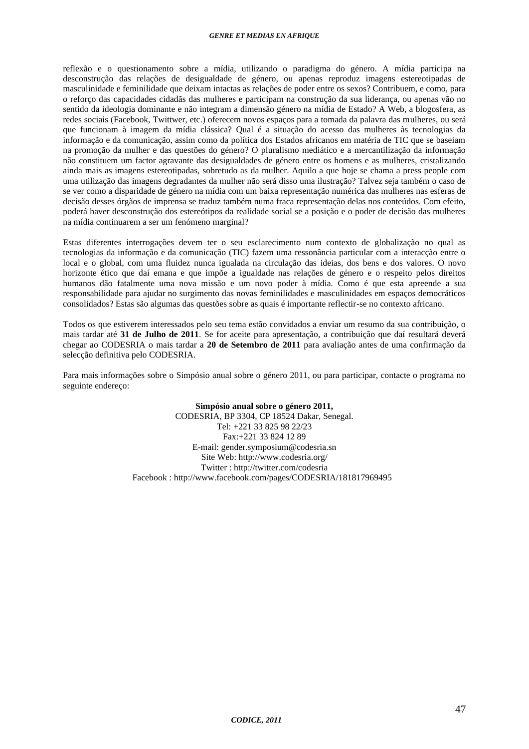reflexão e o questionamento sobre a mídia, utilizando o paradigma do género. A mídia participa na desconstrução das relações de desigualdade de género, ou apenas reproduz imagens estereotipadas de masculinidade e feminilidade que deixam intactas as relações de poder entre os sexos? Contribuem, e como, para o reforço das capacidades cidadãs das mulheres e participam na construção da sua liderança, ou apenas vão no sentido da ideologia dominante e não integram a dimensão género na mídia de Estado? A Web, a blogosfera, as redes sociais (Facebook, Twittwer, etc.) oferecem novos espaços para a tomada da palavra das mulheres, ou será que funcionam à imagem da mídia clássica? Qual é a situação do acesso das mulheres às tecnologias da informação e da comunicação, assim como da política dos Estados africanos em matéria de TIC que se baseiam na promoção da mulher e das questões do género? O pluralismo mediático e a mercantilização da informação não constituem um factor agravante das desigualdades de género entre os homens e as mulheres, cristalizando ainda mais as imagens estereotipadas, sobretudo as da mulher. Aquilo a que hoje se chama a press people com uma utilização das imagens degradantes da mulher não será disso uma ilustração? Talvez seja também o caso de se ver como a disparidade de género na mídia com um baixa representação numérica das mulheres nas esferas de decisão desses órgãos de imprensa se traduz também numa fraca representação delas nos conteúdos. Com efeito, poderá haver desconstrução dos estereótipos da realidade social se a posição e o poder de decisão das mulheres na mídia continuarem a ser um fenómeno marginal?

Estas diferentes interrogações devem ter o seu esclarecimento num contexto de globalização no qual as tecnologias da informação e da comunicação (TIC) fazem uma ressonância particular com a interacção entre o local e o global, com uma fluidez nunca igualada na circulação das ideias, dos bens e dos valores. O novo horizonte ético que daí emana e que impõe a igualdade nas relações de género e o respeito pelos direitos humanos dão fatalmente uma nova missão e um novo poder à mídia. Como é que esta apreende a sua responsabilidade para ajudar no surgimento das novas feminilidades e masculinidades em espaços democráticos consolidados? Estas são algumas das questões sobre as quais é importante reflectir-se no contexto africano.

Todos os que estiverem interessados pelo seu tema estão convidados a enviar um resumo da sua contribuição, o mais tardar até **31 de Julho de 2011**. Se for aceite para apresentação, a contribuição que daí resultará deverá chegar ao CODESRIA o mais tardar a **20 de Setembro de 2011** para avaliação antes de uma confirmação da selecção definitiva pelo CODESRIA.

Para mais informações sobre o Simpósio anual sobre o género 2011, ou para participar, contacte o programa no seguinte endereço:

**Simpósio anual sobre o género 2011,**
CODESRIA, BP 3304, CP 18524 Dakar, Senegal.
Tel: +221 33 825 98 22/23
Fax:+221 33 824 12 89
E-mail: gender.symposium@codesria.sn
Site Web: http://www.codesria.org/
Twitter : http://twitter.com/codesria
Facebook : http://www.facebook.com/pages/CODESRIA/181817969495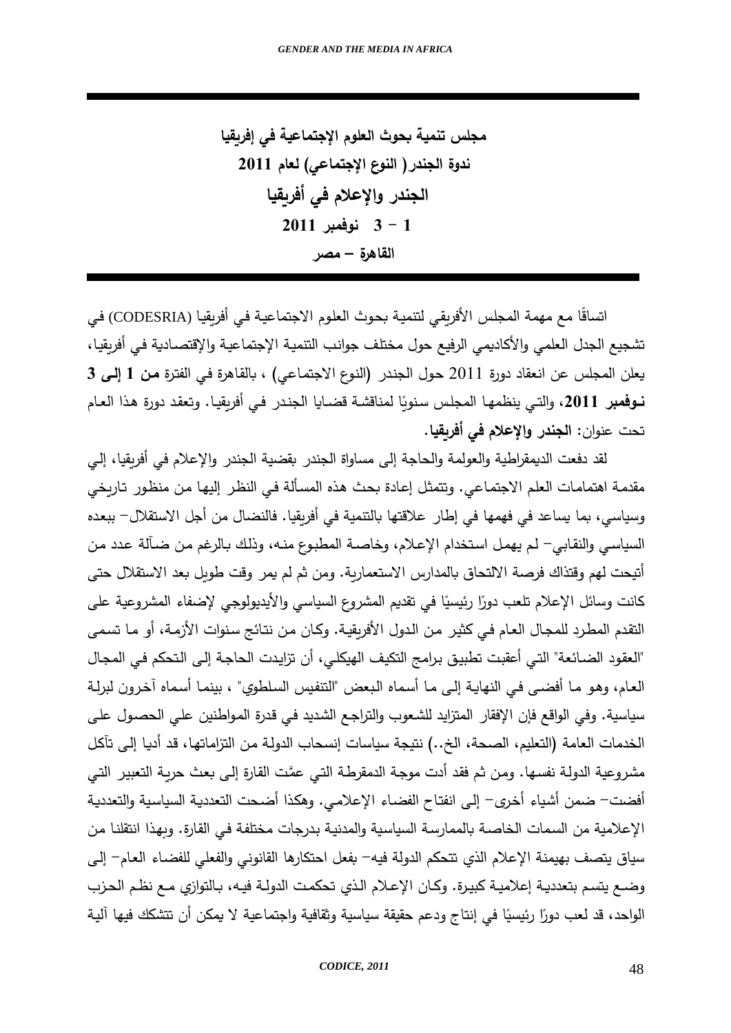**مجلس تنمية بحوث العلوم الإجتماعية في إفريقيا**

**ندوة الجندر( النوع الإجتماعي) لعام 2011**

**الجندر والإعلام في أفريقيا**

**1 – 3 نوفمبر 2011**

**القاهرة – مصر**

اتساقًا مع مهمة المجلس الأفريقي لتنمية بحوث العلوم الاجتماعية في أفريقيا (CODESRIA) في تشجيع الجدل العلمي والأكاديمي الرفيع حول مختلف جوانب التنمية الإجتماعية والإقتصادية في أفريقيا، يعلن المجلس عن انعقاد دورة 2011 حول الجندر (النوع الاجتماعي) ، بالقاهرة في الفترة **من 1 إلى 3 نوفمبر 2011**، والتي ينظمها المجلس سنويًا لمناقشة قضايا الجندر في أفريقيا. وتعقد دورة هذا العام تحت عنوان: **الجندر والإعلام في أفريقيا**.

لقد دفعت الديمقراطية والعولمة والحاجة إلى مساواة الجندر بقضية الجندر والإعلام في أفريقيا، إلي مقدمة اهتمامات العلم الاجتماعي. وتتمثل إعادة بحث هذه المسألة في النظر إليها من منظور تاريخي وسياسي، بما يساعد في فهمها في إطار علاقتها بالتنمية في أفريقيا. فالنضال من أجل الاستقلال– ببعده السياسي والنقابي– لم يهمل استخدام الإعلام، وخاصة المطبوع منه، وذلك بالرغم من ضآلة عدد من أتيحت لهم وقتذاك فرصة الالتحاق بالمدارس الاستعمارية. ومن ثم لم يمر وقت طويل بعد الاستقلال حتى كانت وسائل الإعلام تلعب دورًا رئيسيًا في تقديم المشروع السياسي والأيديولوجي لإضفاء المشروعية على التقدم المطرد للمجال العام في كثير من الدول الأفريقية. وكان من نتائج سنوات الأزمة، أو ما تسمى "العقود الضائعة" التي أعقبت تطبيق برامج التكيف الهيكلي، أن تزايدت الحاجة إلى التحكم في المجال العام، وهو ما أفضى في النهاية إلى ما أسماه البعض "التنفيس السلطوي" ، بينما أسماه آخرون لبرلة سياسية. وفي الواقع فإن الإفقار المتزايد للشعوب والتراجع الشديد في قدرة المواطنين علي الحصول على الخدمات العامة (التعليم، الصحة، الخ..) نتيجة سياسات إنسحاب الدولة من التزاماتها، قد أديا إلى تآكل مشروعية الدولة نفسها. ومن ثم فقد أدت موجة الدمقرطة التي عمَّت القارة إلى بعث حرية التعبير التي أفضت– ضمن أشياء أخرى– إلى انفتاح الفضاء الإعلامي. وهكذا أضحت التعددية السياسية والتعددية الإعلامية من السمات الخاصة بالممارسة السياسية والمدنية بدرجات مختلفة في القارة. وبهذا انتقلنا من سياق يتصف بهيمنة الإعلام الذي تتحكم الدولة فيه– بفعل احتكارها القانوني والفعلي للفضاء العام– إلى وضع يتسم بتعددية إعلامية كبيرة. وكان الإعلام الذي تحكمت الدولة فيه، بالتوازي مع نظم الحزب الواحد، قد لعب دورًا رئيسيًا في إنتاج ودعم حقيقة سياسية وثقافية واجتماعية لا يمكن أن تتشكك فيها آلية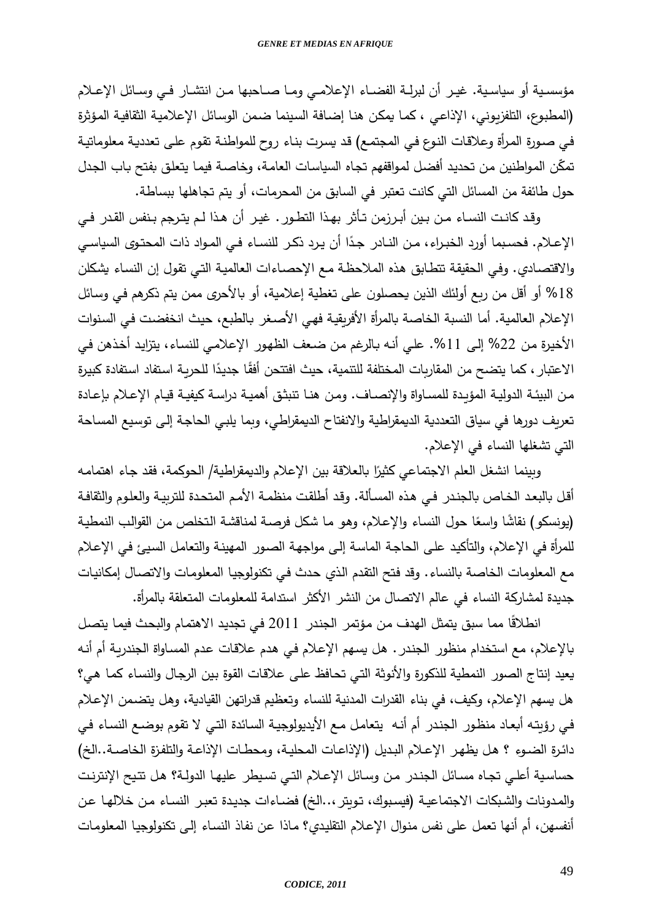مؤسسية أو سياسية. غير أن لبرلة الفضاء الإعلامي وما صاحبها من انتشار في وسائل الإعلام (المطبوع، التلفزيوني، الإذاعي ، كما يمكن هنا إضافة السينما ضمن الوسائل الإعلامية الثقافية المؤثرة في صورة المرأة وعلاقات النوع في المجتمع) قد يسرت بناء روح للمواطنة تقوم على تعددية معلوماتية تمكّن المواطنين من تحديد أفضل لمواقفهم تجاه السياسات العامة، وخاصة فيما يتعلق بفتح باب الجدل حول طائفة من المسائل التي كانت تعتبر في السابق من المحرمات، أو يتم تجاهلها ببساطة.

وقد كانت النساء من بين أبرزمن تأثر بهذا التطور. غير أن هذا لم يترجم بنفس القدر في الإعلام. فحسبما أورد الخبراء، من النادر جدًا أن يرد ذكر للنساء في المواد ذات المحتوى السياسي والاقتصادي. وفي الحقيقة تتطابق هذه الملاحظة مع الإحصاءات العالمية التي تقول إن النساء يشكلن 18% أو أقل من ربع أولئك الذين يحصلون على تغطية إعلامية، أو بالأحرى ممن يتم ذكرهم في وسائل الإعلام العالمية. أما النسبة الخاصة بالمرأة الأفريقية فهي الأصغر بالطبع، حيث انخفضت في السنوات الأخيرة من 22% إلى 11%. علي أنه بالرغم من ضعف الظهور الإعلامي للنساء، يتزايد أخذهن في الاعتبار، كما يتضح من المقاربات المختلفة للتنمية، حيث افتتحن أفقًا جديدًا للحرية استفاد استفادة كبيرة من البيئة الدولية المؤيدة للمساواة والإنصاف. ومن هنا تنبثق أهمية دراسة كيفية قيام الإعلام بإعادة تعريف دورها في سياق التعددية الديمقراطية والانفتاح الديمقراطي، وبما يلبي الحاجة إلى توسيع المساحة التي تشغلها النساء في الإعلام.

وبينما انشغل العلم الاجتماعي كثيرًا بالعلاقة بين الإعلام والديمقراطية/ الحوكمة، فقد جاء اهتمامه أقل بالبعد الخاص بالجندر في هذه المسألة. وقد أطلقت منظمة الأمم المتحدة للتربية والعلوم والثقافة (يونسكو) نقاشًا واسعًا حول النساء والإعلام، وهو ما شكل فرصة لمناقشة التخلص من القوالب النمطية للمرأة في الإعلام، والتأكيد على الحاجة الماسة إلى مواجهة الصور المهينة والتعامل السيئ في الإعلام مع المعلومات الخاصة بالنساء. وقد فتح التقدم الذي حدث في تكنولوجيا المعلومات والاتصال إمكانيات جديدة لمشاركة النساء في عالم الاتصال من النشر الأكثر استدامة للمعلومات المتعلقة بالمرأة.

انطلاقًا مما سبق يتمثل الهدف من مؤتمر الجندر 2011 في تجديد الاهتمام والبحث فيما يتصل بالإعلام، مع استخدام منظور الجندر. هل يسهم الإعلام في هدم علاقات عدم المساواة الجندرية أم أنه يعيد إنتاج الصور النمطية للذكورة والأنوثة التي تحافظ على علاقات القوة بين الرجال والنساء كما هي؟ هل يسهم الإعلام، وكيف، في بناء القدرات المدنية للنساء وتعظيم قدراتهن القيادية، وهل يتضمن الإعلام في رؤيته أبعاد منظور الجندر أم أنه يتعامل مع الأيديولوجية السائدة التي لا تقوم بوضع النساء في دائرة الضوء ؟ هل يظهر الإعلام البديل (الإذاعات المحلية، ومحطات الإذاعة والتلفزة الخاصة..الخ) حساسية أعلي تجاه مسائل الجندر من وسائل الإعلام التي تسيطر عليها الدولة؟ هل تتيح الإنترنت والمدونات والشبكات الاجتماعية (فيسبوك، تويتر،..الخ) فضاءات جديدة تعبر النساء من خلالها عن أنفسهن، أم أنها تعمل على نفس منوال الإعلام التقليدي؟ ماذا عن نفاذ النساء إلى تكنولوجيا المعلومات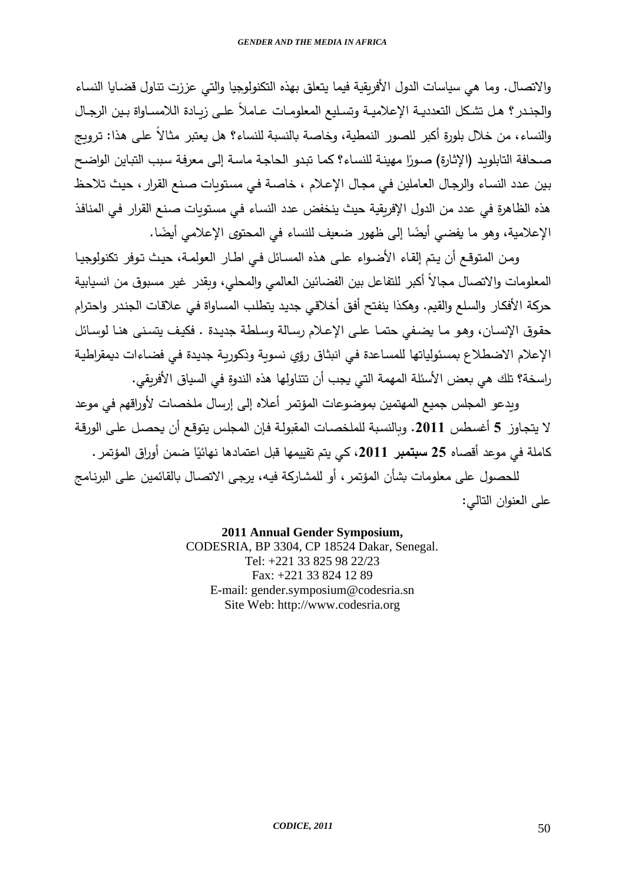والاتصال. وما هي سياسات الدول الأفريقية فيما يتعلق بهذه التكنولوجيا والتي عززت تناول قضايا النساء والجندر؟ هل تشكل التعددية الإعلامية وتسليع المعلومات عاملاً على زيادة اللامساواة بين الرجال والنساء، من خلال بلورة أكبر للصور النمطية، وخاصة بالنسبة للنساء؟ هل يعتبر مثالاً على هذا: ترويج صحافة التابلويد (الإثارة) صورًا مهينة للنساء؟ كما تبدو الحاجة ماسة إلى معرفة سبب التباين الواضح بين عدد النساء والرجال العاملين في مجال الإعلام ، خاصة في مستويات صنع القرار، حيث تلاحظ هذه الظاهرة في عدد من الدول الإفريقية حيث ينخفض عدد النساء في مستويات صنع القرار في المنافذ الإعلامية، وهو ما يفضي أيضًا إلى ظهور ضعيف للنساء في المحتوى الإعلامي أيضًا.

ومن المتوقع أن يتم إلقاء الأضواء على هذه المسائل في اطار العولمة، حيث توفر تكنولوجيا المعلومات والاتصال مجالاً أكبر للتفاعل بين الفضائين العالمي والمحلي، وبقدر غير مسبوق من انسيابية حركة الأفكار والسلع والقيم. وهكذا ينفتح أفق أخلاقي جديد يتطلب المساواة في علاقات الجندر واحترام حقوق الإنسان، وهو ما يضفي حتما على الإعلام رسالة وسلطة جديدة . فكيف يتسنى هنا لوسائل الإعلام الاضطلاع بمسئولياتها للمساعدة في انبثاق رؤي نسوية وذكورية جديدة في فضاءات ديمقراطية راسخة؟ تلك هي بعض الأسئلة المهمة التي يجب أن تتناولها هذه الندوة في السياق الأفريقي.

ويدعو المجلس جميع المهتمين بموضوعات المؤتمر أعلاه إلى إرسال ملخصات لأوراقهم في موعد لا يتجاوز **5** أغسطس **2011**. وبالنسبة للملخصات المقبولة فإن المجلس يتوقع أن يحصل على الورقة كاملة في موعد أقصاه **25 سبتمبر 2011**، كي يتم تقييمها قبل اعتمادها نهائيًا ضمن أوراق المؤتمر.

للحصول على معلومات بشأن المؤتمر، أو للمشاركة فيه، يرجى الاتصال بالقائمين على البرنامج على العنوان التالي:

**2011 Annual Gender Symposium,**
CODESRIA, BP 3304, CP 18524 Dakar, Senegal.
Tel: +221 33 825 98 22/23
Fax: +221 33 824 12 89
E-mail: gender.symposium@codesria.sn
Site Web: http://www.codesria.org